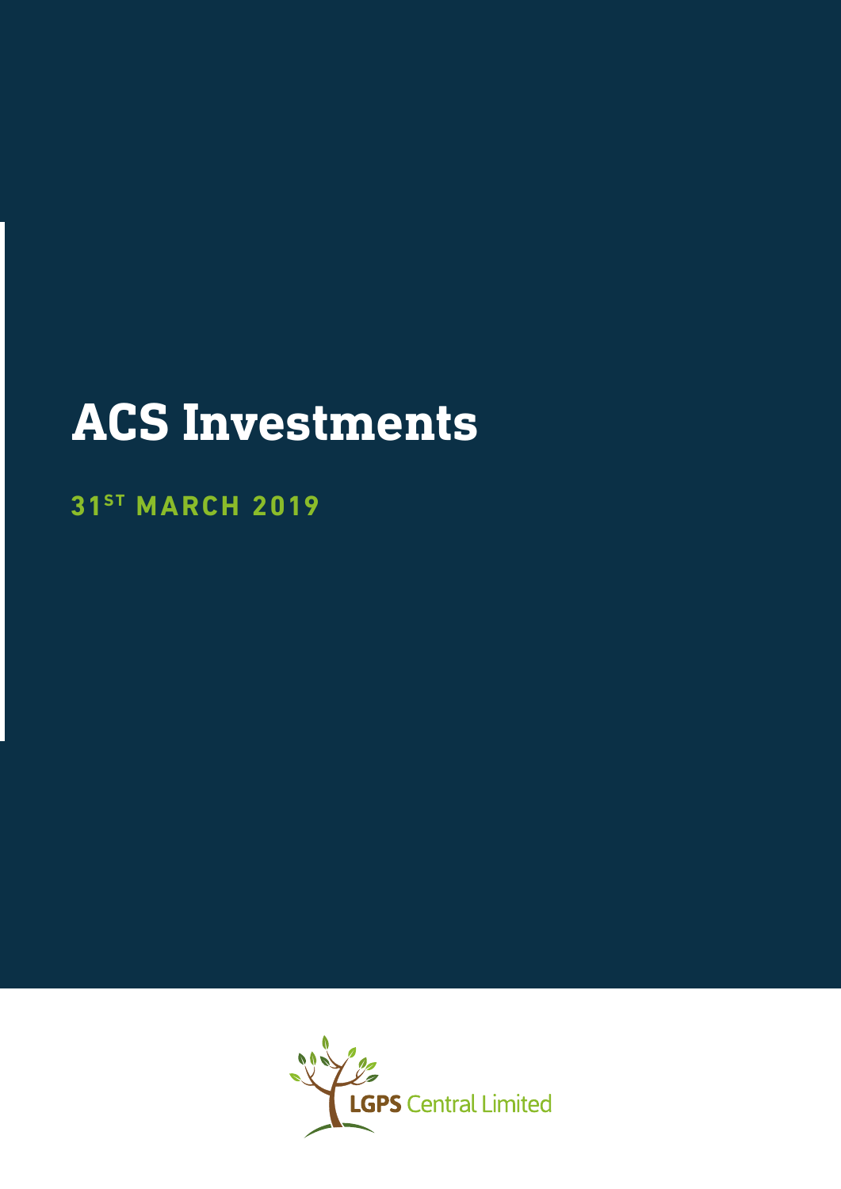# ACS Investments

**31ST MARCH 2019**

LGPS Central Limited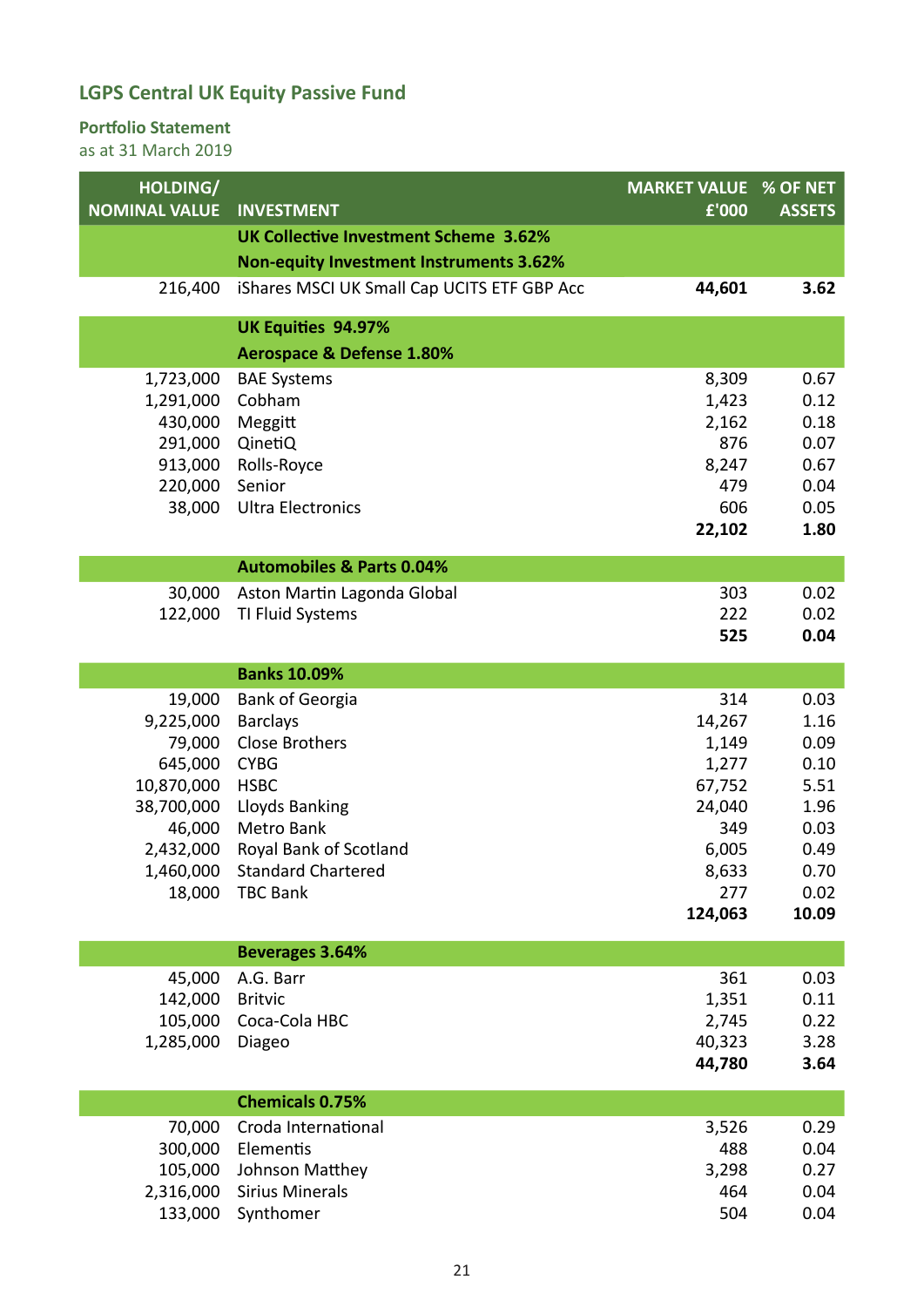# LGPS Central UK Equity Passive Fund

## Portfolio Statement

as at 31 March 2019

| HOLDING/ NOMINAL VALUE | INVESTMENT | MARKET VALUE £'000 | % OF NET ASSETS |
|---|---|---|---|
| | **UK Collective Investment Scheme 3.62%** | | |
| | **Non-equity Investment Instruments 3.62%** | | |
| 216,400 | iShares MSCI UK Small Cap UCITS ETF GBP Acc | **44,601** | **3.62** |
| | **UK Equities 94.97%** | | |
| | **Aerospace & Defense 1.80%** | | |
| 1,723,000 | BAE Systems | 8,309 | 0.67 |
| 1,291,000 | Cobham | 1,423 | 0.12 |
| 430,000 | Meggitt | 2,162 | 0.18 |
| 291,000 | QinetiQ | 876 | 0.07 |
| 913,000 | Rolls-Royce | 8,247 | 0.67 |
| 220,000 | Senior | 479 | 0.04 |
| 38,000 | Ultra Electronics | 606 | 0.05 |
| | | **22,102** | **1.80** |
| | **Automobiles & Parts 0.04%** | | |
| 30,000 | Aston Martin Lagonda Global | 303 | 0.02 |
| 122,000 | TI Fluid Systems | 222 | 0.02 |
| | | **525** | **0.04** |
| | **Banks 10.09%** | | |
| 19,000 | Bank of Georgia | 314 | 0.03 |
| 9,225,000 | Barclays | 14,267 | 1.16 |
| 79,000 | Close Brothers | 1,149 | 0.09 |
| 645,000 | CYBG | 1,277 | 0.10 |
| 10,870,000 | HSBC | 67,752 | 5.51 |
| 38,700,000 | Lloyds Banking | 24,040 | 1.96 |
| 46,000 | Metro Bank | 349 | 0.03 |
| 2,432,000 | Royal Bank of Scotland | 6,005 | 0.49 |
| 1,460,000 | Standard Chartered | 8,633 | 0.70 |
| 18,000 | TBC Bank | 277 | 0.02 |
| | | **124,063** | **10.09** |
| | **Beverages 3.64%** | | |
| 45,000 | A.G. Barr | 361 | 0.03 |
| 142,000 | Britvic | 1,351 | 0.11 |
| 105,000 | Coca-Cola HBC | 2,745 | 0.22 |
| 1,285,000 | Diageo | 40,323 | 3.28 |
| | | **44,780** | **3.64** |
| | **Chemicals 0.75%** | | |
| 70,000 | Croda International | 3,526 | 0.29 |
| 300,000 | Elementis | 488 | 0.04 |
| 105,000 | Johnson Matthey | 3,298 | 0.27 |
| 2,316,000 | Sirius Minerals | 464 | 0.04 |
| 133,000 | Synthomer | 504 | 0.04 |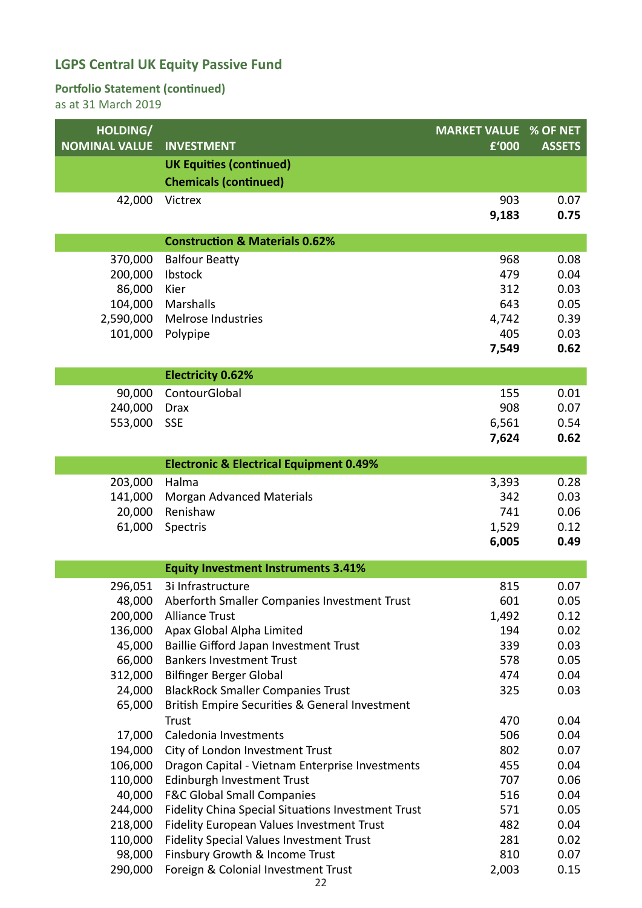# LGPS Central UK Equity Passive Fund

## Portfolio Statement (continued)

as at 31 March 2019

| HOLDING/ NOMINAL VALUE | INVESTMENT | MARKET VALUE £'000 | % OF NET ASSETS |
|---|---|---|---|
| | **UK Equities (continued)** | | |
| | **Chemicals (continued)** | | |
| 42,000 | Victrex | 903 | 0.07 |
| | | **9,183** | **0.75** |
| | **Construction & Materials 0.62%** | | |
| 370,000 | Balfour Beatty | 968 | 0.08 |
| 200,000 | Ibstock | 479 | 0.04 |
| 86,000 | Kier | 312 | 0.03 |
| 104,000 | Marshalls | 643 | 0.05 |
| 2,590,000 | Melrose Industries | 4,742 | 0.39 |
| 101,000 | Polypipe | 405 | 0.03 |
| | | **7,549** | **0.62** |
| | **Electricity 0.62%** | | |
| 90,000 | ContourGlobal | 155 | 0.01 |
| 240,000 | Drax | 908 | 0.07 |
| 553,000 | SSE | 6,561 | 0.54 |
| | | **7,624** | **0.62** |
| | **Electronic & Electrical Equipment 0.49%** | | |
| 203,000 | Halma | 3,393 | 0.28 |
| 141,000 | Morgan Advanced Materials | 342 | 0.03 |
| 20,000 | Renishaw | 741 | 0.06 |
| 61,000 | Spectris | 1,529 | 0.12 |
| | | **6,005** | **0.49** |
| | **Equity Investment Instruments 3.41%** | | |
| 296,051 | 3i Infrastructure | 815 | 0.07 |
| 48,000 | Aberforth Smaller Companies Investment Trust | 601 | 0.05 |
| 200,000 | Alliance Trust | 1,492 | 0.12 |
| 136,000 | Apax Global Alpha Limited | 194 | 0.02 |
| 45,000 | Baillie Gifford Japan Investment Trust | 339 | 0.03 |
| 66,000 | Bankers Investment Trust | 578 | 0.05 |
| 312,000 | Bilfinger Berger Global | 474 | 0.04 |
| 24,000 | BlackRock Smaller Companies Trust | 325 | 0.03 |
| 65,000 | British Empire Securities & General Investment Trust | 470 | 0.04 |
| 17,000 | Caledonia Investments | 506 | 0.04 |
| 194,000 | City of London Investment Trust | 802 | 0.07 |
| 106,000 | Dragon Capital - Vietnam Enterprise Investments | 455 | 0.04 |
| 110,000 | Edinburgh Investment Trust | 707 | 0.06 |
| 40,000 | F&C Global Small Companies | 516 | 0.04 |
| 244,000 | Fidelity China Special Situations Investment Trust | 571 | 0.05 |
| 218,000 | Fidelity European Values Investment Trust | 482 | 0.04 |
| 110,000 | Fidelity Special Values Investment Trust | 281 | 0.02 |
| 98,000 | Finsbury Growth & Income Trust | 810 | 0.07 |
| 290,000 | Foreign & Colonial Investment Trust | 2,003 | 0.15 |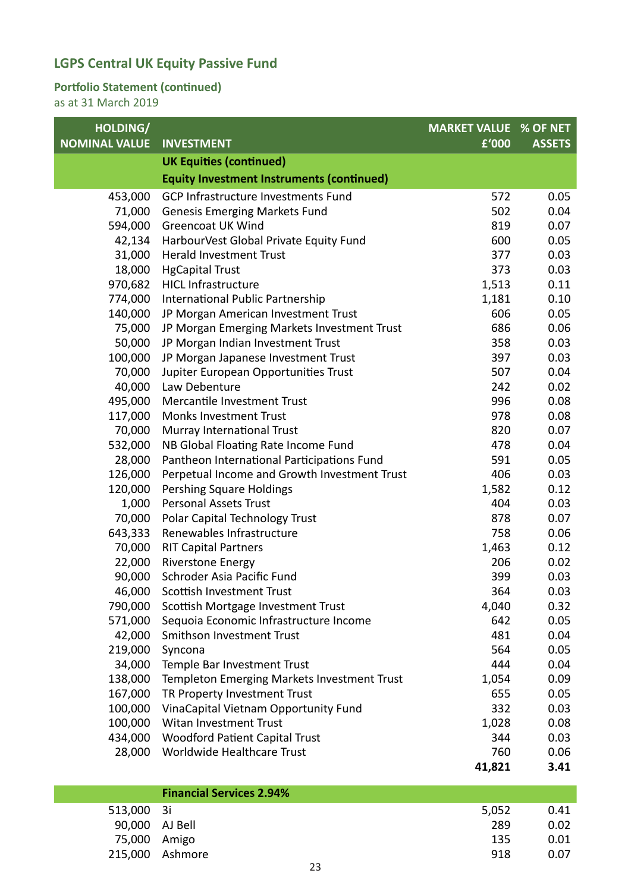# LGPS Central UK Equity Passive Fund

## Portfolio Statement (continued)

as at 31 March 2019

| HOLDING/ NOMINAL VALUE | INVESTMENT | MARKET VALUE £'000 | % OF NET ASSETS |
|---|---|---|---|
| | **UK Equities (continued)** | | |
| | **Equity Investment Instruments (continued)** | | |
| 453,000 | GCP Infrastructure Investments Fund | 572 | 0.05 |
| 71,000 | Genesis Emerging Markets Fund | 502 | 0.04 |
| 594,000 | Greencoat UK Wind | 819 | 0.07 |
| 42,134 | HarbourVest Global Private Equity Fund | 600 | 0.05 |
| 31,000 | Herald Investment Trust | 377 | 0.03 |
| 18,000 | HgCapital Trust | 373 | 0.03 |
| 970,682 | HICL Infrastructure | 1,513 | 0.11 |
| 774,000 | International Public Partnership | 1,181 | 0.10 |
| 140,000 | JP Morgan American Investment Trust | 606 | 0.05 |
| 75,000 | JP Morgan Emerging Markets Investment Trust | 686 | 0.06 |
| 50,000 | JP Morgan Indian Investment Trust | 358 | 0.03 |
| 100,000 | JP Morgan Japanese Investment Trust | 397 | 0.03 |
| 70,000 | Jupiter European Opportunities Trust | 507 | 0.04 |
| 40,000 | Law Debenture | 242 | 0.02 |
| 495,000 | Mercantile Investment Trust | 996 | 0.08 |
| 117,000 | Monks Investment Trust | 978 | 0.08 |
| 70,000 | Murray International Trust | 820 | 0.07 |
| 532,000 | NB Global Floating Rate Income Fund | 478 | 0.04 |
| 28,000 | Pantheon International Participations Fund | 591 | 0.05 |
| 126,000 | Perpetual Income and Growth Investment Trust | 406 | 0.03 |
| 120,000 | Pershing Square Holdings | 1,582 | 0.12 |
| 1,000 | Personal Assets Trust | 404 | 0.03 |
| 70,000 | Polar Capital Technology Trust | 878 | 0.07 |
| 643,333 | Renewables Infrastructure | 758 | 0.06 |
| 70,000 | RIT Capital Partners | 1,463 | 0.12 |
| 22,000 | Riverstone Energy | 206 | 0.02 |
| 90,000 | Schroder Asia Pacific Fund | 399 | 0.03 |
| 46,000 | Scottish Investment Trust | 364 | 0.03 |
| 790,000 | Scottish Mortgage Investment Trust | 4,040 | 0.32 |
| 571,000 | Sequoia Economic Infrastructure Income | 642 | 0.05 |
| 42,000 | Smithson Investment Trust | 481 | 0.04 |
| 219,000 | Syncona | 564 | 0.05 |
| 34,000 | Temple Bar Investment Trust | 444 | 0.04 |
| 138,000 | Templeton Emerging Markets Investment Trust | 1,054 | 0.09 |
| 167,000 | TR Property Investment Trust | 655 | 0.05 |
| 100,000 | VinaCapital Vietnam Opportunity Fund | 332 | 0.03 |
| 100,000 | Witan Investment Trust | 1,028 | 0.08 |
| 434,000 | Woodford Patient Capital Trust | 344 | 0.03 |
| 28,000 | Worldwide Healthcare Trust | 760 | 0.06 |
| | | **41,821** | **3.41** |
| | **Financial Services 2.94%** | | |
| 513,000 | 3i | 5,052 | 0.41 |
| 90,000 | AJ Bell | 289 | 0.02 |
| 75,000 | Amigo | 135 | 0.01 |
| 215,000 | Ashmore | 918 | 0.07 |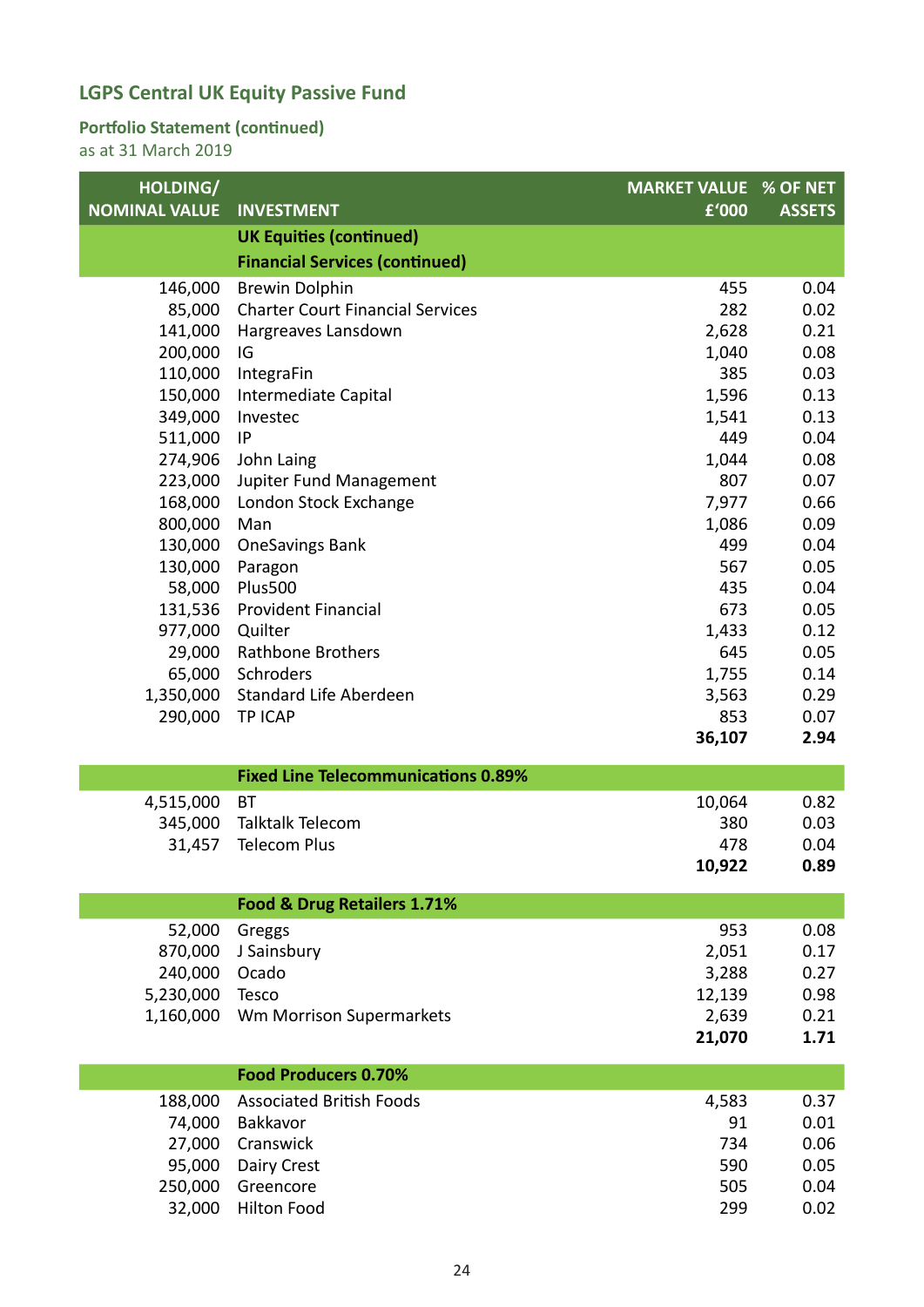## LGPS Central UK Equity Passive Fund

### Portfolio Statement (continued)

as at 31 March 2019

| HOLDING/ NOMINAL VALUE | INVESTMENT | MARKET VALUE £'000 | % OF NET ASSETS |
|---|---|---|---|
| | **UK Equities (continued)** | | |
| | **Financial Services (continued)** | | |
| 146,000 | Brewin Dolphin | 455 | 0.04 |
| 85,000 | Charter Court Financial Services | 282 | 0.02 |
| 141,000 | Hargreaves Lansdown | 2,628 | 0.21 |
| 200,000 | IG | 1,040 | 0.08 |
| 110,000 | IntegraFin | 385 | 0.03 |
| 150,000 | Intermediate Capital | 1,596 | 0.13 |
| 349,000 | Investec | 1,541 | 0.13 |
| 511,000 | IP | 449 | 0.04 |
| 274,906 | John Laing | 1,044 | 0.08 |
| 223,000 | Jupiter Fund Management | 807 | 0.07 |
| 168,000 | London Stock Exchange | 7,977 | 0.66 |
| 800,000 | Man | 1,086 | 0.09 |
| 130,000 | OneSavings Bank | 499 | 0.04 |
| 130,000 | Paragon | 567 | 0.05 |
| 58,000 | Plus500 | 435 | 0.04 |
| 131,536 | Provident Financial | 673 | 0.05 |
| 977,000 | Quilter | 1,433 | 0.12 |
| 29,000 | Rathbone Brothers | 645 | 0.05 |
| 65,000 | Schroders | 1,755 | 0.14 |
| 1,350,000 | Standard Life Aberdeen | 3,563 | 0.29 |
| 290,000 | TP ICAP | 853 | 0.07 |
| | | **36,107** | **2.94** |
| | **Fixed Line Telecommunications 0.89%** | | |
| 4,515,000 | BT | 10,064 | 0.82 |
| 345,000 | Talktalk Telecom | 380 | 0.03 |
| 31,457 | Telecom Plus | 478 | 0.04 |
| | | **10,922** | **0.89** |
| | **Food & Drug Retailers 1.71%** | | |
| 52,000 | Greggs | 953 | 0.08 |
| 870,000 | J Sainsbury | 2,051 | 0.17 |
| 240,000 | Ocado | 3,288 | 0.27 |
| 5,230,000 | Tesco | 12,139 | 0.98 |
| 1,160,000 | Wm Morrison Supermarkets | 2,639 | 0.21 |
| | | **21,070** | **1.71** |
| | **Food Producers 0.70%** | | |
| 188,000 | Associated British Foods | 4,583 | 0.37 |
| 74,000 | Bakkavor | 91 | 0.01 |
| 27,000 | Cranswick | 734 | 0.06 |
| 95,000 | Dairy Crest | 590 | 0.05 |
| 250,000 | Greencore | 505 | 0.04 |
| 32,000 | Hilton Food | 299 | 0.02 |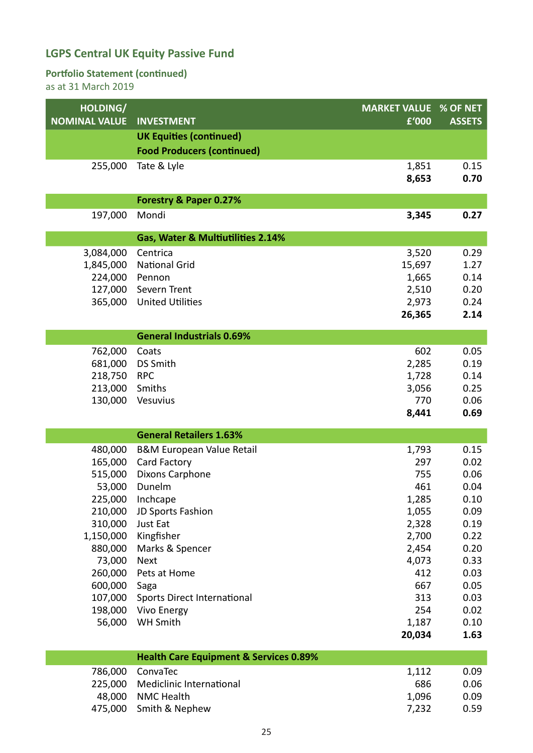## LGPS Central UK Equity Passive Fund

### Portfolio Statement (continued)

as at 31 March 2019

| HOLDING/ NOMINAL VALUE | INVESTMENT | MARKET VALUE £'000 | % OF NET ASSETS |
|---|---|---|---|
| | **UK Equities (continued)** | | |
| | **Food Producers (continued)** | | |
| 255,000 | Tate & Lyle | 1,851 | 0.15 |
| | | **8,653** | **0.70** |
| | **Forestry & Paper 0.27%** | | |
| 197,000 | Mondi | **3,345** | **0.27** |
| | **Gas, Water & Multiutilities 2.14%** | | |
| 3,084,000 | Centrica | 3,520 | 0.29 |
| 1,845,000 | National Grid | 15,697 | 1.27 |
| 224,000 | Pennon | 1,665 | 0.14 |
| 127,000 | Severn Trent | 2,510 | 0.20 |
| 365,000 | United Utilities | 2,973 | 0.24 |
| | | **26,365** | **2.14** |
| | **General Industrials 0.69%** | | |
| 762,000 | Coats | 602 | 0.05 |
| 681,000 | DS Smith | 2,285 | 0.19 |
| 218,750 | RPC | 1,728 | 0.14 |
| 213,000 | Smiths | 3,056 | 0.25 |
| 130,000 | Vesuvius | 770 | 0.06 |
| | | **8,441** | **0.69** |
| | **General Retailers 1.63%** | | |
| 480,000 | B&M European Value Retail | 1,793 | 0.15 |
| 165,000 | Card Factory | 297 | 0.02 |
| 515,000 | Dixons Carphone | 755 | 0.06 |
| 53,000 | Dunelm | 461 | 0.04 |
| 225,000 | Inchcape | 1,285 | 0.10 |
| 210,000 | JD Sports Fashion | 1,055 | 0.09 |
| 310,000 | Just Eat | 2,328 | 0.19 |
| 1,150,000 | Kingfisher | 2,700 | 0.22 |
| 880,000 | Marks & Spencer | 2,454 | 0.20 |
| 73,000 | Next | 4,073 | 0.33 |
| 260,000 | Pets at Home | 412 | 0.03 |
| 600,000 | Saga | 667 | 0.05 |
| 107,000 | Sports Direct International | 313 | 0.03 |
| 198,000 | Vivo Energy | 254 | 0.02 |
| 56,000 | WH Smith | 1,187 | 0.10 |
| | | **20,034** | **1.63** |
| | **Health Care Equipment & Services 0.89%** | | |
| 786,000 | ConvaTec | 1,112 | 0.09 |
| 225,000 | Mediclinic International | 686 | 0.06 |
| 48,000 | NMC Health | 1,096 | 0.09 |
| 475,000 | Smith & Nephew | 7,232 | 0.59 |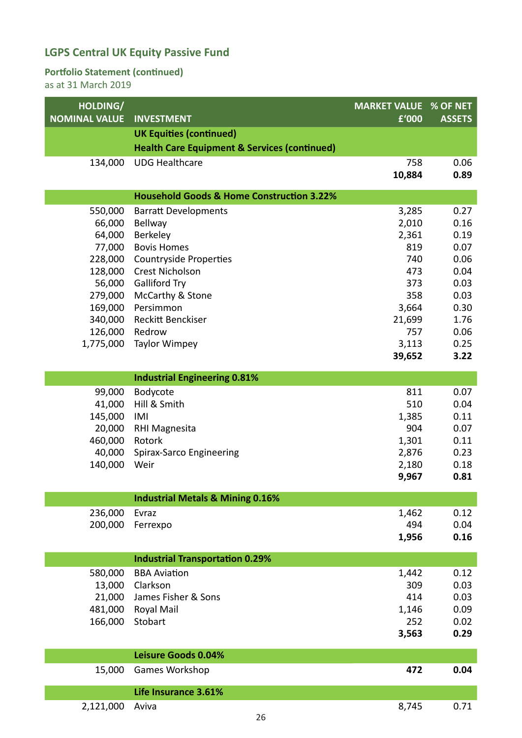## LGPS Central UK Equity Passive Fund

### Portfolio Statement (continued)

as at 31 March 2019

| HOLDING/ NOMINAL VALUE | INVESTMENT | MARKET VALUE £'000 | % OF NET ASSETS |
|---|---|---|---|
| | **UK Equities (continued)** | | |
| | **Health Care Equipment & Services (continued)** | | |
| 134,000 | UDG Healthcare | 758 | 0.06 |
| | | **10,884** | **0.89** |
| | **Household Goods & Home Construction 3.22%** | | |
| 550,000 | Barratt Developments | 3,285 | 0.27 |
| 66,000 | Bellway | 2,010 | 0.16 |
| 64,000 | Berkeley | 2,361 | 0.19 |
| 77,000 | Bovis Homes | 819 | 0.07 |
| 228,000 | Countryside Properties | 740 | 0.06 |
| 128,000 | Crest Nicholson | 473 | 0.04 |
| 56,000 | Galliford Try | 373 | 0.03 |
| 279,000 | McCarthy & Stone | 358 | 0.03 |
| 169,000 | Persimmon | 3,664 | 0.30 |
| 340,000 | Reckitt Benckiser | 21,699 | 1.76 |
| 126,000 | Redrow | 757 | 0.06 |
| 1,775,000 | Taylor Wimpey | 3,113 | 0.25 |
| | | **39,652** | **3.22** |
| | **Industrial Engineering 0.81%** | | |
| 99,000 | Bodycote | 811 | 0.07 |
| 41,000 | Hill & Smith | 510 | 0.04 |
| 145,000 | IMI | 1,385 | 0.11 |
| 20,000 | RHI Magnesita | 904 | 0.07 |
| 460,000 | Rotork | 1,301 | 0.11 |
| 40,000 | Spirax-Sarco Engineering | 2,876 | 0.23 |
| 140,000 | Weir | 2,180 | 0.18 |
| | | **9,967** | **0.81** |
| | **Industrial Metals & Mining 0.16%** | | |
| 236,000 | Evraz | 1,462 | 0.12 |
| 200,000 | Ferrexpo | 494 | 0.04 |
| | | **1,956** | **0.16** |
| | **Industrial Transportation 0.29%** | | |
| 580,000 | BBA Aviation | 1,442 | 0.12 |
| 13,000 | Clarkson | 309 | 0.03 |
| 21,000 | James Fisher & Sons | 414 | 0.03 |
| 481,000 | Royal Mail | 1,146 | 0.09 |
| 166,000 | Stobart | 252 | 0.02 |
| | | **3,563** | **0.29** |
| | **Leisure Goods 0.04%** | | |
| 15,000 | Games Workshop | **472** | **0.04** |
| | **Life Insurance 3.61%** | | |
| 2,121,000 | Aviva | 8,745 | 0.71 |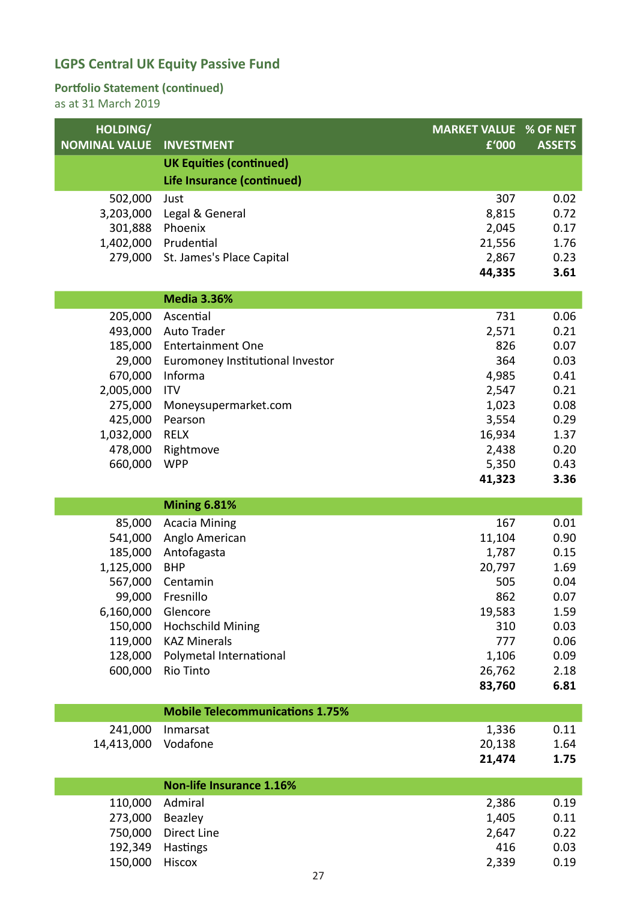## LGPS Central UK Equity Passive Fund

### Portfolio Statement (continued)
as at 31 March 2019

| HOLDING/ NOMINAL VALUE | INVESTMENT | MARKET VALUE £'000 | % OF NET ASSETS |
|---|---|---|---|
| | **UK Equities (continued)** | | |
| | **Life Insurance (continued)** | | |
| 502,000 | Just | 307 | 0.02 |
| 3,203,000 | Legal & General | 8,815 | 0.72 |
| 301,888 | Phoenix | 2,045 | 0.17 |
| 1,402,000 | Prudential | 21,556 | 1.76 |
| 279,000 | St. James's Place Capital | 2,867 | 0.23 |
| | | **44,335** | **3.61** |
| | **Media 3.36%** | | |
| 205,000 | Ascential | 731 | 0.06 |
| 493,000 | Auto Trader | 2,571 | 0.21 |
| 185,000 | Entertainment One | 826 | 0.07 |
| 29,000 | Euromoney Institutional Investor | 364 | 0.03 |
| 670,000 | Informa | 4,985 | 0.41 |
| 2,005,000 | ITV | 2,547 | 0.21 |
| 275,000 | Moneysupermarket.com | 1,023 | 0.08 |
| 425,000 | Pearson | 3,554 | 0.29 |
| 1,032,000 | RELX | 16,934 | 1.37 |
| 478,000 | Rightmove | 2,438 | 0.20 |
| 660,000 | WPP | 5,350 | 0.43 |
| | | **41,323** | **3.36** |
| | **Mining 6.81%** | | |
| 85,000 | Acacia Mining | 167 | 0.01 |
| 541,000 | Anglo American | 11,104 | 0.90 |
| 185,000 | Antofagasta | 1,787 | 0.15 |
| 1,125,000 | BHP | 20,797 | 1.69 |
| 567,000 | Centamin | 505 | 0.04 |
| 99,000 | Fresnillo | 862 | 0.07 |
| 6,160,000 | Glencore | 19,583 | 1.59 |
| 150,000 | Hochschild Mining | 310 | 0.03 |
| 119,000 | KAZ Minerals | 777 | 0.06 |
| 128,000 | Polymetal International | 1,106 | 0.09 |
| 600,000 | Rio Tinto | 26,762 | 2.18 |
| | | **83,760** | **6.81** |
| | **Mobile Telecommunications 1.75%** | | |
| 241,000 | Inmarsat | 1,336 | 0.11 |
| 14,413,000 | Vodafone | 20,138 | 1.64 |
| | | **21,474** | **1.75** |
| | **Non-life Insurance 1.16%** | | |
| 110,000 | Admiral | 2,386 | 0.19 |
| 273,000 | Beazley | 1,405 | 0.11 |
| 750,000 | Direct Line | 2,647 | 0.22 |
| 192,349 | Hastings | 416 | 0.03 |
| 150,000 | Hiscox | 2,339 | 0.19 |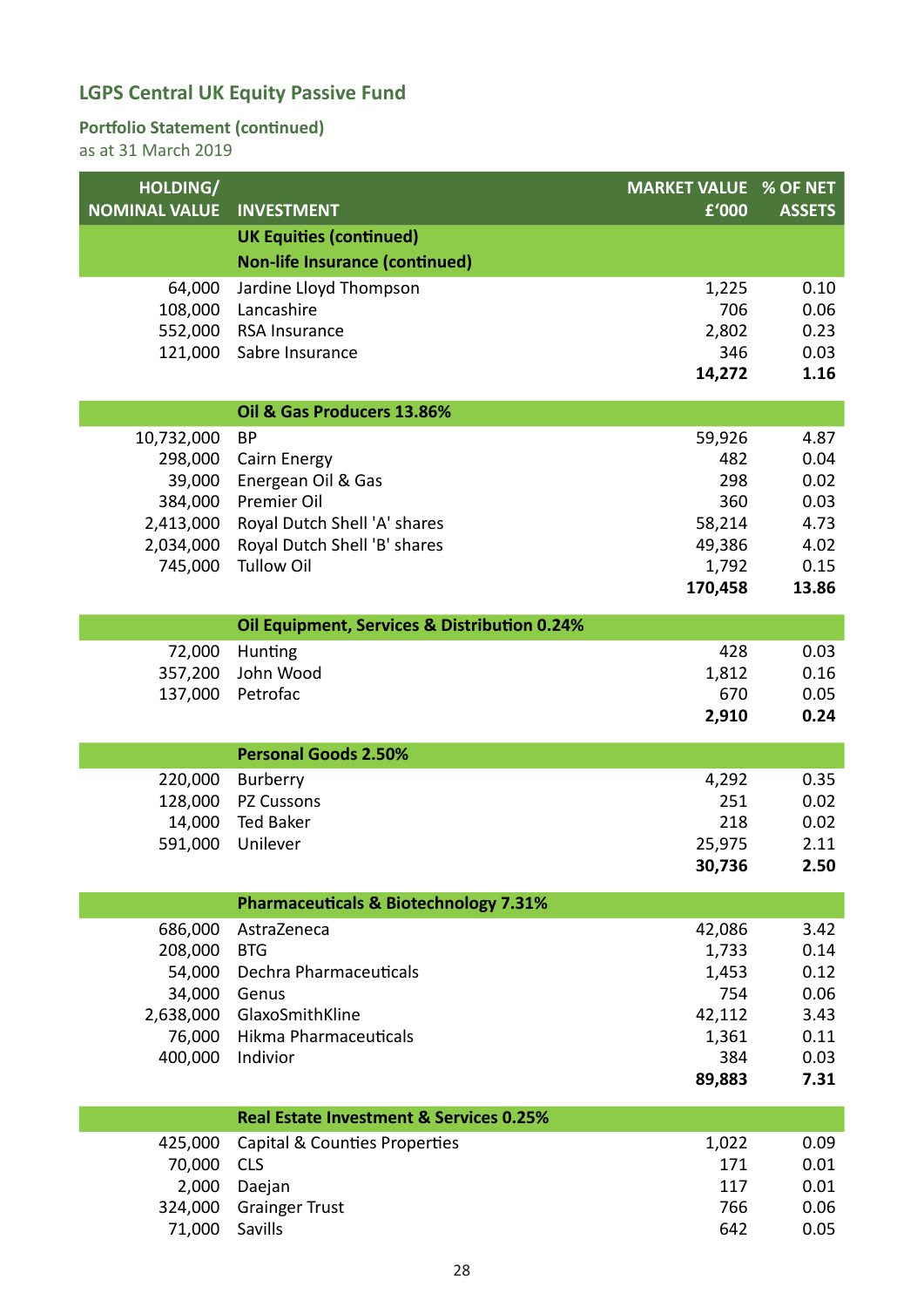## LGPS Central UK Equity Passive Fund

### Portfolio Statement (continued)

as at 31 March 2019

| HOLDING/ NOMINAL VALUE | INVESTMENT | MARKET VALUE £'000 | % OF NET ASSETS |
|---|---|---|---|
| | **UK Equities (continued)** | | |
| | **Non-life Insurance (continued)** | | |
| 64,000 | Jardine Lloyd Thompson | 1,225 | 0.10 |
| 108,000 | Lancashire | 706 | 0.06 |
| 552,000 | RSA Insurance | 2,802 | 0.23 |
| 121,000 | Sabre Insurance | 346 | 0.03 |
| | | **14,272** | **1.16** |
| | **Oil & Gas Producers 13.86%** | | |
| 10,732,000 | BP | 59,926 | 4.87 |
| 298,000 | Cairn Energy | 482 | 0.04 |
| 39,000 | Energean Oil & Gas | 298 | 0.02 |
| 384,000 | Premier Oil | 360 | 0.03 |
| 2,413,000 | Royal Dutch Shell 'A' shares | 58,214 | 4.73 |
| 2,034,000 | Royal Dutch Shell 'B' shares | 49,386 | 4.02 |
| 745,000 | Tullow Oil | 1,792 | 0.15 |
| | | **170,458** | **13.86** |
| | **Oil Equipment, Services & Distribution 0.24%** | | |
| 72,000 | Hunting | 428 | 0.03 |
| 357,200 | John Wood | 1,812 | 0.16 |
| 137,000 | Petrofac | 670 | 0.05 |
| | | **2,910** | **0.24** |
| | **Personal Goods 2.50%** | | |
| 220,000 | Burberry | 4,292 | 0.35 |
| 128,000 | PZ Cussons | 251 | 0.02 |
| 14,000 | Ted Baker | 218 | 0.02 |
| 591,000 | Unilever | 25,975 | 2.11 |
| | | **30,736** | **2.50** |
| | **Pharmaceuticals & Biotechnology 7.31%** | | |
| 686,000 | AstraZeneca | 42,086 | 3.42 |
| 208,000 | BTG | 1,733 | 0.14 |
| 54,000 | Dechra Pharmaceuticals | 1,453 | 0.12 |
| 34,000 | Genus | 754 | 0.06 |
| 2,638,000 | GlaxoSmithKline | 42,112 | 3.43 |
| 76,000 | Hikma Pharmaceuticals | 1,361 | 0.11 |
| 400,000 | Indivior | 384 | 0.03 |
| | | **89,883** | **7.31** |
| | **Real Estate Investment & Services 0.25%** | | |
| 425,000 | Capital & Counties Properties | 1,022 | 0.09 |
| 70,000 | CLS | 171 | 0.01 |
| 2,000 | Daejan | 117 | 0.01 |
| 324,000 | Grainger Trust | 766 | 0.06 |
| 71,000 | Savills | 642 | 0.05 |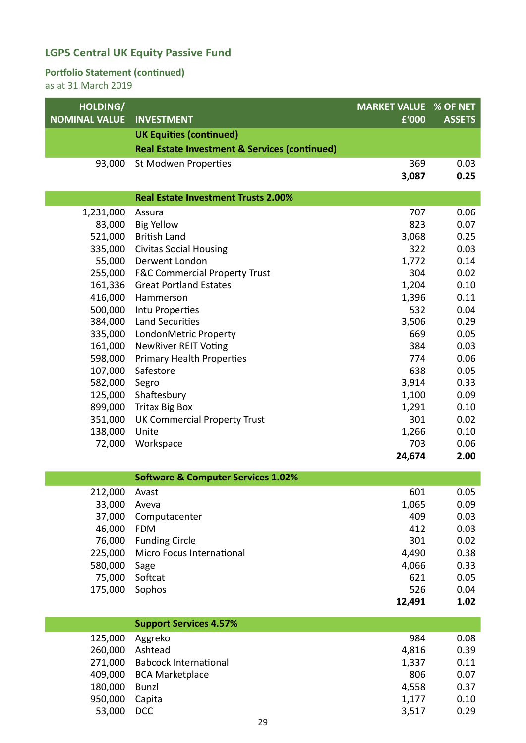## LGPS Central UK Equity Passive Fund

### Portfolio Statement (continued)
as at 31 March 2019

| HOLDING/ NOMINAL VALUE | INVESTMENT | MARKET VALUE £'000 | % OF NET ASSETS |
|---|---|---|---|
| | **UK Equities (continued)** | | |
| | **Real Estate Investment & Services (continued)** | | |
| 93,000 | St Modwen Properties | 369 | 0.03 |
| | | **3,087** | **0.25** |
| | **Real Estate Investment Trusts 2.00%** | | |
| 1,231,000 | Assura | 707 | 0.06 |
| 83,000 | Big Yellow | 823 | 0.07 |
| 521,000 | British Land | 3,068 | 0.25 |
| 335,000 | Civitas Social Housing | 322 | 0.03 |
| 55,000 | Derwent London | 1,772 | 0.14 |
| 255,000 | F&C Commercial Property Trust | 304 | 0.02 |
| 161,336 | Great Portland Estates | 1,204 | 0.10 |
| 416,000 | Hammerson | 1,396 | 0.11 |
| 500,000 | Intu Properties | 532 | 0.04 |
| 384,000 | Land Securities | 3,506 | 0.29 |
| 335,000 | LondonMetric Property | 669 | 0.05 |
| 161,000 | NewRiver REIT Voting | 384 | 0.03 |
| 598,000 | Primary Health Properties | 774 | 0.06 |
| 107,000 | Safestore | 638 | 0.05 |
| 582,000 | Segro | 3,914 | 0.33 |
| 125,000 | Shaftesbury | 1,100 | 0.09 |
| 899,000 | Tritax Big Box | 1,291 | 0.10 |
| 351,000 | UK Commercial Property Trust | 301 | 0.02 |
| 138,000 | Unite | 1,266 | 0.10 |
| 72,000 | Workspace | 703 | 0.06 |
| | | **24,674** | **2.00** |
| | **Software & Computer Services 1.02%** | | |
| 212,000 | Avast | 601 | 0.05 |
| 33,000 | Aveva | 1,065 | 0.09 |
| 37,000 | Computacenter | 409 | 0.03 |
| 46,000 | FDM | 412 | 0.03 |
| 76,000 | Funding Circle | 301 | 0.02 |
| 225,000 | Micro Focus International | 4,490 | 0.38 |
| 580,000 | Sage | 4,066 | 0.33 |
| 75,000 | Softcat | 621 | 0.05 |
| 175,000 | Sophos | 526 | 0.04 |
| | | **12,491** | **1.02** |
| | **Support Services 4.57%** | | |
| 125,000 | Aggreko | 984 | 0.08 |
| 260,000 | Ashtead | 4,816 | 0.39 |
| 271,000 | Babcock International | 1,337 | 0.11 |
| 409,000 | BCA Marketplace | 806 | 0.07 |
| 180,000 | Bunzl | 4,558 | 0.37 |
| 950,000 | Capita | 1,177 | 0.10 |
| 53,000 | DCC | 3,517 | 0.29 |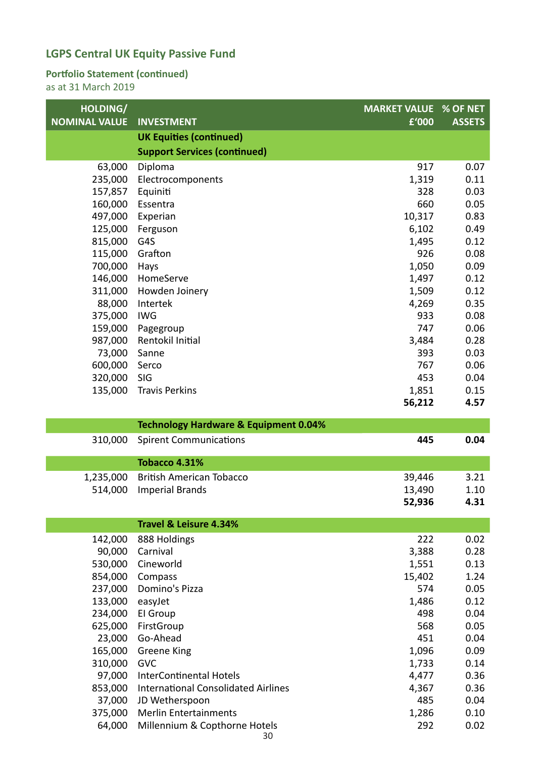## LGPS Central UK Equity Passive Fund

### Portfolio Statement (continued)

as at 31 March 2019

| HOLDING/ NOMINAL VALUE | INVESTMENT | MARKET VALUE £'000 | % OF NET ASSETS |
|---|---|---|---|
| | **UK Equities (continued)** | | |
| | **Support Services (continued)** | | |
| 63,000 | Diploma | 917 | 0.07 |
| 235,000 | Electrocomponents | 1,319 | 0.11 |
| 157,857 | Equiniti | 328 | 0.03 |
| 160,000 | Essentra | 660 | 0.05 |
| 497,000 | Experian | 10,317 | 0.83 |
| 125,000 | Ferguson | 6,102 | 0.49 |
| 815,000 | G4S | 1,495 | 0.12 |
| 115,000 | Grafton | 926 | 0.08 |
| 700,000 | Hays | 1,050 | 0.09 |
| 146,000 | HomeServe | 1,497 | 0.12 |
| 311,000 | Howden Joinery | 1,509 | 0.12 |
| 88,000 | Intertek | 4,269 | 0.35 |
| 375,000 | IWG | 933 | 0.08 |
| 159,000 | Pagegroup | 747 | 0.06 |
| 987,000 | Rentokil Initial | 3,484 | 0.28 |
| 73,000 | Sanne | 393 | 0.03 |
| 600,000 | Serco | 767 | 0.06 |
| 320,000 | SIG | 453 | 0.04 |
| 135,000 | Travis Perkins | 1,851 | 0.15 |
| | | **56,212** | **4.57** |
| | **Technology Hardware & Equipment 0.04%** | | |
| 310,000 | Spirent Communications | **445** | **0.04** |
| | **Tobacco 4.31%** | | |
| 1,235,000 | British American Tobacco | 39,446 | 3.21 |
| 514,000 | Imperial Brands | 13,490 | 1.10 |
| | | **52,936** | **4.31** |
| | **Travel & Leisure 4.34%** | | |
| 142,000 | 888 Holdings | 222 | 0.02 |
| 90,000 | Carnival | 3,388 | 0.28 |
| 530,000 | Cineworld | 1,551 | 0.13 |
| 854,000 | Compass | 15,402 | 1.24 |
| 237,000 | Domino's Pizza | 574 | 0.05 |
| 133,000 | easyJet | 1,486 | 0.12 |
| 234,000 | EI Group | 498 | 0.04 |
| 625,000 | FirstGroup | 568 | 0.05 |
| 23,000 | Go-Ahead | 451 | 0.04 |
| 165,000 | Greene King | 1,096 | 0.09 |
| 310,000 | GVC | 1,733 | 0.14 |
| 97,000 | InterContinental Hotels | 4,477 | 0.36 |
| 853,000 | International Consolidated Airlines | 4,367 | 0.36 |
| 37,000 | JD Wetherspoon | 485 | 0.04 |
| 375,000 | Merlin Entertainments | 1,286 | 0.10 |
| 64,000 | Millennium & Copthorne Hotels | 292 | 0.02 |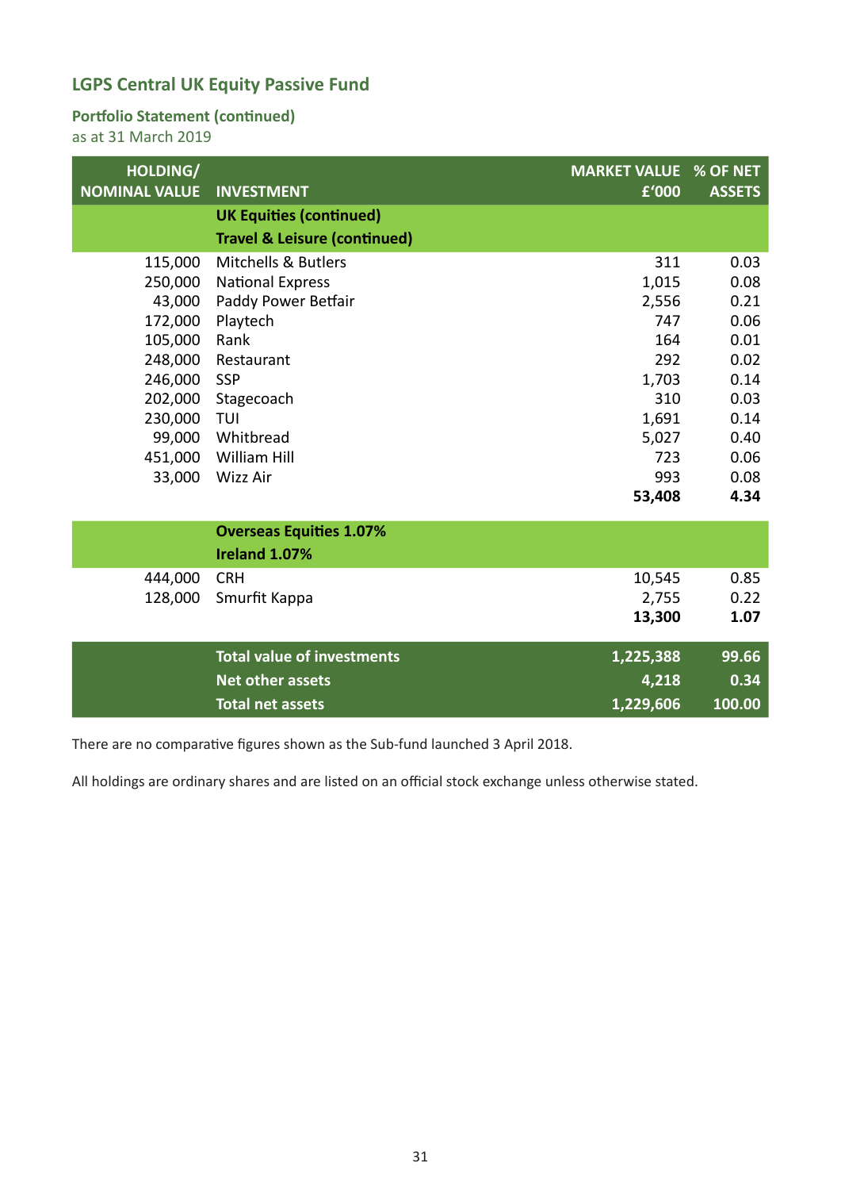## LGPS Central UK Equity Passive Fund

### Portfolio Statement (continued)

as at 31 March 2019

| HOLDING/ NOMINAL VALUE | INVESTMENT | MARKET VALUE £'000 | % OF NET ASSETS |
|---|---|---|---|
| | **UK Equities (continued)** | | |
| | **Travel & Leisure (continued)** | | |
| 115,000 | Mitchells & Butlers | 311 | 0.03 |
| 250,000 | National Express | 1,015 | 0.08 |
| 43,000 | Paddy Power Betfair | 2,556 | 0.21 |
| 172,000 | Playtech | 747 | 0.06 |
| 105,000 | Rank | 164 | 0.01 |
| 248,000 | Restaurant | 292 | 0.02 |
| 246,000 | SSP | 1,703 | 0.14 |
| 202,000 | Stagecoach | 310 | 0.03 |
| 230,000 | TUI | 1,691 | 0.14 |
| 99,000 | Whitbread | 5,027 | 0.40 |
| 451,000 | William Hill | 723 | 0.06 |
| 33,000 | Wizz Air | 993 | 0.08 |
| | | **53,408** | **4.34** |
| | **Overseas Equities 1.07%** | | |
| | **Ireland 1.07%** | | |
| 444,000 | CRH | 10,545 | 0.85 |
| 128,000 | Smurfit Kappa | 2,755 | 0.22 |
| | | **13,300** | **1.07** |
| | **Total value of investments** | **1,225,388** | **99.66** |
| | **Net other assets** | **4,218** | **0.34** |
| | **Total net assets** | **1,229,606** | **100.00** |

There are no comparative figures shown as the Sub-fund launched 3 April 2018.

All holdings are ordinary shares and are listed on an official stock exchange unless otherwise stated.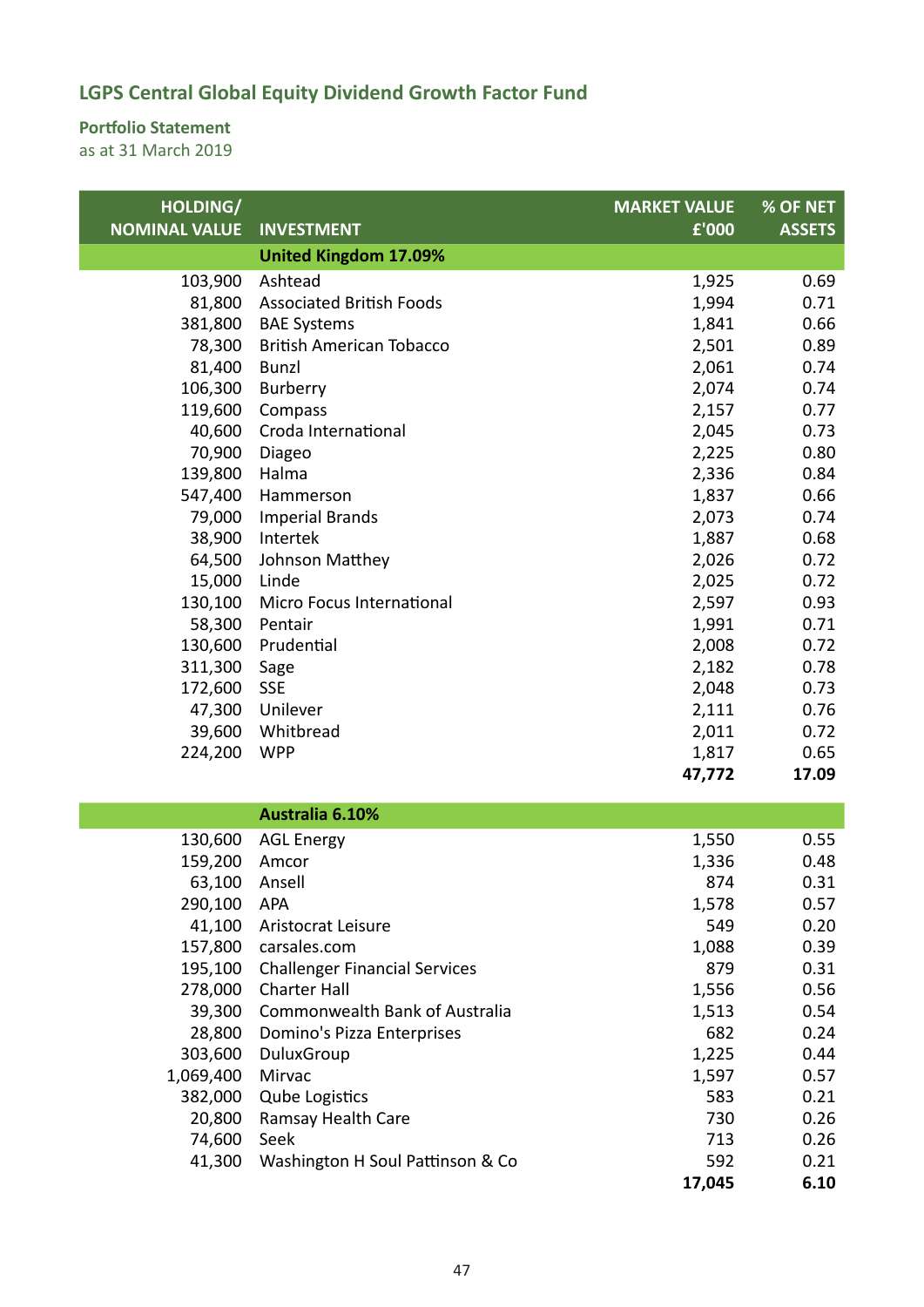## LGPS Central Global Equity Dividend Growth Factor Fund

### Portfolio Statement

as at 31 March 2019

| HOLDING/ NOMINAL VALUE | INVESTMENT | MARKET VALUE £'000 | % OF NET ASSETS |
|---|---|---|---|
| | **United Kingdom 17.09%** | | |
| 103,900 | Ashtead | 1,925 | 0.69 |
| 81,800 | Associated British Foods | 1,994 | 0.71 |
| 381,800 | BAE Systems | 1,841 | 0.66 |
| 78,300 | British American Tobacco | 2,501 | 0.89 |
| 81,400 | Bunzl | 2,061 | 0.74 |
| 106,300 | Burberry | 2,074 | 0.74 |
| 119,600 | Compass | 2,157 | 0.77 |
| 40,600 | Croda International | 2,045 | 0.73 |
| 70,900 | Diageo | 2,225 | 0.80 |
| 139,800 | Halma | 2,336 | 0.84 |
| 547,400 | Hammerson | 1,837 | 0.66 |
| 79,000 | Imperial Brands | 2,073 | 0.74 |
| 38,900 | Intertek | 1,887 | 0.68 |
| 64,500 | Johnson Matthey | 2,026 | 0.72 |
| 15,000 | Linde | 2,025 | 0.72 |
| 130,100 | Micro Focus International | 2,597 | 0.93 |
| 58,300 | Pentair | 1,991 | 0.71 |
| 130,600 | Prudential | 2,008 | 0.72 |
| 311,300 | Sage | 2,182 | 0.78 |
| 172,600 | SSE | 2,048 | 0.73 |
| 47,300 | Unilever | 2,111 | 0.76 |
| 39,600 | Whitbread | 2,011 | 0.72 |
| 224,200 | WPP | 1,817 | 0.65 |
| | | **47,772** | **17.09** |
| | **Australia 6.10%** | | |
| 130,600 | AGL Energy | 1,550 | 0.55 |
| 159,200 | Amcor | 1,336 | 0.48 |
| 63,100 | Ansell | 874 | 0.31 |
| 290,100 | APA | 1,578 | 0.57 |
| 41,100 | Aristocrat Leisure | 549 | 0.20 |
| 157,800 | carsales.com | 1,088 | 0.39 |
| 195,100 | Challenger Financial Services | 879 | 0.31 |
| 278,000 | Charter Hall | 1,556 | 0.56 |
| 39,300 | Commonwealth Bank of Australia | 1,513 | 0.54 |
| 28,800 | Domino's Pizza Enterprises | 682 | 0.24 |
| 303,600 | DuluxGroup | 1,225 | 0.44 |
| 1,069,400 | Mirvac | 1,597 | 0.57 |
| 382,000 | Qube Logistics | 583 | 0.21 |
| 20,800 | Ramsay Health Care | 730 | 0.26 |
| 74,600 | Seek | 713 | 0.26 |
| 41,300 | Washington H Soul Pattinson & Co | 592 | 0.21 |
| | | **17,045** | **6.10** |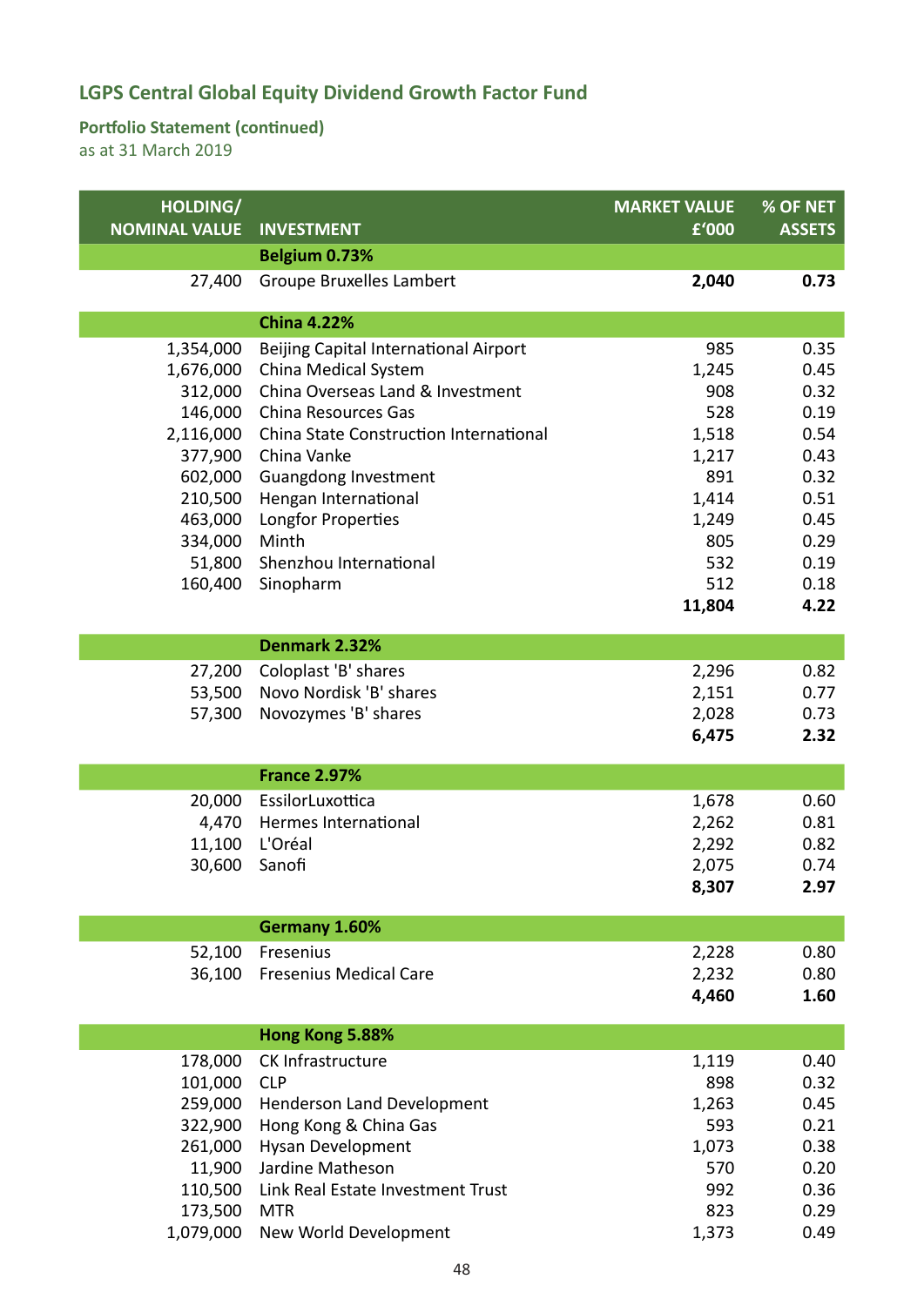## LGPS Central Global Equity Dividend Growth Factor Fund

### Portfolio Statement (continued)

as at 31 March 2019

| HOLDING/ NOMINAL VALUE | INVESTMENT | MARKET VALUE £'000 | % OF NET ASSETS |
|---|---|---|---|
| | **Belgium 0.73%** | | |
| 27,400 | Groupe Bruxelles Lambert | **2,040** | **0.73** |
| | **China 4.22%** | | |
| 1,354,000 | Beijing Capital International Airport | 985 | 0.35 |
| 1,676,000 | China Medical System | 1,245 | 0.45 |
| 312,000 | China Overseas Land & Investment | 908 | 0.32 |
| 146,000 | China Resources Gas | 528 | 0.19 |
| 2,116,000 | China State Construction International | 1,518 | 0.54 |
| 377,900 | China Vanke | 1,217 | 0.43 |
| 602,000 | Guangdong Investment | 891 | 0.32 |
| 210,500 | Hengan International | 1,414 | 0.51 |
| 463,000 | Longfor Properties | 1,249 | 0.45 |
| 334,000 | Minth | 805 | 0.29 |
| 51,800 | Shenzhou International | 532 | 0.19 |
| 160,400 | Sinopharm | 512 | 0.18 |
| | | **11,804** | **4.22** |
| | **Denmark 2.32%** | | |
| 27,200 | Coloplast 'B' shares | 2,296 | 0.82 |
| 53,500 | Novo Nordisk 'B' shares | 2,151 | 0.77 |
| 57,300 | Novozymes 'B' shares | 2,028 | 0.73 |
| | | **6,475** | **2.32** |
| | **France 2.97%** | | |
| 20,000 | EssilorLuxottica | 1,678 | 0.60 |
| 4,470 | Hermes International | 2,262 | 0.81 |
| 11,100 | L'Oréal | 2,292 | 0.82 |
| 30,600 | Sanofi | 2,075 | 0.74 |
| | | **8,307** | **2.97** |
| | **Germany 1.60%** | | |
| 52,100 | Fresenius | 2,228 | 0.80 |
| 36,100 | Fresenius Medical Care | 2,232 | 0.80 |
| | | **4,460** | **1.60** |
| | **Hong Kong 5.88%** | | |
| 178,000 | CK Infrastructure | 1,119 | 0.40 |
| 101,000 | CLP | 898 | 0.32 |
| 259,000 | Henderson Land Development | 1,263 | 0.45 |
| 322,900 | Hong Kong & China Gas | 593 | 0.21 |
| 261,000 | Hysan Development | 1,073 | 0.38 |
| 11,900 | Jardine Matheson | 570 | 0.20 |
| 110,500 | Link Real Estate Investment Trust | 992 | 0.36 |
| 173,500 | MTR | 823 | 0.29 |
| 1,079,000 | New World Development | 1,373 | 0.49 |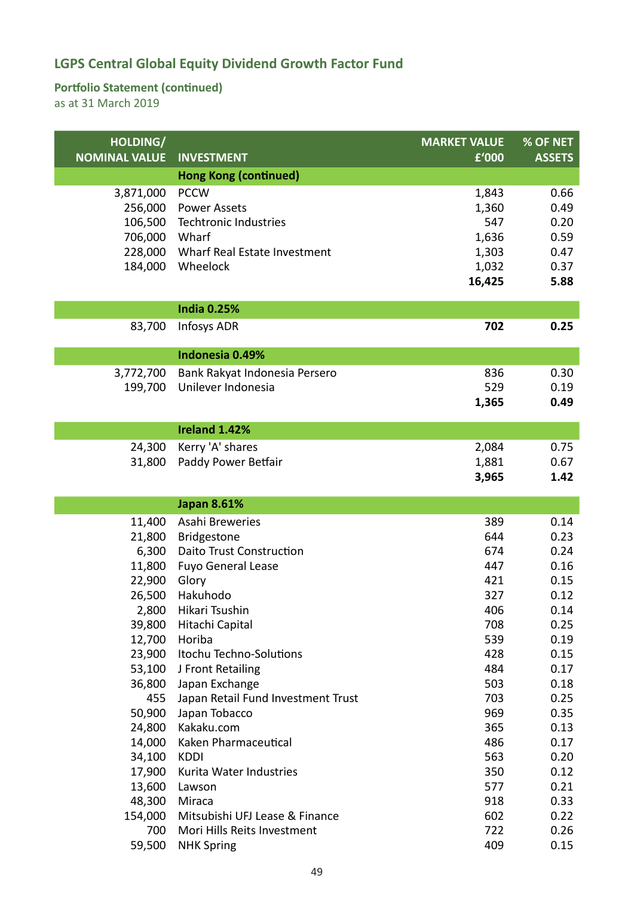## LGPS Central Global Equity Dividend Growth Factor Fund

### Portfolio Statement (continued)

as at 31 March 2019

| HOLDING/ NOMINAL VALUE | INVESTMENT | MARKET VALUE £'000 | % OF NET ASSETS |
|---|---|---|---|
| | **Hong Kong (continued)** | | |
| 3,871,000 | PCCW | 1,843 | 0.66 |
| 256,000 | Power Assets | 1,360 | 0.49 |
| 106,500 | Techtronic Industries | 547 | 0.20 |
| 706,000 | Wharf | 1,636 | 0.59 |
| 228,000 | Wharf Real Estate Investment | 1,303 | 0.47 |
| 184,000 | Wheelock | 1,032 | 0.37 |
| | | **16,425** | **5.88** |
| | **India 0.25%** | | |
| 83,700 | Infosys ADR | **702** | **0.25** |
| | **Indonesia 0.49%** | | |
| 3,772,700 | Bank Rakyat Indonesia Persero | 836 | 0.30 |
| 199,700 | Unilever Indonesia | 529 | 0.19 |
| | | **1,365** | **0.49** |
| | **Ireland 1.42%** | | |
| 24,300 | Kerry 'A' shares | 2,084 | 0.75 |
| 31,800 | Paddy Power Betfair | 1,881 | 0.67 |
| | | **3,965** | **1.42** |
| | **Japan 8.61%** | | |
| 11,400 | Asahi Breweries | 389 | 0.14 |
| 21,800 | Bridgestone | 644 | 0.23 |
| 6,300 | Daito Trust Construction | 674 | 0.24 |
| 11,800 | Fuyo General Lease | 447 | 0.16 |
| 22,900 | Glory | 421 | 0.15 |
| 26,500 | Hakuhodo | 327 | 0.12 |
| 2,800 | Hikari Tsushin | 406 | 0.14 |
| 39,800 | Hitachi Capital | 708 | 0.25 |
| 12,700 | Horiba | 539 | 0.19 |
| 23,900 | Itochu Techno-Solutions | 428 | 0.15 |
| 53,100 | J Front Retailing | 484 | 0.17 |
| 36,800 | Japan Exchange | 503 | 0.18 |
| 455 | Japan Retail Fund Investment Trust | 703 | 0.25 |
| 50,900 | Japan Tobacco | 969 | 0.35 |
| 24,800 | Kakaku.com | 365 | 0.13 |
| 14,000 | Kaken Pharmaceutical | 486 | 0.17 |
| 34,100 | KDDI | 563 | 0.20 |
| 17,900 | Kurita Water Industries | 350 | 0.12 |
| 13,600 | Lawson | 577 | 0.21 |
| 48,300 | Miraca | 918 | 0.33 |
| 154,000 | Mitsubishi UFJ Lease & Finance | 602 | 0.22 |
| 700 | Mori Hills Reits Investment | 722 | 0.26 |
| 59,500 | NHK Spring | 409 | 0.15 |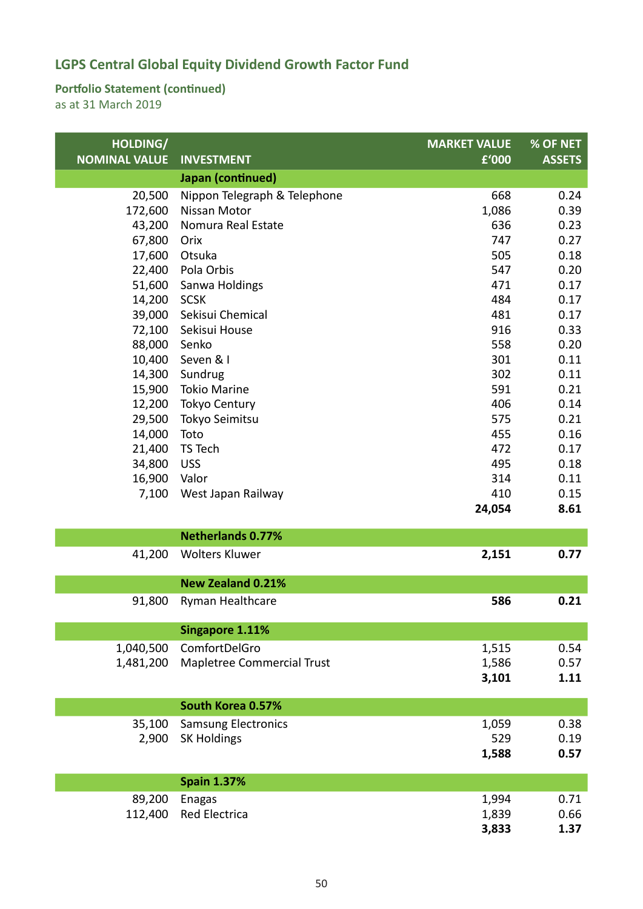## LGPS Central Global Equity Dividend Growth Factor Fund

### Portfolio Statement (continued)

as at 31 March 2019

| HOLDING/ NOMINAL VALUE | INVESTMENT | MARKET VALUE £'000 | % OF NET ASSETS |
|---|---|---|---|
| | **Japan (continued)** | | |
| 20,500 | Nippon Telegraph & Telephone | 668 | 0.24 |
| 172,600 | Nissan Motor | 1,086 | 0.39 |
| 43,200 | Nomura Real Estate | 636 | 0.23 |
| 67,800 | Orix | 747 | 0.27 |
| 17,600 | Otsuka | 505 | 0.18 |
| 22,400 | Pola Orbis | 547 | 0.20 |
| 51,600 | Sanwa Holdings | 471 | 0.17 |
| 14,200 | SCSK | 484 | 0.17 |
| 39,000 | Sekisui Chemical | 481 | 0.17 |
| 72,100 | Sekisui House | 916 | 0.33 |
| 88,000 | Senko | 558 | 0.20 |
| 10,400 | Seven & I | 301 | 0.11 |
| 14,300 | Sundrug | 302 | 0.11 |
| 15,900 | Tokio Marine | 591 | 0.21 |
| 12,200 | Tokyo Century | 406 | 0.14 |
| 29,500 | Tokyo Seimitsu | 575 | 0.21 |
| 14,000 | Toto | 455 | 0.16 |
| 21,400 | TS Tech | 472 | 0.17 |
| 34,800 | USS | 495 | 0.18 |
| 16,900 | Valor | 314 | 0.11 |
| 7,100 | West Japan Railway | 410 | 0.15 |
| | | **24,054** | **8.61** |
| | **Netherlands 0.77%** | | |
| 41,200 | Wolters Kluwer | **2,151** | **0.77** |
| | **New Zealand 0.21%** | | |
| 91,800 | Ryman Healthcare | **586** | **0.21** |
| | **Singapore 1.11%** | | |
| 1,040,500 | ComfortDelGro | 1,515 | 0.54 |
| 1,481,200 | Mapletree Commercial Trust | 1,586 | 0.57 |
| | | **3,101** | **1.11** |
| | **South Korea 0.57%** | | |
| 35,100 | Samsung Electronics | 1,059 | 0.38 |
| 2,900 | SK Holdings | 529 | 0.19 |
| | | **1,588** | **0.57** |
| | **Spain 1.37%** | | |
| 89,200 | Enagas | 1,994 | 0.71 |
| 112,400 | Red Electrica | 1,839 | 0.66 |
| | | **3,833** | **1.37** |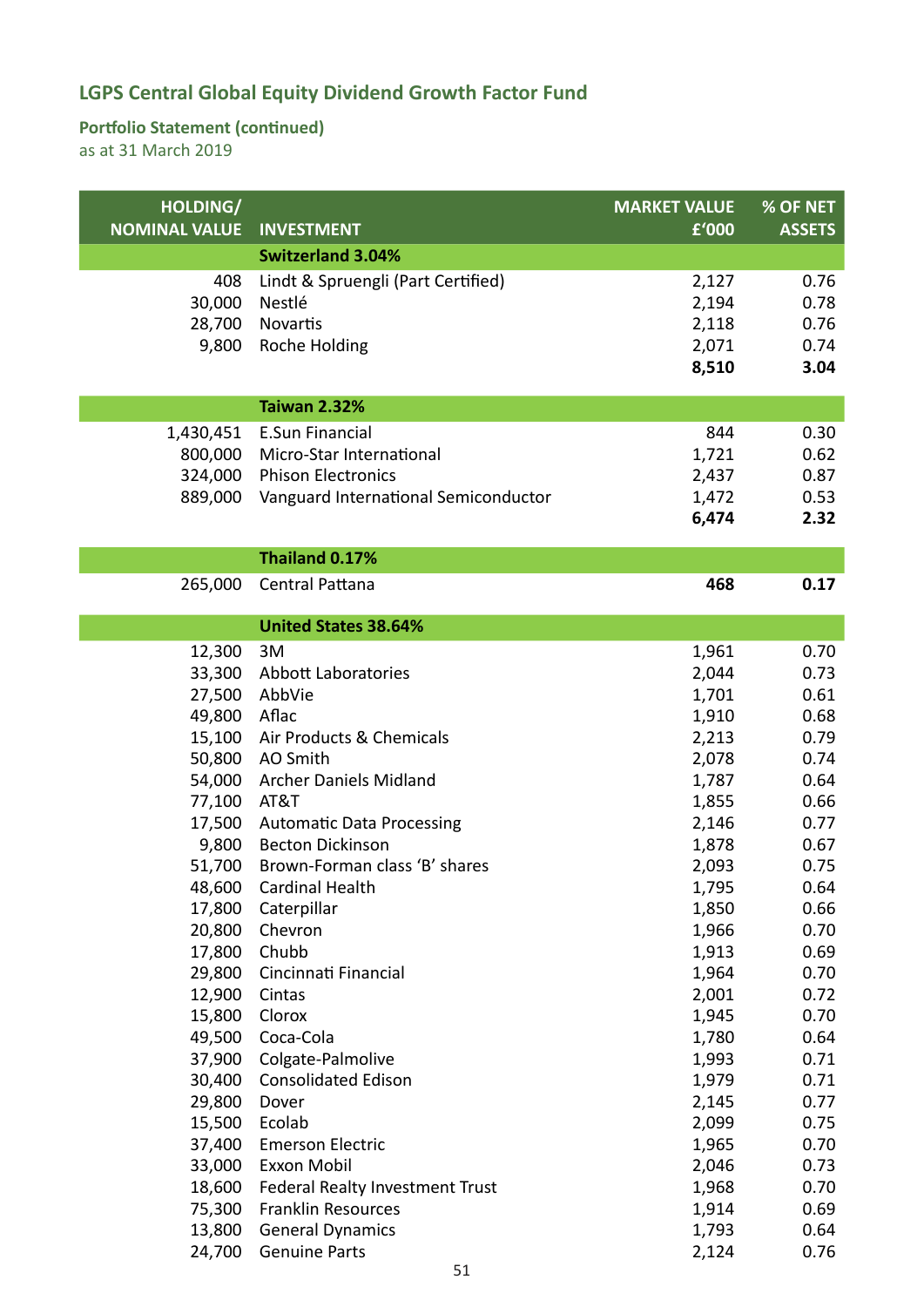# LGPS Central Global Equity Dividend Growth Factor Fund

## Portfolio Statement (continued)

as at 31 March 2019

| HOLDING/ NOMINAL VALUE | INVESTMENT | MARKET VALUE £'000 | % OF NET ASSETS |
|---|---|---|---|
| | **Switzerland 3.04%** | | |
| 408 | Lindt & Spruengli (Part Certified) | 2,127 | 0.76 |
| 30,000 | Nestlé | 2,194 | 0.78 |
| 28,700 | Novartis | 2,118 | 0.76 |
| 9,800 | Roche Holding | 2,071 | 0.74 |
| | | **8,510** | **3.04** |
| | **Taiwan 2.32%** | | |
| 1,430,451 | E.Sun Financial | 844 | 0.30 |
| 800,000 | Micro-Star International | 1,721 | 0.62 |
| 324,000 | Phison Electronics | 2,437 | 0.87 |
| 889,000 | Vanguard International Semiconductor | 1,472 | 0.53 |
| | | **6,474** | **2.32** |
| | **Thailand 0.17%** | | |
| 265,000 | Central Pattana | **468** | **0.17** |
| | **United States 38.64%** | | |
| 12,300 | 3M | 1,961 | 0.70 |
| 33,300 | Abbott Laboratories | 2,044 | 0.73 |
| 27,500 | AbbVie | 1,701 | 0.61 |
| 49,800 | Aflac | 1,910 | 0.68 |
| 15,100 | Air Products & Chemicals | 2,213 | 0.79 |
| 50,800 | AO Smith | 2,078 | 0.74 |
| 54,000 | Archer Daniels Midland | 1,787 | 0.64 |
| 77,100 | AT&T | 1,855 | 0.66 |
| 17,500 | Automatic Data Processing | 2,146 | 0.77 |
| 9,800 | Becton Dickinson | 1,878 | 0.67 |
| 51,700 | Brown-Forman class 'B' shares | 2,093 | 0.75 |
| 48,600 | Cardinal Health | 1,795 | 0.64 |
| 17,800 | Caterpillar | 1,850 | 0.66 |
| 20,800 | Chevron | 1,966 | 0.70 |
| 17,800 | Chubb | 1,913 | 0.69 |
| 29,800 | Cincinnati Financial | 1,964 | 0.70 |
| 12,900 | Cintas | 2,001 | 0.72 |
| 15,800 | Clorox | 1,945 | 0.70 |
| 49,500 | Coca-Cola | 1,780 | 0.64 |
| 37,900 | Colgate-Palmolive | 1,993 | 0.71 |
| 30,400 | Consolidated Edison | 1,979 | 0.71 |
| 29,800 | Dover | 2,145 | 0.77 |
| 15,500 | Ecolab | 2,099 | 0.75 |
| 37,400 | Emerson Electric | 1,965 | 0.70 |
| 33,000 | Exxon Mobil | 2,046 | 0.73 |
| 18,600 | Federal Realty Investment Trust | 1,968 | 0.70 |
| 75,300 | Franklin Resources | 1,914 | 0.69 |
| 13,800 | General Dynamics | 1,793 | 0.64 |
| 24,700 | Genuine Parts | 2,124 | 0.76 |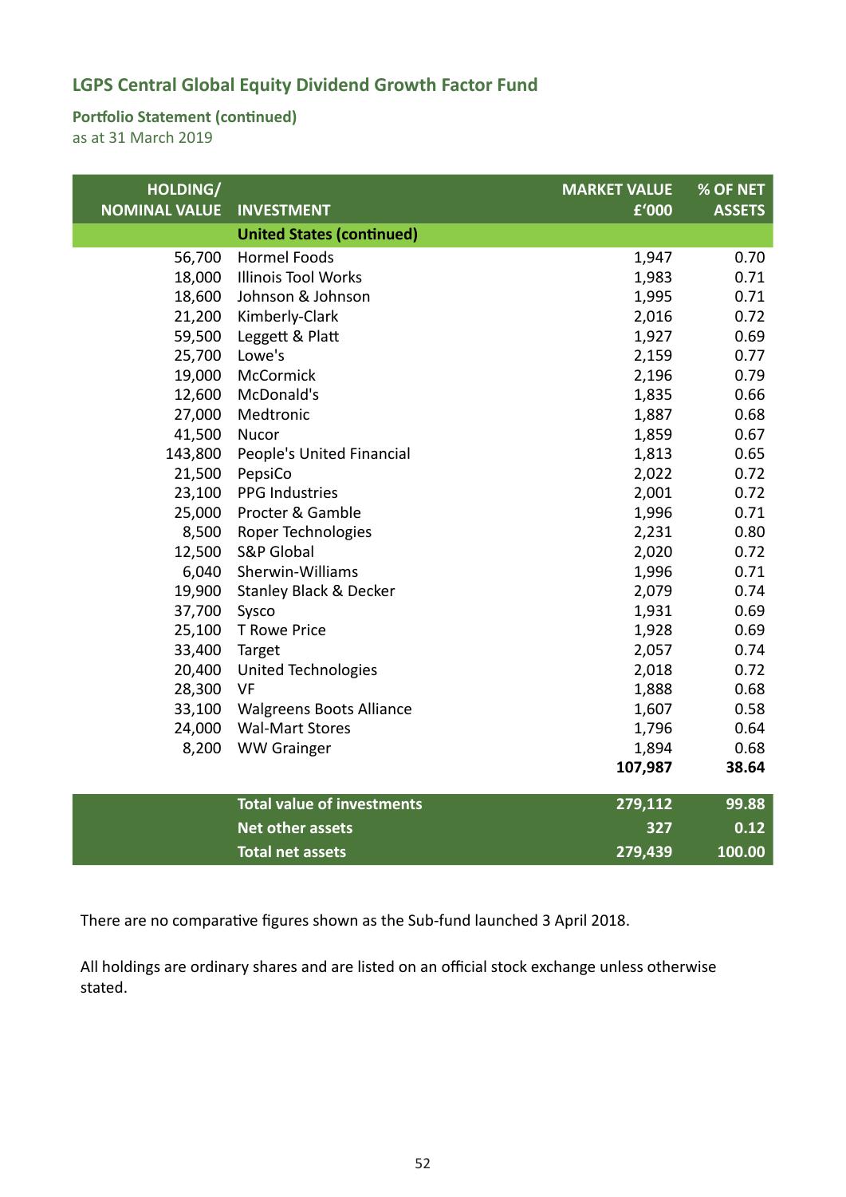## LGPS Central Global Equity Dividend Growth Factor Fund

### Portfolio Statement (continued)

as at 31 March 2019

| HOLDING/ NOMINAL VALUE | INVESTMENT | MARKET VALUE £'000 | % OF NET ASSETS |
|---|---|---|---|
| | **United States (continued)** | | |
| 56,700 | Hormel Foods | 1,947 | 0.70 |
| 18,000 | Illinois Tool Works | 1,983 | 0.71 |
| 18,600 | Johnson & Johnson | 1,995 | 0.71 |
| 21,200 | Kimberly-Clark | 2,016 | 0.72 |
| 59,500 | Leggett & Platt | 1,927 | 0.69 |
| 25,700 | Lowe's | 2,159 | 0.77 |
| 19,000 | McCormick | 2,196 | 0.79 |
| 12,600 | McDonald's | 1,835 | 0.66 |
| 27,000 | Medtronic | 1,887 | 0.68 |
| 41,500 | Nucor | 1,859 | 0.67 |
| 143,800 | People's United Financial | 1,813 | 0.65 |
| 21,500 | PepsiCo | 2,022 | 0.72 |
| 23,100 | PPG Industries | 2,001 | 0.72 |
| 25,000 | Procter & Gamble | 1,996 | 0.71 |
| 8,500 | Roper Technologies | 2,231 | 0.80 |
| 12,500 | S&P Global | 2,020 | 0.72 |
| 6,040 | Sherwin-Williams | 1,996 | 0.71 |
| 19,900 | Stanley Black & Decker | 2,079 | 0.74 |
| 37,700 | Sysco | 1,931 | 0.69 |
| 25,100 | T Rowe Price | 1,928 | 0.69 |
| 33,400 | Target | 2,057 | 0.74 |
| 20,400 | United Technologies | 2,018 | 0.72 |
| 28,300 | VF | 1,888 | 0.68 |
| 33,100 | Walgreens Boots Alliance | 1,607 | 0.58 |
| 24,000 | Wal-Mart Stores | 1,796 | 0.64 |
| 8,200 | WW Grainger | 1,894 | 0.68 |
| | | **107,987** | **38.64** |
| | **Total value of investments** | **279,112** | **99.88** |
| | **Net other assets** | **327** | **0.12** |
| | **Total net assets** | **279,439** | **100.00** |

There are no comparative figures shown as the Sub-fund launched 3 April 2018.

All holdings are ordinary shares and are listed on an official stock exchange unless otherwise stated.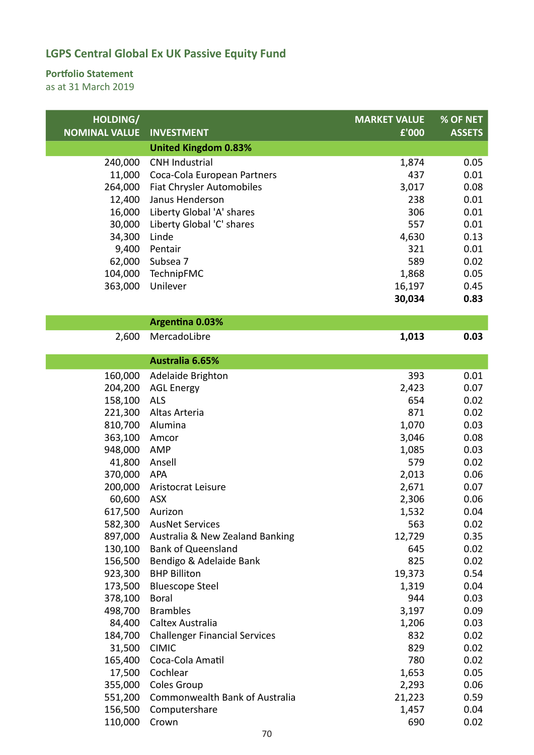# LGPS Central Global Ex UK Passive Equity Fund

## Portfolio Statement

as at 31 March 2019

| HOLDING/ NOMINAL VALUE | INVESTMENT | MARKET VALUE £'000 | % OF NET ASSETS |
|---|---|---|---|
| | **United Kingdom 0.83%** | | |
| 240,000 | CNH Industrial | 1,874 | 0.05 |
| 11,000 | Coca-Cola European Partners | 437 | 0.01 |
| 264,000 | Fiat Chrysler Automobiles | 3,017 | 0.08 |
| 12,400 | Janus Henderson | 238 | 0.01 |
| 16,000 | Liberty Global 'A' shares | 306 | 0.01 |
| 30,000 | Liberty Global 'C' shares | 557 | 0.01 |
| 34,300 | Linde | 4,630 | 0.13 |
| 9,400 | Pentair | 321 | 0.01 |
| 62,000 | Subsea 7 | 589 | 0.02 |
| 104,000 | TechnipFMC | 1,868 | 0.05 |
| 363,000 | Unilever | 16,197 | 0.45 |
| | | **30,034** | **0.83** |
| | **Argentina 0.03%** | | |
| 2,600 | MercadoLibre | **1,013** | **0.03** |
| | **Australia 6.65%** | | |
| 160,000 | Adelaide Brighton | 393 | 0.01 |
| 204,200 | AGL Energy | 2,423 | 0.07 |
| 158,100 | ALS | 654 | 0.02 |
| 221,300 | Altas Arteria | 871 | 0.02 |
| 810,700 | Alumina | 1,070 | 0.03 |
| 363,100 | Amcor | 3,046 | 0.08 |
| 948,000 | AMP | 1,085 | 0.03 |
| 41,800 | Ansell | 579 | 0.02 |
| 370,000 | APA | 2,013 | 0.06 |
| 200,000 | Aristocrat Leisure | 2,671 | 0.07 |
| 60,600 | ASX | 2,306 | 0.06 |
| 617,500 | Aurizon | 1,532 | 0.04 |
| 582,300 | AusNet Services | 563 | 0.02 |
| 897,000 | Australia & New Zealand Banking | 12,729 | 0.35 |
| 130,100 | Bank of Queensland | 645 | 0.02 |
| 156,500 | Bendigo & Adelaide Bank | 825 | 0.02 |
| 923,300 | BHP Billiton | 19,373 | 0.54 |
| 173,500 | Bluescope Steel | 1,319 | 0.04 |
| 378,100 | Boral | 944 | 0.03 |
| 498,700 | Brambles | 3,197 | 0.09 |
| 84,400 | Caltex Australia | 1,206 | 0.03 |
| 184,700 | Challenger Financial Services | 832 | 0.02 |
| 31,500 | CIMIC | 829 | 0.02 |
| 165,400 | Coca-Cola Amatil | 780 | 0.02 |
| 17,500 | Cochlear | 1,653 | 0.05 |
| 355,000 | Coles Group | 2,293 | 0.06 |
| 551,200 | Commonwealth Bank of Australia | 21,223 | 0.59 |
| 156,500 | Computershare | 1,457 | 0.04 |
| 110,000 | Crown | 690 | 0.02 |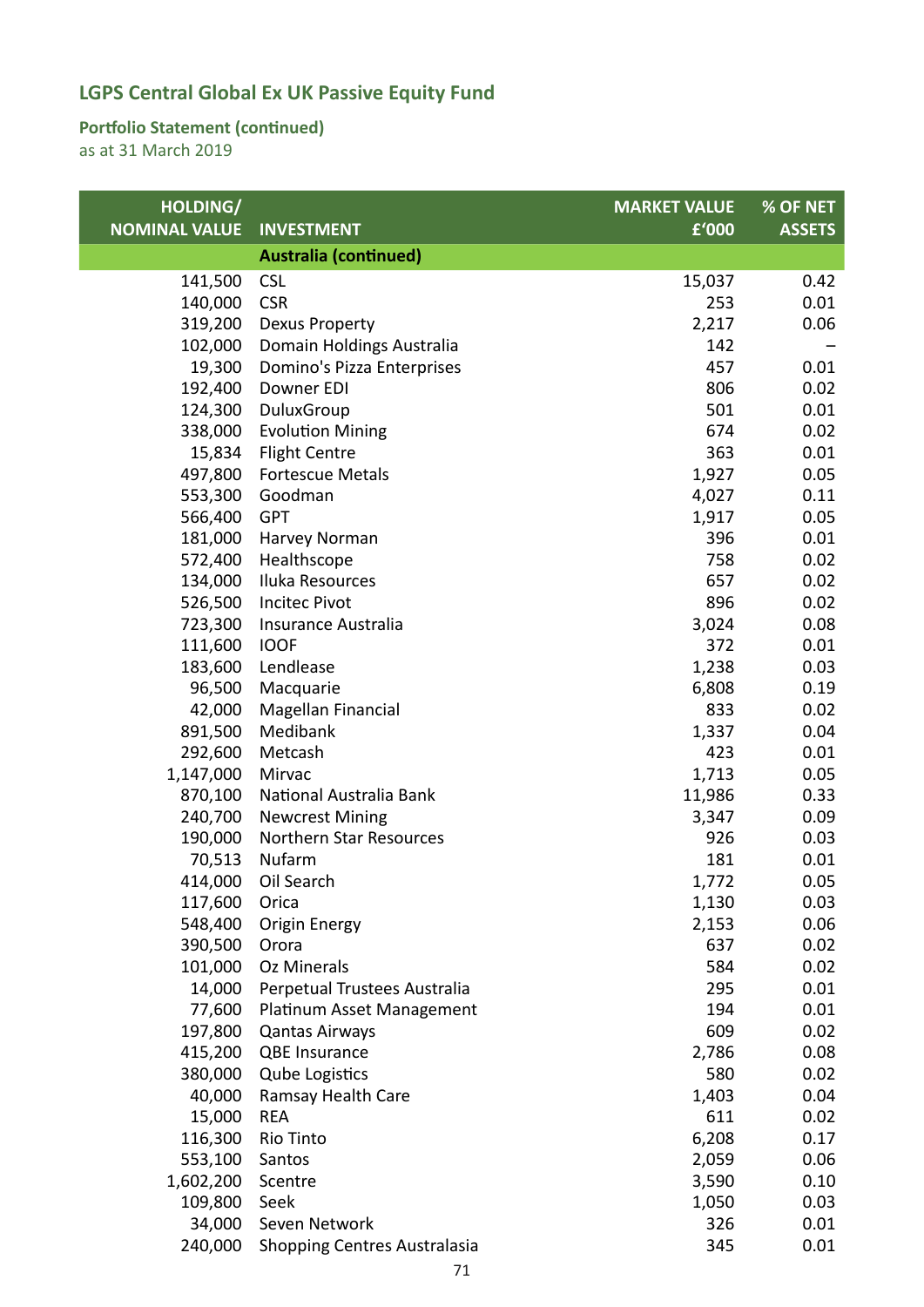## LGPS Central Global Ex UK Passive Equity Fund

### Portfolio Statement (continued)

as at 31 March 2019

| HOLDING/ NOMINAL VALUE | INVESTMENT | MARKET VALUE £'000 | % OF NET ASSETS |
|---|---|---|---|
| | **Australia (continued)** | | |
| 141,500 | CSL | 15,037 | 0.42 |
| 140,000 | CSR | 253 | 0.01 |
| 319,200 | Dexus Property | 2,217 | 0.06 |
| 102,000 | Domain Holdings Australia | 142 | – |
| 19,300 | Domino's Pizza Enterprises | 457 | 0.01 |
| 192,400 | Downer EDI | 806 | 0.02 |
| 124,300 | DuluxGroup | 501 | 0.01 |
| 338,000 | Evolution Mining | 674 | 0.02 |
| 15,834 | Flight Centre | 363 | 0.01 |
| 497,800 | Fortescue Metals | 1,927 | 0.05 |
| 553,300 | Goodman | 4,027 | 0.11 |
| 566,400 | GPT | 1,917 | 0.05 |
| 181,000 | Harvey Norman | 396 | 0.01 |
| 572,400 | Healthscope | 758 | 0.02 |
| 134,000 | Iluka Resources | 657 | 0.02 |
| 526,500 | Incitec Pivot | 896 | 0.02 |
| 723,300 | Insurance Australia | 3,024 | 0.08 |
| 111,600 | IOOF | 372 | 0.01 |
| 183,600 | Lendlease | 1,238 | 0.03 |
| 96,500 | Macquarie | 6,808 | 0.19 |
| 42,000 | Magellan Financial | 833 | 0.02 |
| 891,500 | Medibank | 1,337 | 0.04 |
| 292,600 | Metcash | 423 | 0.01 |
| 1,147,000 | Mirvac | 1,713 | 0.05 |
| 870,100 | National Australia Bank | 11,986 | 0.33 |
| 240,700 | Newcrest Mining | 3,347 | 0.09 |
| 190,000 | Northern Star Resources | 926 | 0.03 |
| 70,513 | Nufarm | 181 | 0.01 |
| 414,000 | Oil Search | 1,772 | 0.05 |
| 117,600 | Orica | 1,130 | 0.03 |
| 548,400 | Origin Energy | 2,153 | 0.06 |
| 390,500 | Orora | 637 | 0.02 |
| 101,000 | Oz Minerals | 584 | 0.02 |
| 14,000 | Perpetual Trustees Australia | 295 | 0.01 |
| 77,600 | Platinum Asset Management | 194 | 0.01 |
| 197,800 | Qantas Airways | 609 | 0.02 |
| 415,200 | QBE Insurance | 2,786 | 0.08 |
| 380,000 | Qube Logistics | 580 | 0.02 |
| 40,000 | Ramsay Health Care | 1,403 | 0.04 |
| 15,000 | REA | 611 | 0.02 |
| 116,300 | Rio Tinto | 6,208 | 0.17 |
| 553,100 | Santos | 2,059 | 0.06 |
| 1,602,200 | Scentre | 3,590 | 0.10 |
| 109,800 | Seek | 1,050 | 0.03 |
| 34,000 | Seven Network | 326 | 0.01 |
| 240,000 | Shopping Centres Australasia | 345 | 0.01 |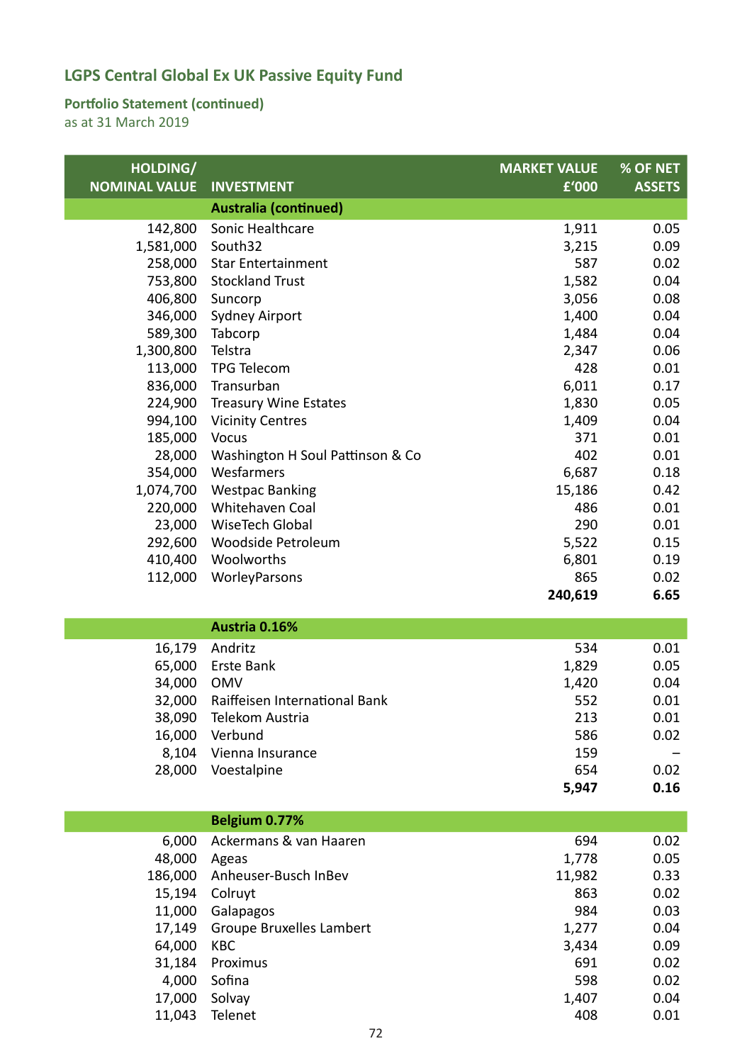## LGPS Central Global Ex UK Passive Equity Fund

### Portfolio Statement (continued)

as at 31 March 2019

| HOLDING/ NOMINAL VALUE | INVESTMENT | MARKET VALUE £'000 | % OF NET ASSETS |
|---|---|---|---|
| | **Australia (continued)** | | |
| 142,800 | Sonic Healthcare | 1,911 | 0.05 |
| 1,581,000 | South32 | 3,215 | 0.09 |
| 258,000 | Star Entertainment | 587 | 0.02 |
| 753,800 | Stockland Trust | 1,582 | 0.04 |
| 406,800 | Suncorp | 3,056 | 0.08 |
| 346,000 | Sydney Airport | 1,400 | 0.04 |
| 589,300 | Tabcorp | 1,484 | 0.04 |
| 1,300,800 | Telstra | 2,347 | 0.06 |
| 113,000 | TPG Telecom | 428 | 0.01 |
| 836,000 | Transurban | 6,011 | 0.17 |
| 224,900 | Treasury Wine Estates | 1,830 | 0.05 |
| 994,100 | Vicinity Centres | 1,409 | 0.04 |
| 185,000 | Vocus | 371 | 0.01 |
| 28,000 | Washington H Soul Pattinson & Co | 402 | 0.01 |
| 354,000 | Wesfarmers | 6,687 | 0.18 |
| 1,074,700 | Westpac Banking | 15,186 | 0.42 |
| 220,000 | Whitehaven Coal | 486 | 0.01 |
| 23,000 | WiseTech Global | 290 | 0.01 |
| 292,600 | Woodside Petroleum | 5,522 | 0.15 |
| 410,400 | Woolworths | 6,801 | 0.19 |
| 112,000 | WorleyParsons | 865 | 0.02 |
| | | **240,619** | **6.65** |
| | **Austria 0.16%** | | |
| 16,179 | Andritz | 534 | 0.01 |
| 65,000 | Erste Bank | 1,829 | 0.05 |
| 34,000 | OMV | 1,420 | 0.04 |
| 32,000 | Raiffeisen International Bank | 552 | 0.01 |
| 38,090 | Telekom Austria | 213 | 0.01 |
| 16,000 | Verbund | 586 | 0.02 |
| 8,104 | Vienna Insurance | 159 | – |
| 28,000 | Voestalpine | 654 | 0.02 |
| | | **5,947** | **0.16** |
| | **Belgium 0.77%** | | |
| 6,000 | Ackermans & van Haaren | 694 | 0.02 |
| 48,000 | Ageas | 1,778 | 0.05 |
| 186,000 | Anheuser-Busch InBev | 11,982 | 0.33 |
| 15,194 | Colruyt | 863 | 0.02 |
| 11,000 | Galapagos | 984 | 0.03 |
| 17,149 | Groupe Bruxelles Lambert | 1,277 | 0.04 |
| 64,000 | KBC | 3,434 | 0.09 |
| 31,184 | Proximus | 691 | 0.02 |
| 4,000 | Sofina | 598 | 0.02 |
| 17,000 | Solvay | 1,407 | 0.04 |
| 11,043 | Telenet | 408 | 0.01 |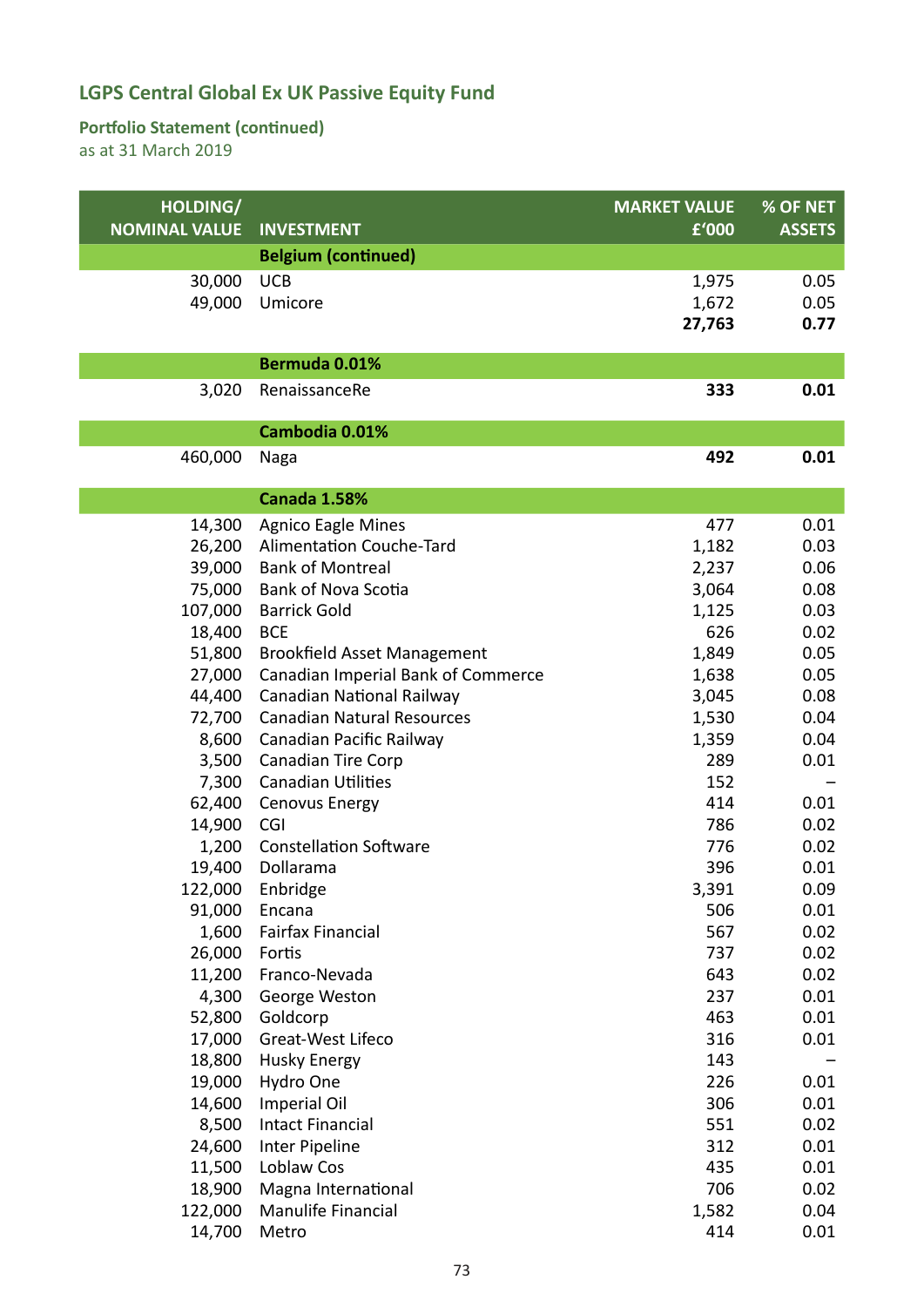# LGPS Central Global Ex UK Passive Equity Fund

## Portfolio Statement (continued)

as at 31 March 2019

| HOLDING/ NOMINAL VALUE | INVESTMENT | MARKET VALUE £'000 | % OF NET ASSETS |
|---|---|---|---|
| | **Belgium (continued)** | | |
| 30,000 | UCB | 1,975 | 0.05 |
| 49,000 | Umicore | 1,672 | 0.05 |
| | | **27,763** | **0.77** |
| | **Bermuda 0.01%** | | |
| 3,020 | RenaissanceRe | **333** | **0.01** |
| | **Cambodia 0.01%** | | |
| 460,000 | Naga | **492** | **0.01** |
| | **Canada 1.58%** | | |
| 14,300 | Agnico Eagle Mines | 477 | 0.01 |
| 26,200 | Alimentation Couche-Tard | 1,182 | 0.03 |
| 39,000 | Bank of Montreal | 2,237 | 0.06 |
| 75,000 | Bank of Nova Scotia | 3,064 | 0.08 |
| 107,000 | Barrick Gold | 1,125 | 0.03 |
| 18,400 | BCE | 626 | 0.02 |
| 51,800 | Brookfield Asset Management | 1,849 | 0.05 |
| 27,000 | Canadian Imperial Bank of Commerce | 1,638 | 0.05 |
| 44,400 | Canadian National Railway | 3,045 | 0.08 |
| 72,700 | Canadian Natural Resources | 1,530 | 0.04 |
| 8,600 | Canadian Pacific Railway | 1,359 | 0.04 |
| 3,500 | Canadian Tire Corp | 289 | 0.01 |
| 7,300 | Canadian Utilities | 152 | – |
| 62,400 | Cenovus Energy | 414 | 0.01 |
| 14,900 | CGI | 786 | 0.02 |
| 1,200 | Constellation Software | 776 | 0.02 |
| 19,400 | Dollarama | 396 | 0.01 |
| 122,000 | Enbridge | 3,391 | 0.09 |
| 91,000 | Encana | 506 | 0.01 |
| 1,600 | Fairfax Financial | 567 | 0.02 |
| 26,000 | Fortis | 737 | 0.02 |
| 11,200 | Franco-Nevada | 643 | 0.02 |
| 4,300 | George Weston | 237 | 0.01 |
| 52,800 | Goldcorp | 463 | 0.01 |
| 17,000 | Great-West Lifeco | 316 | 0.01 |
| 18,800 | Husky Energy | 143 | – |
| 19,000 | Hydro One | 226 | 0.01 |
| 14,600 | Imperial Oil | 306 | 0.01 |
| 8,500 | Intact Financial | 551 | 0.02 |
| 24,600 | Inter Pipeline | 312 | 0.01 |
| 11,500 | Loblaw Cos | 435 | 0.01 |
| 18,900 | Magna International | 706 | 0.02 |
| 122,000 | Manulife Financial | 1,582 | 0.04 |
| 14,700 | Metro | 414 | 0.01 |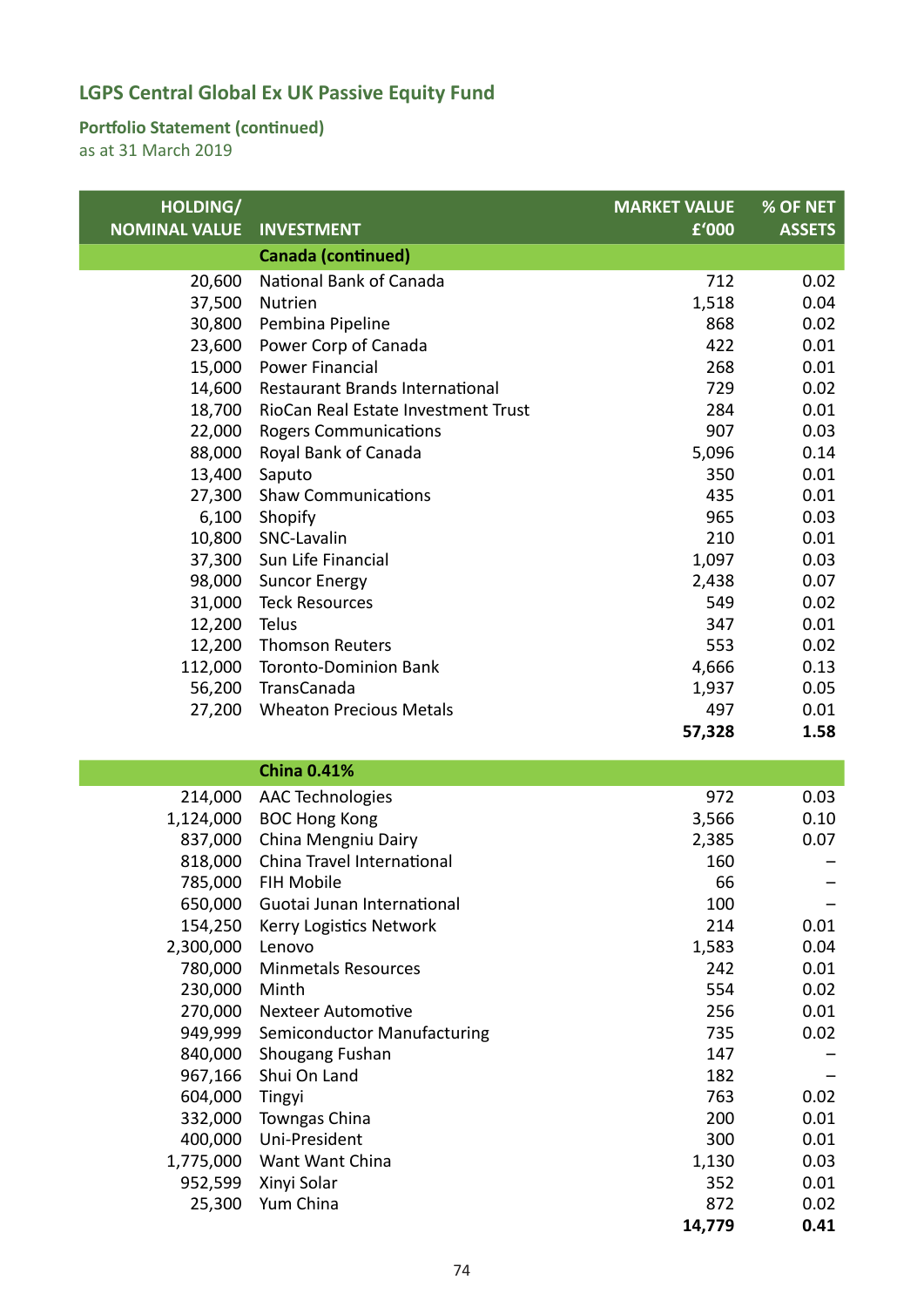## LGPS Central Global Ex UK Passive Equity Fund

### Portfolio Statement (continued)

as at 31 March 2019

| HOLDING/ NOMINAL VALUE | INVESTMENT | MARKET VALUE £'000 | % OF NET ASSETS |
|---|---|---|---|
| | **Canada (continued)** | | |
| 20,600 | National Bank of Canada | 712 | 0.02 |
| 37,500 | Nutrien | 1,518 | 0.04 |
| 30,800 | Pembina Pipeline | 868 | 0.02 |
| 23,600 | Power Corp of Canada | 422 | 0.01 |
| 15,000 | Power Financial | 268 | 0.01 |
| 14,600 | Restaurant Brands International | 729 | 0.02 |
| 18,700 | RioCan Real Estate Investment Trust | 284 | 0.01 |
| 22,000 | Rogers Communications | 907 | 0.03 |
| 88,000 | Royal Bank of Canada | 5,096 | 0.14 |
| 13,400 | Saputo | 350 | 0.01 |
| 27,300 | Shaw Communications | 435 | 0.01 |
| 6,100 | Shopify | 965 | 0.03 |
| 10,800 | SNC-Lavalin | 210 | 0.01 |
| 37,300 | Sun Life Financial | 1,097 | 0.03 |
| 98,000 | Suncor Energy | 2,438 | 0.07 |
| 31,000 | Teck Resources | 549 | 0.02 |
| 12,200 | Telus | 347 | 0.01 |
| 12,200 | Thomson Reuters | 553 | 0.02 |
| 112,000 | Toronto-Dominion Bank | 4,666 | 0.13 |
| 56,200 | TransCanada | 1,937 | 0.05 |
| 27,200 | Wheaton Precious Metals | 497 | 0.01 |
| | | **57,328** | **1.58** |
| | **China 0.41%** | | |
| 214,000 | AAC Technologies | 972 | 0.03 |
| 1,124,000 | BOC Hong Kong | 3,566 | 0.10 |
| 837,000 | China Mengniu Dairy | 2,385 | 0.07 |
| 818,000 | China Travel International | 160 | – |
| 785,000 | FIH Mobile | 66 | – |
| 650,000 | Guotai Junan International | 100 | – |
| 154,250 | Kerry Logistics Network | 214 | 0.01 |
| 2,300,000 | Lenovo | 1,583 | 0.04 |
| 780,000 | Minmetals Resources | 242 | 0.01 |
| 230,000 | Minth | 554 | 0.02 |
| 270,000 | Nexteer Automotive | 256 | 0.01 |
| 949,999 | Semiconductor Manufacturing | 735 | 0.02 |
| 840,000 | Shougang Fushan | 147 | – |
| 967,166 | Shui On Land | 182 | – |
| 604,000 | Tingyi | 763 | 0.02 |
| 332,000 | Towngas China | 200 | 0.01 |
| 400,000 | Uni-President | 300 | 0.01 |
| 1,775,000 | Want Want China | 1,130 | 0.03 |
| 952,599 | Xinyi Solar | 352 | 0.01 |
| 25,300 | Yum China | 872 | 0.02 |
| | | **14,779** | **0.41** |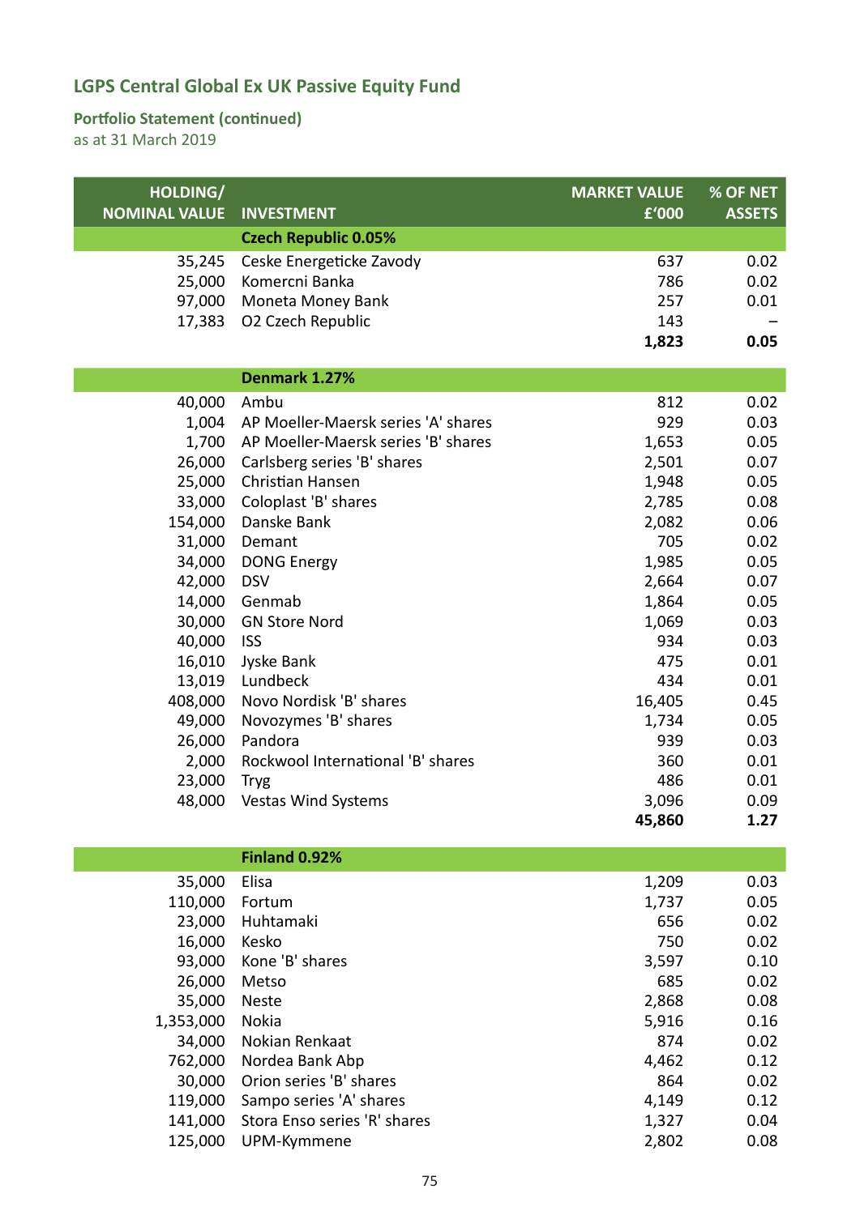# LGPS Central Global Ex UK Passive Equity Fund

## Portfolio Statement (continued)

as at 31 March 2019

| HOLDING/ NOMINAL VALUE | INVESTMENT | MARKET VALUE £'000 | % OF NET ASSETS |
|---|---|---|---|
| | **Czech Republic 0.05%** | | |
| 35,245 | Ceske Energeticke Zavody | 637 | 0.02 |
| 25,000 | Komercni Banka | 786 | 0.02 |
| 97,000 | Moneta Money Bank | 257 | 0.01 |
| 17,383 | O2 Czech Republic | 143 | – |
| | | **1,823** | **0.05** |
| | **Denmark 1.27%** | | |
| 40,000 | Ambu | 812 | 0.02 |
| 1,004 | AP Moeller-Maersk series 'A' shares | 929 | 0.03 |
| 1,700 | AP Moeller-Maersk series 'B' shares | 1,653 | 0.05 |
| 26,000 | Carlsberg series 'B' shares | 2,501 | 0.07 |
| 25,000 | Christian Hansen | 1,948 | 0.05 |
| 33,000 | Coloplast 'B' shares | 2,785 | 0.08 |
| 154,000 | Danske Bank | 2,082 | 0.06 |
| 31,000 | Demant | 705 | 0.02 |
| 34,000 | DONG Energy | 1,985 | 0.05 |
| 42,000 | DSV | 2,664 | 0.07 |
| 14,000 | Genmab | 1,864 | 0.05 |
| 30,000 | GN Store Nord | 1,069 | 0.03 |
| 40,000 | ISS | 934 | 0.03 |
| 16,010 | Jyske Bank | 475 | 0.01 |
| 13,019 | Lundbeck | 434 | 0.01 |
| 408,000 | Novo Nordisk 'B' shares | 16,405 | 0.45 |
| 49,000 | Novozymes 'B' shares | 1,734 | 0.05 |
| 26,000 | Pandora | 939 | 0.03 |
| 2,000 | Rockwool International 'B' shares | 360 | 0.01 |
| 23,000 | Tryg | 486 | 0.01 |
| 48,000 | Vestas Wind Systems | 3,096 | 0.09 |
| | | **45,860** | **1.27** |
| | **Finland 0.92%** | | |
| 35,000 | Elisa | 1,209 | 0.03 |
| 110,000 | Fortum | 1,737 | 0.05 |
| 23,000 | Huhtamaki | 656 | 0.02 |
| 16,000 | Kesko | 750 | 0.02 |
| 93,000 | Kone 'B' shares | 3,597 | 0.10 |
| 26,000 | Metso | 685 | 0.02 |
| 35,000 | Neste | 2,868 | 0.08 |
| 1,353,000 | Nokia | 5,916 | 0.16 |
| 34,000 | Nokian Renkaat | 874 | 0.02 |
| 762,000 | Nordea Bank Abp | 4,462 | 0.12 |
| 30,000 | Orion series 'B' shares | 864 | 0.02 |
| 119,000 | Sampo series 'A' shares | 4,149 | 0.12 |
| 141,000 | Stora Enso series 'R' shares | 1,327 | 0.04 |
| 125,000 | UPM-Kymmene | 2,802 | 0.08 |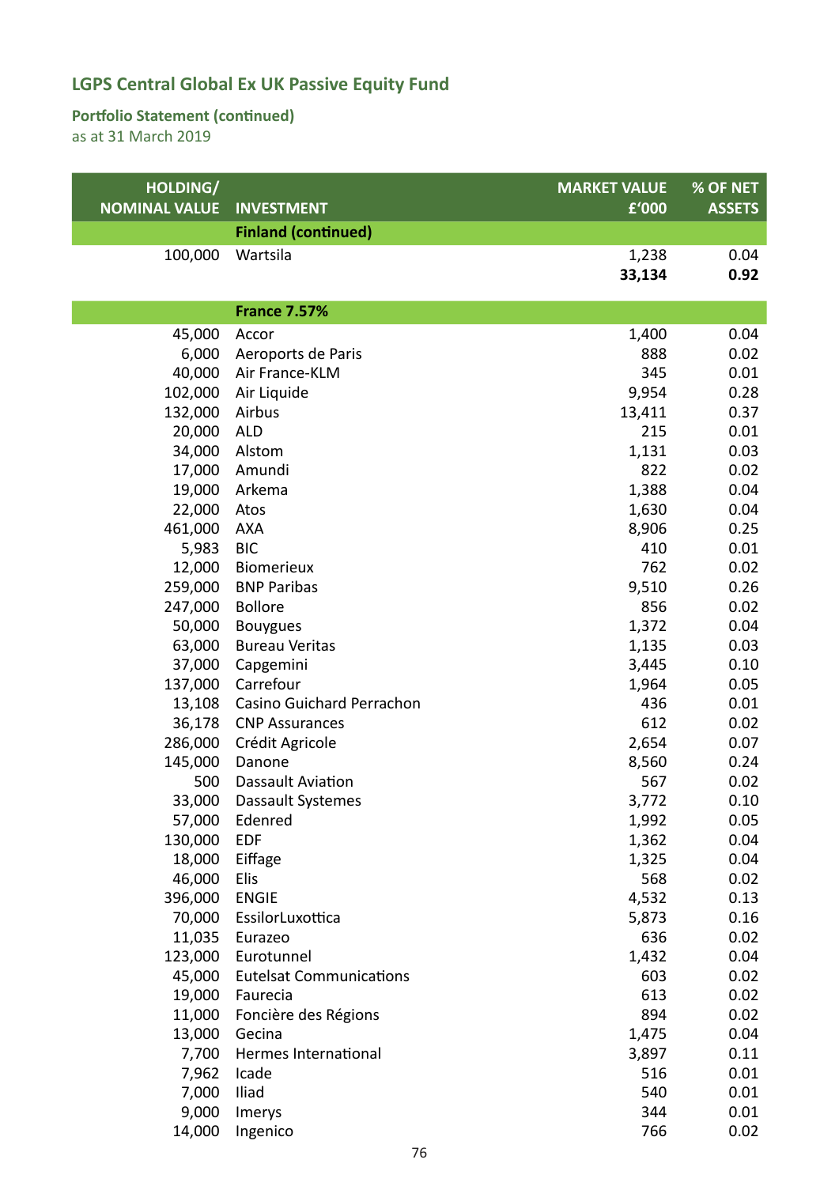# LGPS Central Global Ex UK Passive Equity Fund

## Portfolio Statement (continued)

as at 31 March 2019

| HOLDING/ NOMINAL VALUE | INVESTMENT | MARKET VALUE £'000 | % OF NET ASSETS |
|---|---|---|---|
| | **Finland (continued)** | | |
| 100,000 | Wartsila | 1,238 | 0.04 |
| | | **33,134** | **0.92** |
| | **France 7.57%** | | |
| 45,000 | Accor | 1,400 | 0.04 |
| 6,000 | Aeroports de Paris | 888 | 0.02 |
| 40,000 | Air France-KLM | 345 | 0.01 |
| 102,000 | Air Liquide | 9,954 | 0.28 |
| 132,000 | Airbus | 13,411 | 0.37 |
| 20,000 | ALD | 215 | 0.01 |
| 34,000 | Alstom | 1,131 | 0.03 |
| 17,000 | Amundi | 822 | 0.02 |
| 19,000 | Arkema | 1,388 | 0.04 |
| 22,000 | Atos | 1,630 | 0.04 |
| 461,000 | AXA | 8,906 | 0.25 |
| 5,983 | BIC | 410 | 0.01 |
| 12,000 | Biomerieux | 762 | 0.02 |
| 259,000 | BNP Paribas | 9,510 | 0.26 |
| 247,000 | Bollore | 856 | 0.02 |
| 50,000 | Bouygues | 1,372 | 0.04 |
| 63,000 | Bureau Veritas | 1,135 | 0.03 |
| 37,000 | Capgemini | 3,445 | 0.10 |
| 137,000 | Carrefour | 1,964 | 0.05 |
| 13,108 | Casino Guichard Perrachon | 436 | 0.01 |
| 36,178 | CNP Assurances | 612 | 0.02 |
| 286,000 | Crédit Agricole | 2,654 | 0.07 |
| 145,000 | Danone | 8,560 | 0.24 |
| 500 | Dassault Aviation | 567 | 0.02 |
| 33,000 | Dassault Systemes | 3,772 | 0.10 |
| 57,000 | Edenred | 1,992 | 0.05 |
| 130,000 | EDF | 1,362 | 0.04 |
| 18,000 | Eiffage | 1,325 | 0.04 |
| 46,000 | Elis | 568 | 0.02 |
| 396,000 | ENGIE | 4,532 | 0.13 |
| 70,000 | EssilorLuxottica | 5,873 | 0.16 |
| 11,035 | Eurazeo | 636 | 0.02 |
| 123,000 | Eurotunnel | 1,432 | 0.04 |
| 45,000 | Eutelsat Communications | 603 | 0.02 |
| 19,000 | Faurecia | 613 | 0.02 |
| 11,000 | Foncière des Régions | 894 | 0.02 |
| 13,000 | Gecina | 1,475 | 0.04 |
| 7,700 | Hermes International | 3,897 | 0.11 |
| 7,962 | Icade | 516 | 0.01 |
| 7,000 | Iliad | 540 | 0.01 |
| 9,000 | Imerys | 344 | 0.01 |
| 14,000 | Ingenico | 766 | 0.02 |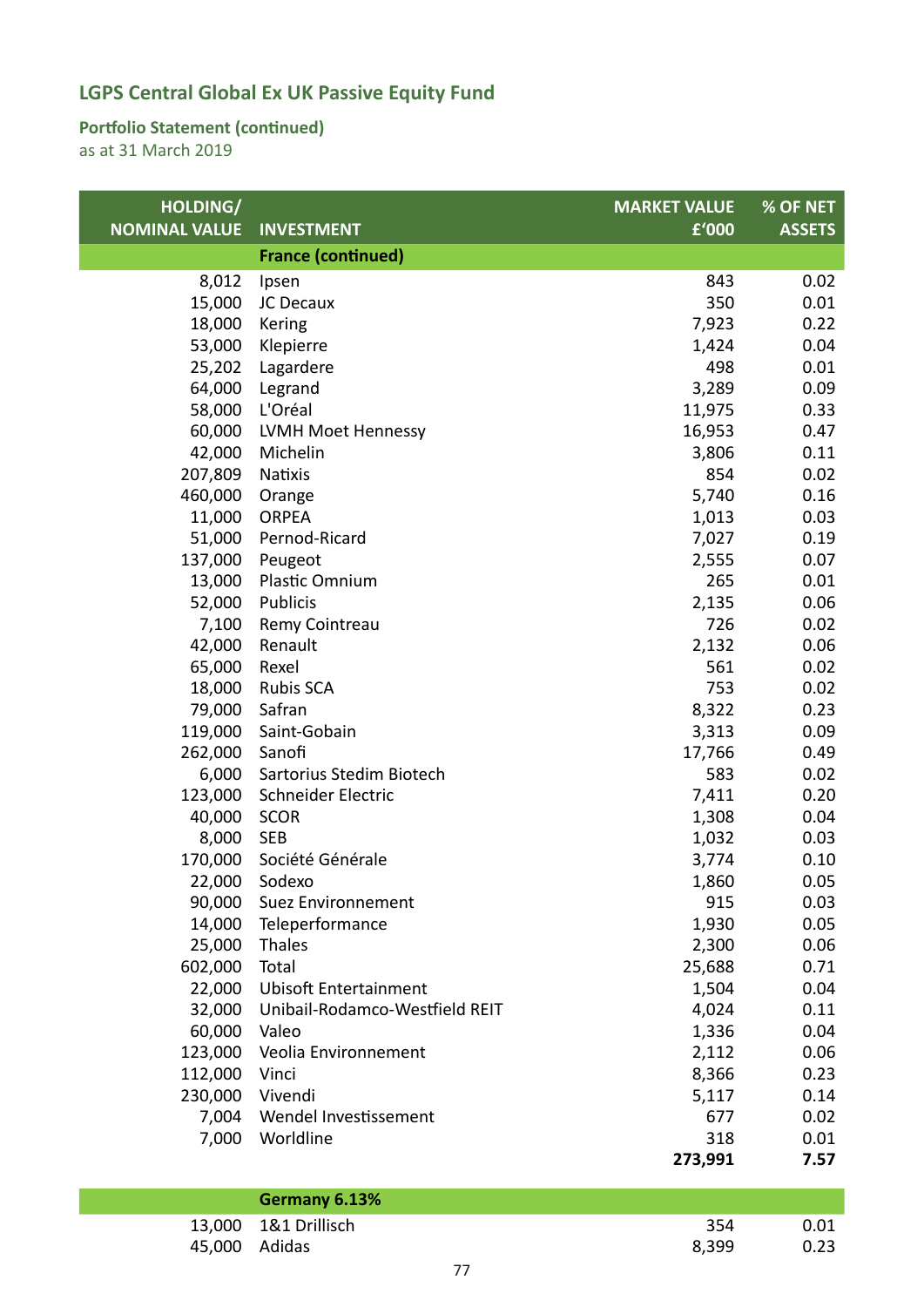# LGPS Central Global Ex UK Passive Equity Fund

## Portfolio Statement (continued)

as at 31 March 2019

| HOLDING/ NOMINAL VALUE | INVESTMENT | MARKET VALUE £'000 | % OF NET ASSETS |
|---|---|---|---|
| | **France (continued)** | | |
| 8,012 | Ipsen | 843 | 0.02 |
| 15,000 | JC Decaux | 350 | 0.01 |
| 18,000 | Kering | 7,923 | 0.22 |
| 53,000 | Klepierre | 1,424 | 0.04 |
| 25,202 | Lagardere | 498 | 0.01 |
| 64,000 | Legrand | 3,289 | 0.09 |
| 58,000 | L'Oréal | 11,975 | 0.33 |
| 60,000 | LVMH Moet Hennessy | 16,953 | 0.47 |
| 42,000 | Michelin | 3,806 | 0.11 |
| 207,809 | Natixis | 854 | 0.02 |
| 460,000 | Orange | 5,740 | 0.16 |
| 11,000 | ORPEA | 1,013 | 0.03 |
| 51,000 | Pernod-Ricard | 7,027 | 0.19 |
| 137,000 | Peugeot | 2,555 | 0.07 |
| 13,000 | Plastic Omnium | 265 | 0.01 |
| 52,000 | Publicis | 2,135 | 0.06 |
| 7,100 | Remy Cointreau | 726 | 0.02 |
| 42,000 | Renault | 2,132 | 0.06 |
| 65,000 | Rexel | 561 | 0.02 |
| 18,000 | Rubis SCA | 753 | 0.02 |
| 79,000 | Safran | 8,322 | 0.23 |
| 119,000 | Saint-Gobain | 3,313 | 0.09 |
| 262,000 | Sanofi | 17,766 | 0.49 |
| 6,000 | Sartorius Stedim Biotech | 583 | 0.02 |
| 123,000 | Schneider Electric | 7,411 | 0.20 |
| 40,000 | SCOR | 1,308 | 0.04 |
| 8,000 | SEB | 1,032 | 0.03 |
| 170,000 | Société Générale | 3,774 | 0.10 |
| 22,000 | Sodexo | 1,860 | 0.05 |
| 90,000 | Suez Environnement | 915 | 0.03 |
| 14,000 | Teleperformance | 1,930 | 0.05 |
| 25,000 | Thales | 2,300 | 0.06 |
| 602,000 | Total | 25,688 | 0.71 |
| 22,000 | Ubisoft Entertainment | 1,504 | 0.04 |
| 32,000 | Unibail-Rodamco-Westfield REIT | 4,024 | 0.11 |
| 60,000 | Valeo | 1,336 | 0.04 |
| 123,000 | Veolia Environnement | 2,112 | 0.06 |
| 112,000 | Vinci | 8,366 | 0.23 |
| 230,000 | Vivendi | 5,117 | 0.14 |
| 7,004 | Wendel Investissement | 677 | 0.02 |
| 7,000 | Worldline | 318 | 0.01 |
| | | **273,991** | **7.57** |
| | **Germany 6.13%** | | |
| 13,000 | 1&1 Drillisch | 354 | 0.01 |
| 45,000 | Adidas | 8,399 | 0.23 |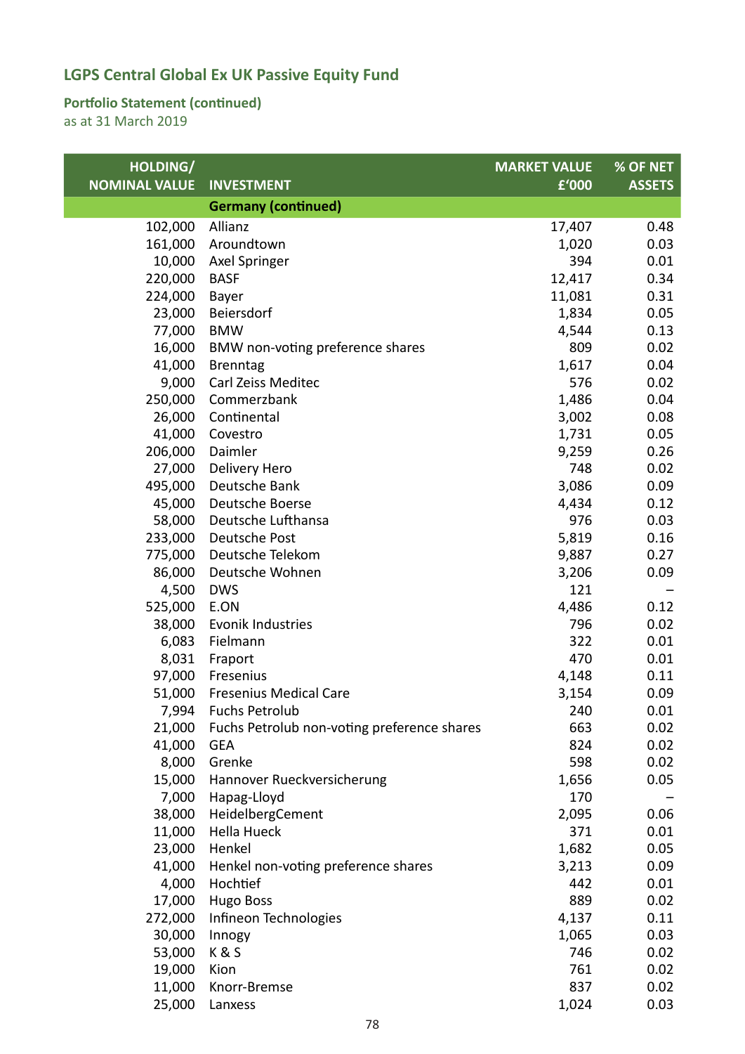## LGPS Central Global Ex UK Passive Equity Fund

### Portfolio Statement (continued)

as at 31 March 2019

| HOLDING/ NOMINAL VALUE | INVESTMENT | MARKET VALUE £'000 | % OF NET ASSETS |
|---|---|---|---|
| | **Germany (continued)** | | |
| 102,000 | Allianz | 17,407 | 0.48 |
| 161,000 | Aroundtown | 1,020 | 0.03 |
| 10,000 | Axel Springer | 394 | 0.01 |
| 220,000 | BASF | 12,417 | 0.34 |
| 224,000 | Bayer | 11,081 | 0.31 |
| 23,000 | Beiersdorf | 1,834 | 0.05 |
| 77,000 | BMW | 4,544 | 0.13 |
| 16,000 | BMW non-voting preference shares | 809 | 0.02 |
| 41,000 | Brenntag | 1,617 | 0.04 |
| 9,000 | Carl Zeiss Meditec | 576 | 0.02 |
| 250,000 | Commerzbank | 1,486 | 0.04 |
| 26,000 | Continental | 3,002 | 0.08 |
| 41,000 | Covestro | 1,731 | 0.05 |
| 206,000 | Daimler | 9,259 | 0.26 |
| 27,000 | Delivery Hero | 748 | 0.02 |
| 495,000 | Deutsche Bank | 3,086 | 0.09 |
| 45,000 | Deutsche Boerse | 4,434 | 0.12 |
| 58,000 | Deutsche Lufthansa | 976 | 0.03 |
| 233,000 | Deutsche Post | 5,819 | 0.16 |
| 775,000 | Deutsche Telekom | 9,887 | 0.27 |
| 86,000 | Deutsche Wohnen | 3,206 | 0.09 |
| 4,500 | DWS | 121 | – |
| 525,000 | E.ON | 4,486 | 0.12 |
| 38,000 | Evonik Industries | 796 | 0.02 |
| 6,083 | Fielmann | 322 | 0.01 |
| 8,031 | Fraport | 470 | 0.01 |
| 97,000 | Fresenius | 4,148 | 0.11 |
| 51,000 | Fresenius Medical Care | 3,154 | 0.09 |
| 7,994 | Fuchs Petrolub | 240 | 0.01 |
| 21,000 | Fuchs Petrolub non-voting preference shares | 663 | 0.02 |
| 41,000 | GEA | 824 | 0.02 |
| 8,000 | Grenke | 598 | 0.02 |
| 15,000 | Hannover Rueckversicherung | 1,656 | 0.05 |
| 7,000 | Hapag-Lloyd | 170 | – |
| 38,000 | HeidelbergCement | 2,095 | 0.06 |
| 11,000 | Hella Hueck | 371 | 0.01 |
| 23,000 | Henkel | 1,682 | 0.05 |
| 41,000 | Henkel non-voting preference shares | 3,213 | 0.09 |
| 4,000 | Hochtief | 442 | 0.01 |
| 17,000 | Hugo Boss | 889 | 0.02 |
| 272,000 | Infineon Technologies | 4,137 | 0.11 |
| 30,000 | Innogy | 1,065 | 0.03 |
| 53,000 | K & S | 746 | 0.02 |
| 19,000 | Kion | 761 | 0.02 |
| 11,000 | Knorr-Bremse | 837 | 0.02 |
| 25,000 | Lanxess | 1,024 | 0.03 |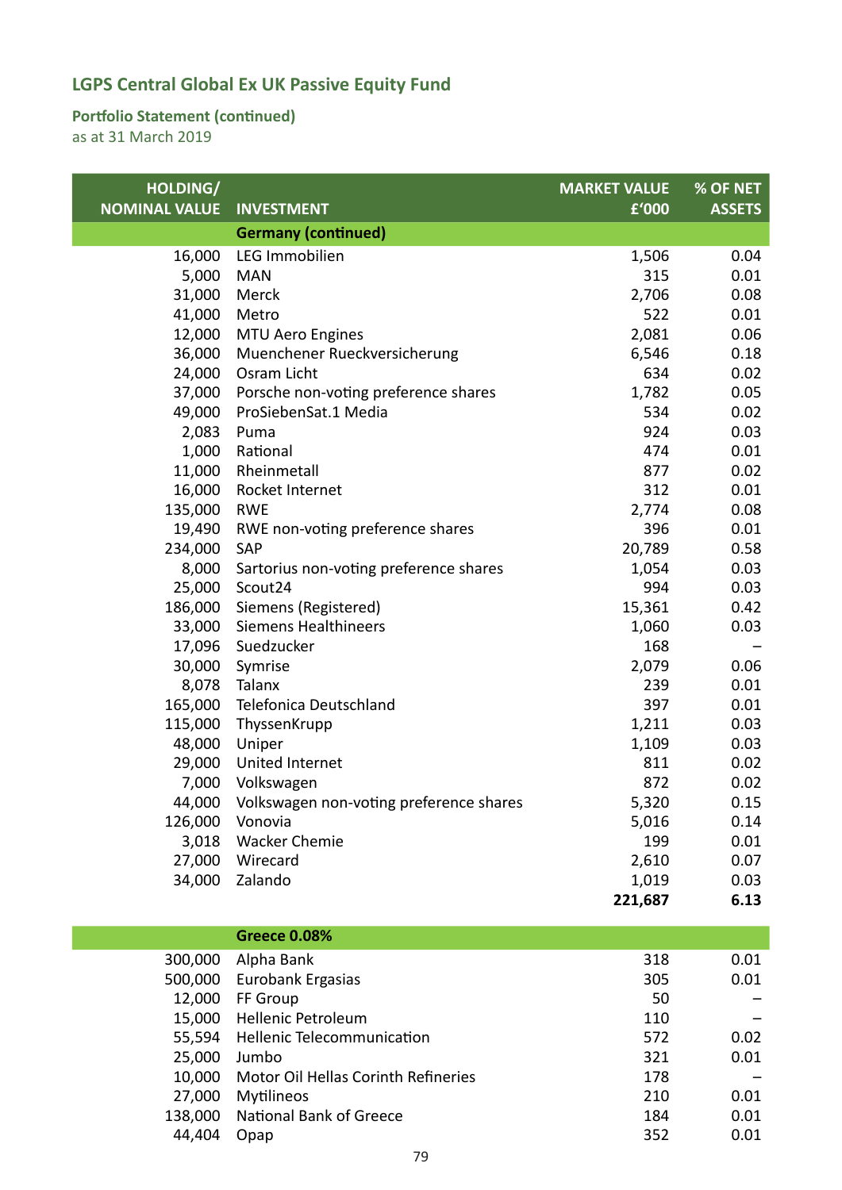# LGPS Central Global Ex UK Passive Equity Fund

## Portfolio Statement (continued)

as at 31 March 2019

| HOLDING/ NOMINAL VALUE | INVESTMENT | MARKET VALUE £'000 | % OF NET ASSETS |
|---|---|---|---|
| | **Germany (continued)** | | |
| 16,000 | LEG Immobilien | 1,506 | 0.04 |
| 5,000 | MAN | 315 | 0.01 |
| 31,000 | Merck | 2,706 | 0.08 |
| 41,000 | Metro | 522 | 0.01 |
| 12,000 | MTU Aero Engines | 2,081 | 0.06 |
| 36,000 | Muenchener Rueckversicherung | 6,546 | 0.18 |
| 24,000 | Osram Licht | 634 | 0.02 |
| 37,000 | Porsche non-voting preference shares | 1,782 | 0.05 |
| 49,000 | ProSiebenSat.1 Media | 534 | 0.02 |
| 2,083 | Puma | 924 | 0.03 |
| 1,000 | Rational | 474 | 0.01 |
| 11,000 | Rheinmetall | 877 | 0.02 |
| 16,000 | Rocket Internet | 312 | 0.01 |
| 135,000 | RWE | 2,774 | 0.08 |
| 19,490 | RWE non-voting preference shares | 396 | 0.01 |
| 234,000 | SAP | 20,789 | 0.58 |
| 8,000 | Sartorius non-voting preference shares | 1,054 | 0.03 |
| 25,000 | Scout24 | 994 | 0.03 |
| 186,000 | Siemens (Registered) | 15,361 | 0.42 |
| 33,000 | Siemens Healthineers | 1,060 | 0.03 |
| 17,096 | Suedzucker | 168 | – |
| 30,000 | Symrise | 2,079 | 0.06 |
| 8,078 | Talanx | 239 | 0.01 |
| 165,000 | Telefonica Deutschland | 397 | 0.01 |
| 115,000 | ThyssenKrupp | 1,211 | 0.03 |
| 48,000 | Uniper | 1,109 | 0.03 |
| 29,000 | United Internet | 811 | 0.02 |
| 7,000 | Volkswagen | 872 | 0.02 |
| 44,000 | Volkswagen non-voting preference shares | 5,320 | 0.15 |
| 126,000 | Vonovia | 5,016 | 0.14 |
| 3,018 | Wacker Chemie | 199 | 0.01 |
| 27,000 | Wirecard | 2,610 | 0.07 |
| 34,000 | Zalando | 1,019 | 0.03 |
| | | **221,687** | **6.13** |
| | **Greece 0.08%** | | |
| 300,000 | Alpha Bank | 318 | 0.01 |
| 500,000 | Eurobank Ergasias | 305 | 0.01 |
| 12,000 | FF Group | 50 | – |
| 15,000 | Hellenic Petroleum | 110 | – |
| 55,594 | Hellenic Telecommunication | 572 | 0.02 |
| 25,000 | Jumbo | 321 | 0.01 |
| 10,000 | Motor Oil Hellas Corinth Refineries | 178 | – |
| 27,000 | Mytilineos | 210 | 0.01 |
| 138,000 | National Bank of Greece | 184 | 0.01 |
| 44,404 | Opap | 352 | 0.01 |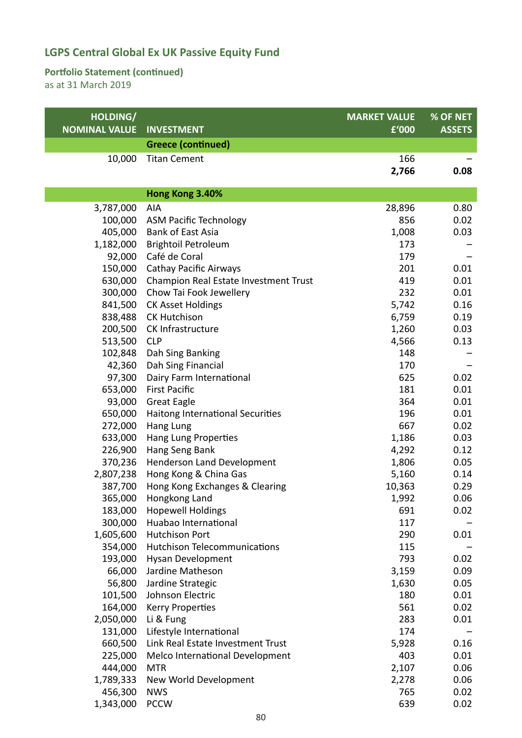# LGPS Central Global Ex UK Passive Equity Fund

## Portfolio Statement (continued)

as at 31 March 2019

| HOLDING/ NOMINAL VALUE | INVESTMENT | MARKET VALUE £'000 | % OF NET ASSETS |
|---|---|---|---|
| | **Greece (continued)** | | |
| 10,000 | Titan Cement | 166 | – |
| | | **2,766** | **0.08** |
| | **Hong Kong 3.40%** | | |
| 3,787,000 | AIA | 28,896 | 0.80 |
| 100,000 | ASM Pacific Technology | 856 | 0.02 |
| 405,000 | Bank of East Asia | 1,008 | 0.03 |
| 1,182,000 | Brightoil Petroleum | 173 | – |
| 92,000 | Café de Coral | 179 | – |
| 150,000 | Cathay Pacific Airways | 201 | 0.01 |
| 630,000 | Champion Real Estate Investment Trust | 419 | 0.01 |
| 300,000 | Chow Tai Fook Jewellery | 232 | 0.01 |
| 841,500 | CK Asset Holdings | 5,742 | 0.16 |
| 838,488 | CK Hutchison | 6,759 | 0.19 |
| 200,500 | CK Infrastructure | 1,260 | 0.03 |
| 513,500 | CLP | 4,566 | 0.13 |
| 102,848 | Dah Sing Banking | 148 | – |
| 42,360 | Dah Sing Financial | 170 | – |
| 97,300 | Dairy Farm International | 625 | 0.02 |
| 653,000 | First Pacific | 181 | 0.01 |
| 93,000 | Great Eagle | 364 | 0.01 |
| 650,000 | Haitong International Securities | 196 | 0.01 |
| 272,000 | Hang Lung | 667 | 0.02 |
| 633,000 | Hang Lung Properties | 1,186 | 0.03 |
| 226,900 | Hang Seng Bank | 4,292 | 0.12 |
| 370,236 | Henderson Land Development | 1,806 | 0.05 |
| 2,807,238 | Hong Kong & China Gas | 5,160 | 0.14 |
| 387,700 | Hong Kong Exchanges & Clearing | 10,363 | 0.29 |
| 365,000 | Hongkong Land | 1,992 | 0.06 |
| 183,000 | Hopewell Holdings | 691 | 0.02 |
| 300,000 | Huabao International | 117 | – |
| 1,605,600 | Hutchison Port | 290 | 0.01 |
| 354,000 | Hutchison Telecommunications | 115 | – |
| 193,000 | Hysan Development | 793 | 0.02 |
| 66,000 | Jardine Matheson | 3,159 | 0.09 |
| 56,800 | Jardine Strategic | 1,630 | 0.05 |
| 101,500 | Johnson Electric | 180 | 0.01 |
| 164,000 | Kerry Properties | 561 | 0.02 |
| 2,050,000 | Li & Fung | 283 | 0.01 |
| 131,000 | Lifestyle International | 174 | – |
| 660,500 | Link Real Estate Investment Trust | 5,928 | 0.16 |
| 225,000 | Melco International Development | 403 | 0.01 |
| 444,000 | MTR | 2,107 | 0.06 |
| 1,789,333 | New World Development | 2,278 | 0.06 |
| 456,300 | NWS | 765 | 0.02 |
| 1,343,000 | PCCW | 639 | 0.02 |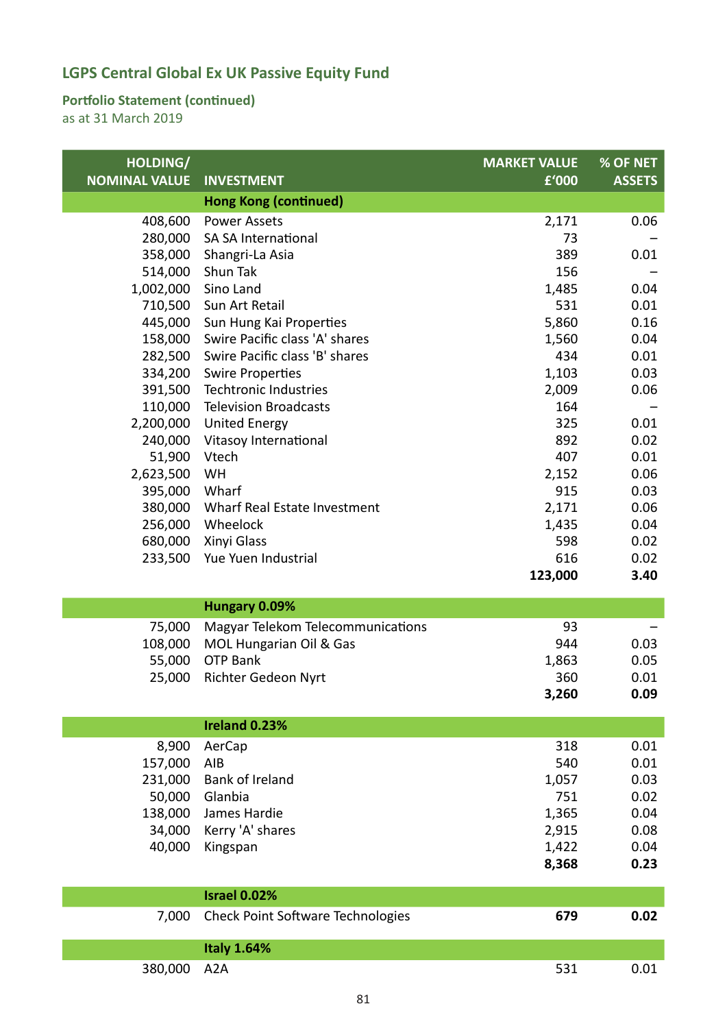## LGPS Central Global Ex UK Passive Equity Fund

### Portfolio Statement (continued)

as at 31 March 2019

| HOLDING/ NOMINAL VALUE | INVESTMENT | MARKET VALUE £'000 | % OF NET ASSETS |
|---|---|---|---|
| | **Hong Kong (continued)** | | |
| 408,600 | Power Assets | 2,171 | 0.06 |
| 280,000 | SA SA International | 73 | – |
| 358,000 | Shangri-La Asia | 389 | 0.01 |
| 514,000 | Shun Tak | 156 | – |
| 1,002,000 | Sino Land | 1,485 | 0.04 |
| 710,500 | Sun Art Retail | 531 | 0.01 |
| 445,000 | Sun Hung Kai Properties | 5,860 | 0.16 |
| 158,000 | Swire Pacific class 'A' shares | 1,560 | 0.04 |
| 282,500 | Swire Pacific class 'B' shares | 434 | 0.01 |
| 334,200 | Swire Properties | 1,103 | 0.03 |
| 391,500 | Techtronic Industries | 2,009 | 0.06 |
| 110,000 | Television Broadcasts | 164 | – |
| 2,200,000 | United Energy | 325 | 0.01 |
| 240,000 | Vitasoy International | 892 | 0.02 |
| 51,900 | Vtech | 407 | 0.01 |
| 2,623,500 | WH | 2,152 | 0.06 |
| 395,000 | Wharf | 915 | 0.03 |
| 380,000 | Wharf Real Estate Investment | 2,171 | 0.06 |
| 256,000 | Wheelock | 1,435 | 0.04 |
| 680,000 | Xinyi Glass | 598 | 0.02 |
| 233,500 | Yue Yuen Industrial | 616 | 0.02 |
| | | **123,000** | **3.40** |
| | **Hungary 0.09%** | | |
| 75,000 | Magyar Telekom Telecommunications | 93 | – |
| 108,000 | MOL Hungarian Oil & Gas | 944 | 0.03 |
| 55,000 | OTP Bank | 1,863 | 0.05 |
| 25,000 | Richter Gedeon Nyrt | 360 | 0.01 |
| | | **3,260** | **0.09** |
| | **Ireland 0.23%** | | |
| 8,900 | AerCap | 318 | 0.01 |
| 157,000 | AIB | 540 | 0.01 |
| 231,000 | Bank of Ireland | 1,057 | 0.03 |
| 50,000 | Glanbia | 751 | 0.02 |
| 138,000 | James Hardie | 1,365 | 0.04 |
| 34,000 | Kerry 'A' shares | 2,915 | 0.08 |
| 40,000 | Kingspan | 1,422 | 0.04 |
| | | **8,368** | **0.23** |
| | **Israel 0.02%** | | |
| 7,000 | Check Point Software Technologies | **679** | **0.02** |
| | **Italy 1.64%** | | |
| 380,000 | A2A | 531 | 0.01 |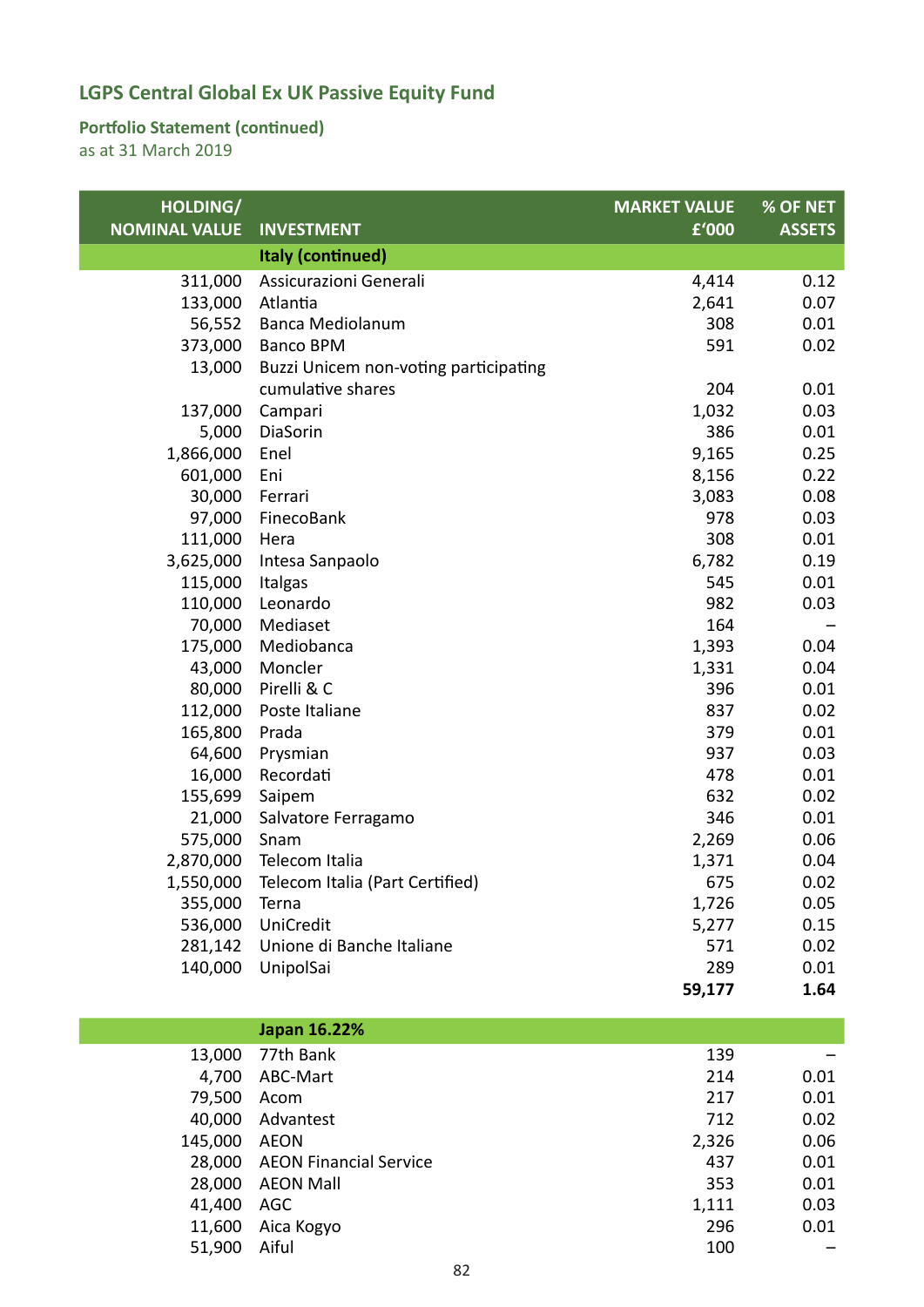# LGPS Central Global Ex UK Passive Equity Fund

## Portfolio Statement (continued)

as at 31 March 2019

| HOLDING/ NOMINAL VALUE | INVESTMENT | MARKET VALUE £'000 | % OF NET ASSETS |
|---|---|---|---|
| | **Italy (continued)** | | |
| 311,000 | Assicurazioni Generali | 4,414 | 0.12 |
| 133,000 | Atlantia | 2,641 | 0.07 |
| 56,552 | Banca Mediolanum | 308 | 0.01 |
| 373,000 | Banco BPM | 591 | 0.02 |
| 13,000 | Buzzi Unicem non-voting participating cumulative shares | 204 | 0.01 |
| 137,000 | Campari | 1,032 | 0.03 |
| 5,000 | DiaSorin | 386 | 0.01 |
| 1,866,000 | Enel | 9,165 | 0.25 |
| 601,000 | Eni | 8,156 | 0.22 |
| 30,000 | Ferrari | 3,083 | 0.08 |
| 97,000 | FinecoBank | 978 | 0.03 |
| 111,000 | Hera | 308 | 0.01 |
| 3,625,000 | Intesa Sanpaolo | 6,782 | 0.19 |
| 115,000 | Italgas | 545 | 0.01 |
| 110,000 | Leonardo | 982 | 0.03 |
| 70,000 | Mediaset | 164 | – |
| 175,000 | Mediobanca | 1,393 | 0.04 |
| 43,000 | Moncler | 1,331 | 0.04 |
| 80,000 | Pirelli & C | 396 | 0.01 |
| 112,000 | Poste Italiane | 837 | 0.02 |
| 165,800 | Prada | 379 | 0.01 |
| 64,600 | Prysmian | 937 | 0.03 |
| 16,000 | Recordati | 478 | 0.01 |
| 155,699 | Saipem | 632 | 0.02 |
| 21,000 | Salvatore Ferragamo | 346 | 0.01 |
| 575,000 | Snam | 2,269 | 0.06 |
| 2,870,000 | Telecom Italia | 1,371 | 0.04 |
| 1,550,000 | Telecom Italia (Part Certified) | 675 | 0.02 |
| 355,000 | Terna | 1,726 | 0.05 |
| 536,000 | UniCredit | 5,277 | 0.15 |
| 281,142 | Unione di Banche Italiane | 571 | 0.02 |
| 140,000 | UnipolSai | 289 | 0.01 |
| | | **59,177** | **1.64** |
| | **Japan 16.22%** | | |
| 13,000 | 77th Bank | 139 | – |
| 4,700 | ABC-Mart | 214 | 0.01 |
| 79,500 | Acom | 217 | 0.01 |
| 40,000 | Advantest | 712 | 0.02 |
| 145,000 | AEON | 2,326 | 0.06 |
| 28,000 | AEON Financial Service | 437 | 0.01 |
| 28,000 | AEON Mall | 353 | 0.01 |
| 41,400 | AGC | 1,111 | 0.03 |
| 11,600 | Aica Kogyo | 296 | 0.01 |
| 51,900 | Aiful | 100 | – |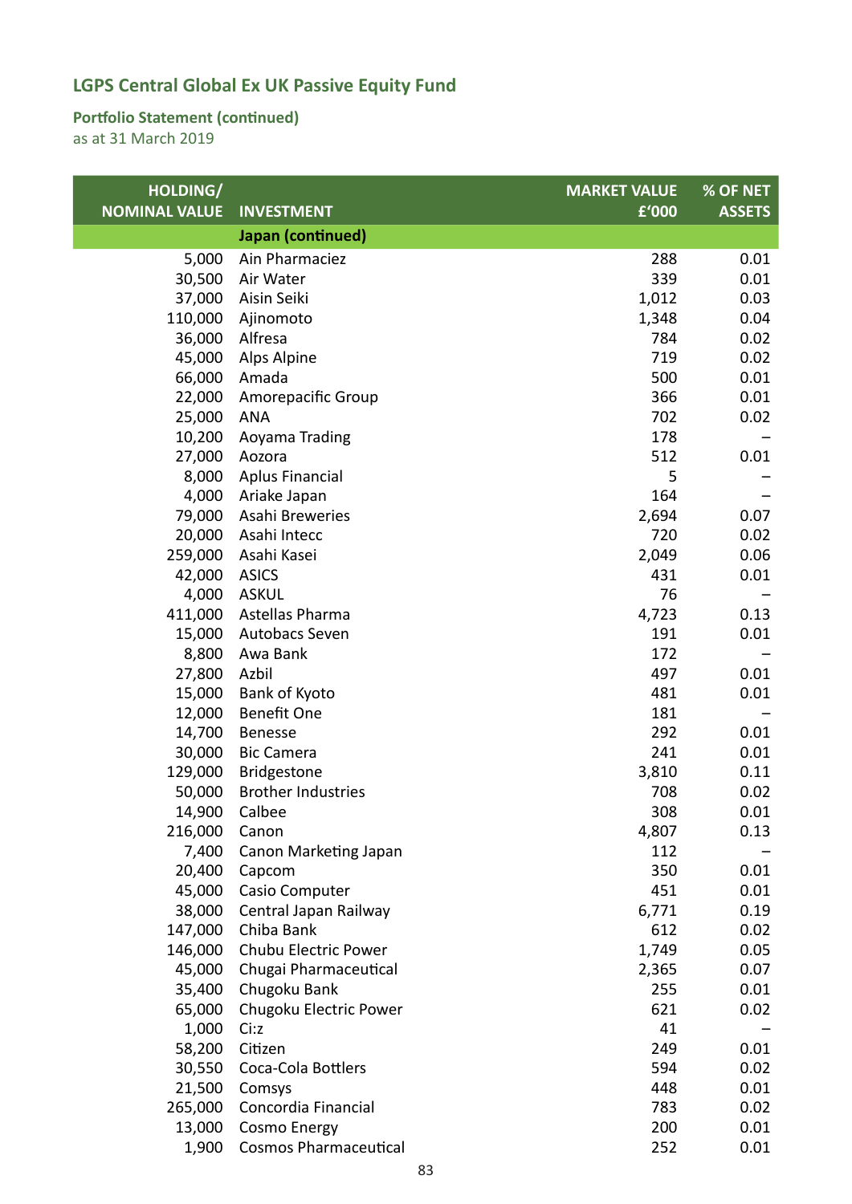## LGPS Central Global Ex UK Passive Equity Fund

### Portfolio Statement (continued)

as at 31 March 2019

| HOLDING/ NOMINAL VALUE | INVESTMENT | MARKET VALUE £'000 | % OF NET ASSETS |
|---|---|---|---|
| | **Japan (continued)** | | |
| 5,000 | Ain Pharmaciez | 288 | 0.01 |
| 30,500 | Air Water | 339 | 0.01 |
| 37,000 | Aisin Seiki | 1,012 | 0.03 |
| 110,000 | Ajinomoto | 1,348 | 0.04 |
| 36,000 | Alfresa | 784 | 0.02 |
| 45,000 | Alps Alpine | 719 | 0.02 |
| 66,000 | Amada | 500 | 0.01 |
| 22,000 | Amorepacific Group | 366 | 0.01 |
| 25,000 | ANA | 702 | 0.02 |
| 10,200 | Aoyama Trading | 178 | – |
| 27,000 | Aozora | 512 | 0.01 |
| 8,000 | Aplus Financial | 5 | – |
| 4,000 | Ariake Japan | 164 | – |
| 79,000 | Asahi Breweries | 2,694 | 0.07 |
| 20,000 | Asahi Intecc | 720 | 0.02 |
| 259,000 | Asahi Kasei | 2,049 | 0.06 |
| 42,000 | ASICS | 431 | 0.01 |
| 4,000 | ASKUL | 76 | – |
| 411,000 | Astellas Pharma | 4,723 | 0.13 |
| 15,000 | Autobacs Seven | 191 | 0.01 |
| 8,800 | Awa Bank | 172 | – |
| 27,800 | Azbil | 497 | 0.01 |
| 15,000 | Bank of Kyoto | 481 | 0.01 |
| 12,000 | Benefit One | 181 | – |
| 14,700 | Benesse | 292 | 0.01 |
| 30,000 | Bic Camera | 241 | 0.01 |
| 129,000 | Bridgestone | 3,810 | 0.11 |
| 50,000 | Brother Industries | 708 | 0.02 |
| 14,900 | Calbee | 308 | 0.01 |
| 216,000 | Canon | 4,807 | 0.13 |
| 7,400 | Canon Marketing Japan | 112 | – |
| 20,400 | Capcom | 350 | 0.01 |
| 45,000 | Casio Computer | 451 | 0.01 |
| 38,000 | Central Japan Railway | 6,771 | 0.19 |
| 147,000 | Chiba Bank | 612 | 0.02 |
| 146,000 | Chubu Electric Power | 1,749 | 0.05 |
| 45,000 | Chugai Pharmaceutical | 2,365 | 0.07 |
| 35,400 | Chugoku Bank | 255 | 0.01 |
| 65,000 | Chugoku Electric Power | 621 | 0.02 |
| 1,000 | Ci:z | 41 | – |
| 58,200 | Citizen | 249 | 0.01 |
| 30,550 | Coca-Cola Bottlers | 594 | 0.02 |
| 21,500 | Comsys | 448 | 0.01 |
| 265,000 | Concordia Financial | 783 | 0.02 |
| 13,000 | Cosmo Energy | 200 | 0.01 |
| 1,900 | Cosmos Pharmaceutical | 252 | 0.01 |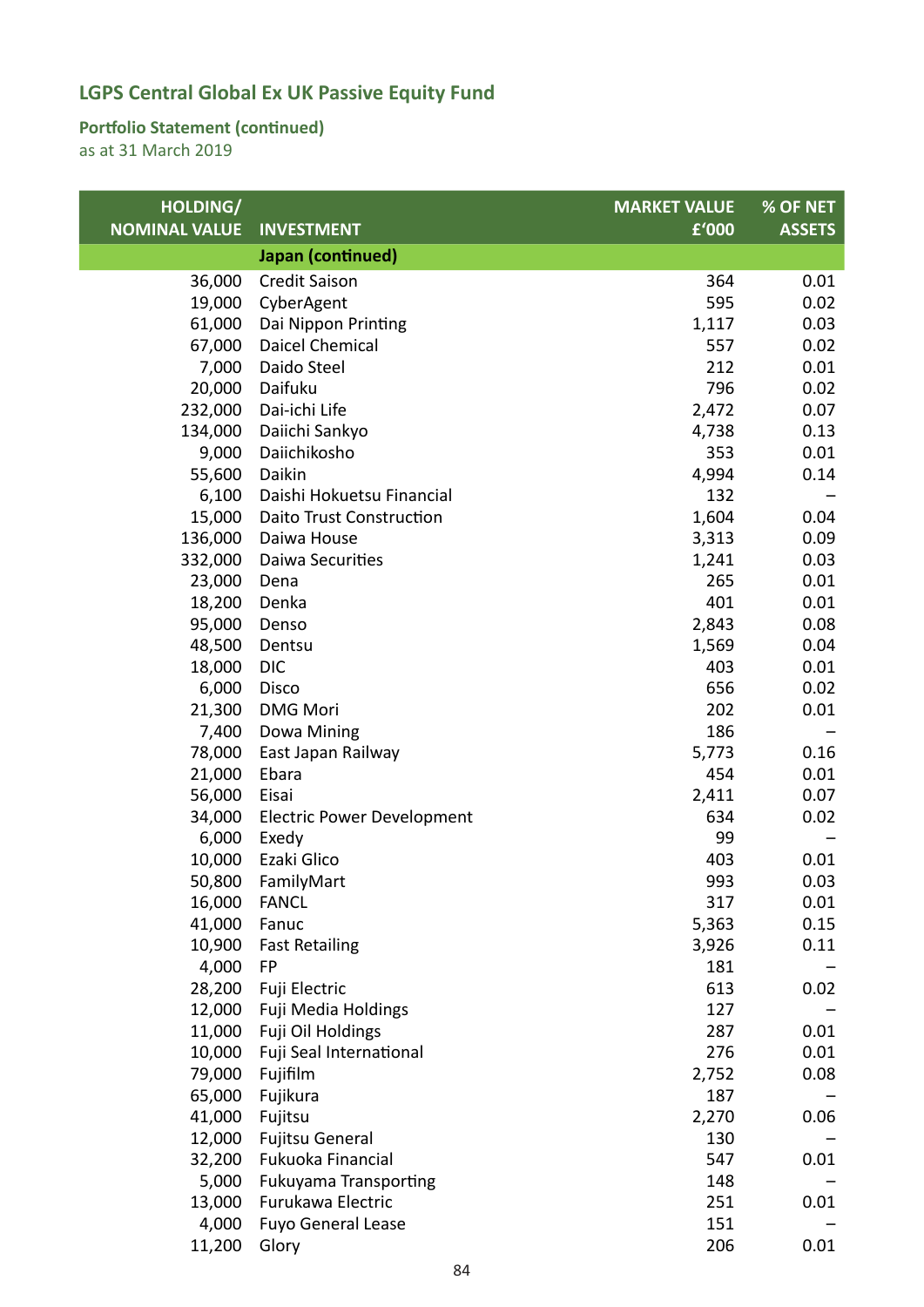## LGPS Central Global Ex UK Passive Equity Fund

### Portfolio Statement (continued)
as at 31 March 2019

| HOLDING/ NOMINAL VALUE | INVESTMENT | MARKET VALUE £'000 | % OF NET ASSETS |
|---|---|---|---|
| | **Japan (continued)** | | |
| 36,000 | Credit Saison | 364 | 0.01 |
| 19,000 | CyberAgent | 595 | 0.02 |
| 61,000 | Dai Nippon Printing | 1,117 | 0.03 |
| 67,000 | Daicel Chemical | 557 | 0.02 |
| 7,000 | Daido Steel | 212 | 0.01 |
| 20,000 | Daifuku | 796 | 0.02 |
| 232,000 | Dai-ichi Life | 2,472 | 0.07 |
| 134,000 | Daiichi Sankyo | 4,738 | 0.13 |
| 9,000 | Daiichikosho | 353 | 0.01 |
| 55,600 | Daikin | 4,994 | 0.14 |
| 6,100 | Daishi Hokuetsu Financial | 132 | – |
| 15,000 | Daito Trust Construction | 1,604 | 0.04 |
| 136,000 | Daiwa House | 3,313 | 0.09 |
| 332,000 | Daiwa Securities | 1,241 | 0.03 |
| 23,000 | Dena | 265 | 0.01 |
| 18,200 | Denka | 401 | 0.01 |
| 95,000 | Denso | 2,843 | 0.08 |
| 48,500 | Dentsu | 1,569 | 0.04 |
| 18,000 | DIC | 403 | 0.01 |
| 6,000 | Disco | 656 | 0.02 |
| 21,300 | DMG Mori | 202 | 0.01 |
| 7,400 | Dowa Mining | 186 | – |
| 78,000 | East Japan Railway | 5,773 | 0.16 |
| 21,000 | Ebara | 454 | 0.01 |
| 56,000 | Eisai | 2,411 | 0.07 |
| 34,000 | Electric Power Development | 634 | 0.02 |
| 6,000 | Exedy | 99 | – |
| 10,000 | Ezaki Glico | 403 | 0.01 |
| 50,800 | FamilyMart | 993 | 0.03 |
| 16,000 | FANCL | 317 | 0.01 |
| 41,000 | Fanuc | 5,363 | 0.15 |
| 10,900 | Fast Retailing | 3,926 | 0.11 |
| 4,000 | FP | 181 | – |
| 28,200 | Fuji Electric | 613 | 0.02 |
| 12,000 | Fuji Media Holdings | 127 | – |
| 11,000 | Fuji Oil Holdings | 287 | 0.01 |
| 10,000 | Fuji Seal International | 276 | 0.01 |
| 79,000 | Fujifilm | 2,752 | 0.08 |
| 65,000 | Fujikura | 187 | – |
| 41,000 | Fujitsu | 2,270 | 0.06 |
| 12,000 | Fujitsu General | 130 | – |
| 32,200 | Fukuoka Financial | 547 | 0.01 |
| 5,000 | Fukuyama Transporting | 148 | – |
| 13,000 | Furukawa Electric | 251 | 0.01 |
| 4,000 | Fuyo General Lease | 151 | – |
| 11,200 | Glory | 206 | 0.01 |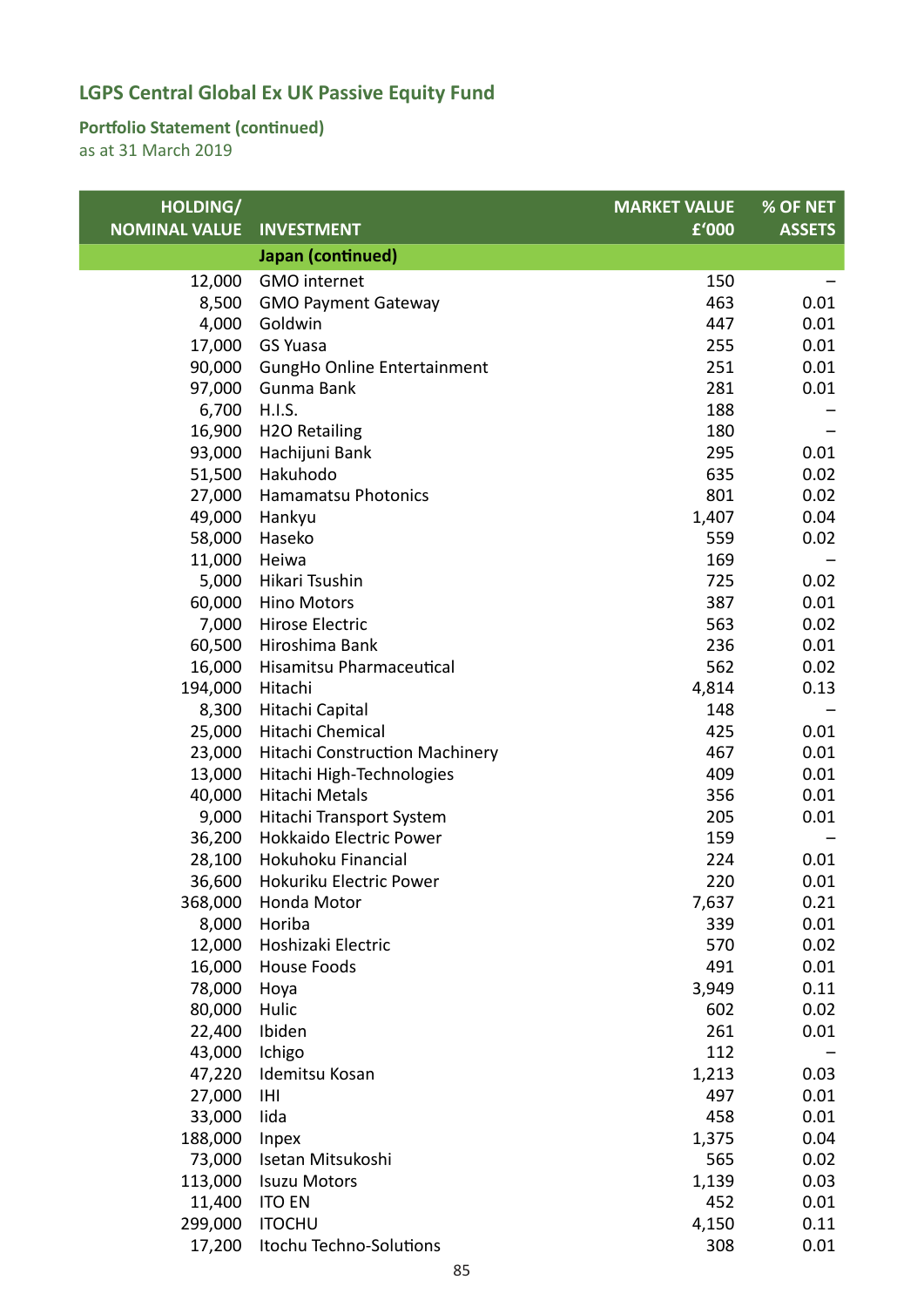## LGPS Central Global Ex UK Passive Equity Fund

**Portfolio Statement (continued)**
as at 31 March 2019

| HOLDING/ NOMINAL VALUE | INVESTMENT | MARKET VALUE £'000 | % OF NET ASSETS |
|---|---|---|---|
| | **Japan (continued)** | | |
| 12,000 | GMO internet | 150 | – |
| 8,500 | GMO Payment Gateway | 463 | 0.01 |
| 4,000 | Goldwin | 447 | 0.01 |
| 17,000 | GS Yuasa | 255 | 0.01 |
| 90,000 | GungHo Online Entertainment | 251 | 0.01 |
| 97,000 | Gunma Bank | 281 | 0.01 |
| 6,700 | H.I.S. | 188 | – |
| 16,900 | H2O Retailing | 180 | – |
| 93,000 | Hachijuni Bank | 295 | 0.01 |
| 51,500 | Hakuhodo | 635 | 0.02 |
| 27,000 | Hamamatsu Photonics | 801 | 0.02 |
| 49,000 | Hankyu | 1,407 | 0.04 |
| 58,000 | Haseko | 559 | 0.02 |
| 11,000 | Heiwa | 169 | – |
| 5,000 | Hikari Tsushin | 725 | 0.02 |
| 60,000 | Hino Motors | 387 | 0.01 |
| 7,000 | Hirose Electric | 563 | 0.02 |
| 60,500 | Hiroshima Bank | 236 | 0.01 |
| 16,000 | Hisamitsu Pharmaceutical | 562 | 0.02 |
| 194,000 | Hitachi | 4,814 | 0.13 |
| 8,300 | Hitachi Capital | 148 | – |
| 25,000 | Hitachi Chemical | 425 | 0.01 |
| 23,000 | Hitachi Construction Machinery | 467 | 0.01 |
| 13,000 | Hitachi High-Technologies | 409 | 0.01 |
| 40,000 | Hitachi Metals | 356 | 0.01 |
| 9,000 | Hitachi Transport System | 205 | 0.01 |
| 36,200 | Hokkaido Electric Power | 159 | – |
| 28,100 | Hokuhoku Financial | 224 | 0.01 |
| 36,600 | Hokuriku Electric Power | 220 | 0.01 |
| 368,000 | Honda Motor | 7,637 | 0.21 |
| 8,000 | Horiba | 339 | 0.01 |
| 12,000 | Hoshizaki Electric | 570 | 0.02 |
| 16,000 | House Foods | 491 | 0.01 |
| 78,000 | Hoya | 3,949 | 0.11 |
| 80,000 | Hulic | 602 | 0.02 |
| 22,400 | Ibiden | 261 | 0.01 |
| 43,000 | Ichigo | 112 | – |
| 47,220 | Idemitsu Kosan | 1,213 | 0.03 |
| 27,000 | IHI | 497 | 0.01 |
| 33,000 | Iida | 458 | 0.01 |
| 188,000 | Inpex | 1,375 | 0.04 |
| 73,000 | Isetan Mitsukoshi | 565 | 0.02 |
| 113,000 | Isuzu Motors | 1,139 | 0.03 |
| 11,400 | ITO EN | 452 | 0.01 |
| 299,000 | ITOCHU | 4,150 | 0.11 |
| 17,200 | Itochu Techno-Solutions | 308 | 0.01 |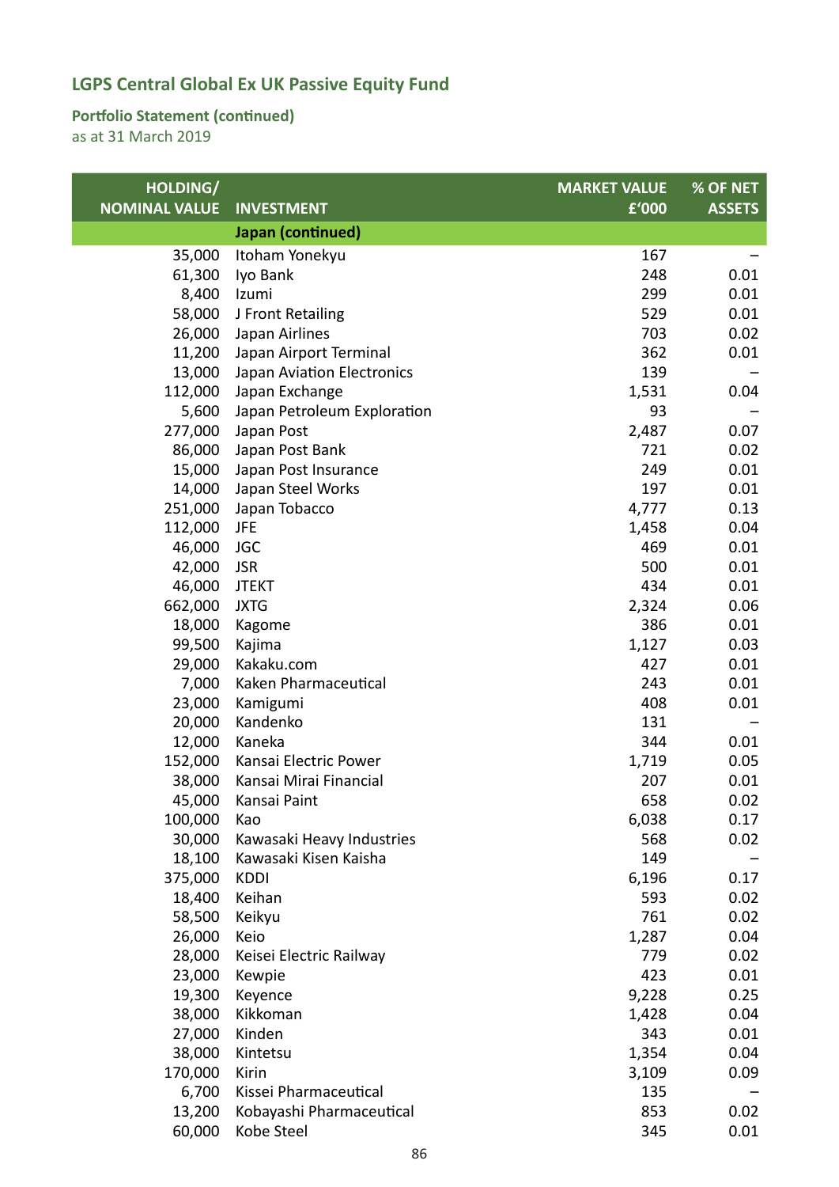## LGPS Central Global Ex UK Passive Equity Fund

### Portfolio Statement (continued)
as at 31 March 2019

| HOLDING/ NOMINAL VALUE | INVESTMENT | MARKET VALUE £'000 | % OF NET ASSETS |
|---|---|---|---|
| | **Japan (continued)** | | |
| 35,000 | Itoham Yonekyu | 167 | – |
| 61,300 | Iyo Bank | 248 | 0.01 |
| 8,400 | Izumi | 299 | 0.01 |
| 58,000 | J Front Retailing | 529 | 0.01 |
| 26,000 | Japan Airlines | 703 | 0.02 |
| 11,200 | Japan Airport Terminal | 362 | 0.01 |
| 13,000 | Japan Aviation Electronics | 139 | – |
| 112,000 | Japan Exchange | 1,531 | 0.04 |
| 5,600 | Japan Petroleum Exploration | 93 | – |
| 277,000 | Japan Post | 2,487 | 0.07 |
| 86,000 | Japan Post Bank | 721 | 0.02 |
| 15,000 | Japan Post Insurance | 249 | 0.01 |
| 14,000 | Japan Steel Works | 197 | 0.01 |
| 251,000 | Japan Tobacco | 4,777 | 0.13 |
| 112,000 | JFE | 1,458 | 0.04 |
| 46,000 | JGC | 469 | 0.01 |
| 42,000 | JSR | 500 | 0.01 |
| 46,000 | JTEKT | 434 | 0.01 |
| 662,000 | JXTG | 2,324 | 0.06 |
| 18,000 | Kagome | 386 | 0.01 |
| 99,500 | Kajima | 1,127 | 0.03 |
| 29,000 | Kakaku.com | 427 | 0.01 |
| 7,000 | Kaken Pharmaceutical | 243 | 0.01 |
| 23,000 | Kamigumi | 408 | 0.01 |
| 20,000 | Kandenko | 131 | – |
| 12,000 | Kaneka | 344 | 0.01 |
| 152,000 | Kansai Electric Power | 1,719 | 0.05 |
| 38,000 | Kansai Mirai Financial | 207 | 0.01 |
| 45,000 | Kansai Paint | 658 | 0.02 |
| 100,000 | Kao | 6,038 | 0.17 |
| 30,000 | Kawasaki Heavy Industries | 568 | 0.02 |
| 18,100 | Kawasaki Kisen Kaisha | 149 | – |
| 375,000 | KDDI | 6,196 | 0.17 |
| 18,400 | Keihan | 593 | 0.02 |
| 58,500 | Keikyu | 761 | 0.02 |
| 26,000 | Keio | 1,287 | 0.04 |
| 28,000 | Keisei Electric Railway | 779 | 0.02 |
| 23,000 | Kewpie | 423 | 0.01 |
| 19,300 | Keyence | 9,228 | 0.25 |
| 38,000 | Kikkoman | 1,428 | 0.04 |
| 27,000 | Kinden | 343 | 0.01 |
| 38,000 | Kintetsu | 1,354 | 0.04 |
| 170,000 | Kirin | 3,109 | 0.09 |
| 6,700 | Kissei Pharmaceutical | 135 | – |
| 13,200 | Kobayashi Pharmaceutical | 853 | 0.02 |
| 60,000 | Kobe Steel | 345 | 0.01 |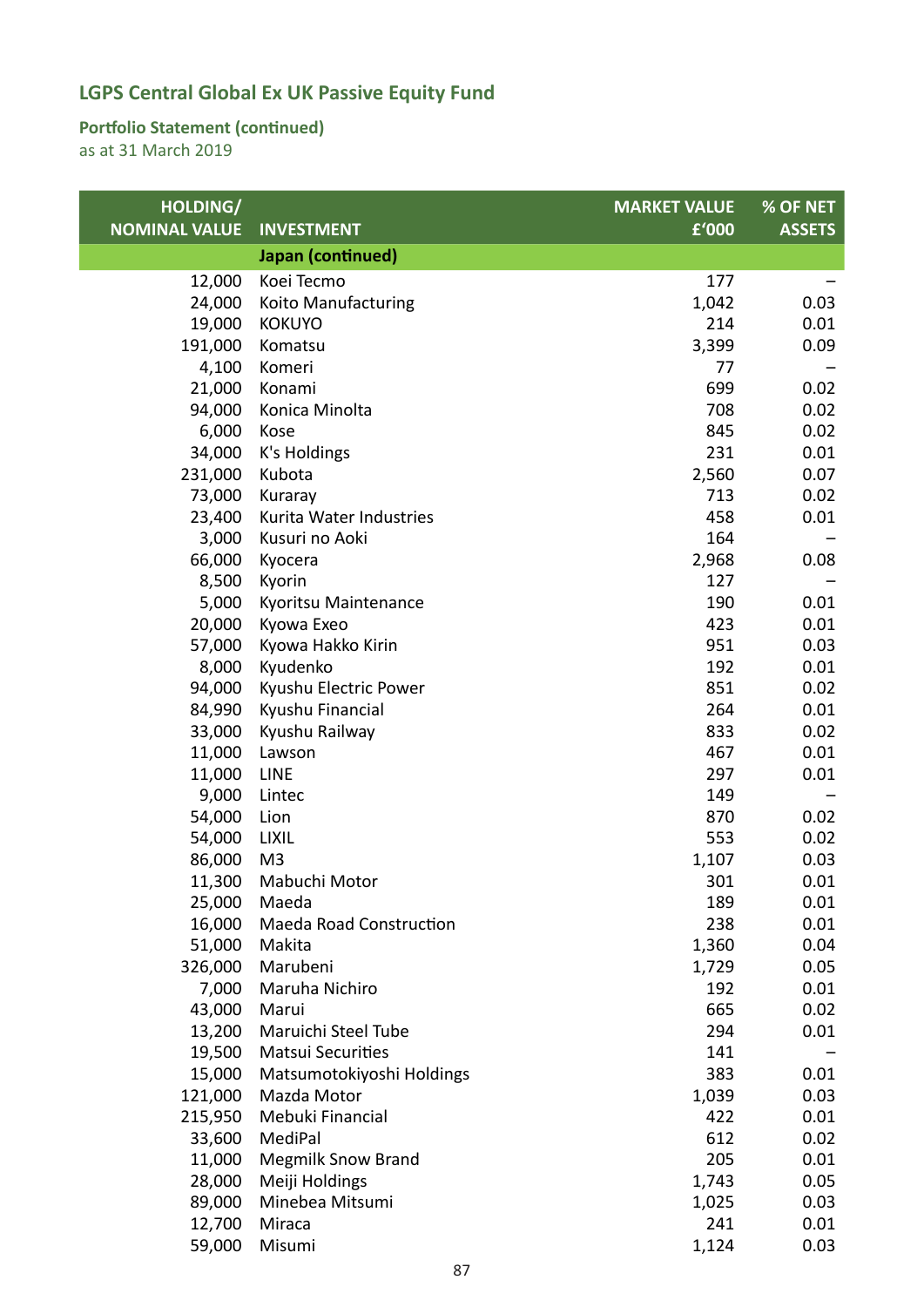# LGPS Central Global Ex UK Passive Equity Fund

**Portfolio Statement (continued)**
as at 31 March 2019

| HOLDING/ NOMINAL VALUE | INVESTMENT | MARKET VALUE £'000 | % OF NET ASSETS |
|---|---|---|---|
| | **Japan (continued)** | | |
| 12,000 | Koei Tecmo | 177 | – |
| 24,000 | Koito Manufacturing | 1,042 | 0.03 |
| 19,000 | KOKUYO | 214 | 0.01 |
| 191,000 | Komatsu | 3,399 | 0.09 |
| 4,100 | Komeri | 77 | – |
| 21,000 | Konami | 699 | 0.02 |
| 94,000 | Konica Minolta | 708 | 0.02 |
| 6,000 | Kose | 845 | 0.02 |
| 34,000 | K's Holdings | 231 | 0.01 |
| 231,000 | Kubota | 2,560 | 0.07 |
| 73,000 | Kuraray | 713 | 0.02 |
| 23,400 | Kurita Water Industries | 458 | 0.01 |
| 3,000 | Kusuri no Aoki | 164 | – |
| 66,000 | Kyocera | 2,968 | 0.08 |
| 8,500 | Kyorin | 127 | – |
| 5,000 | Kyoritsu Maintenance | 190 | 0.01 |
| 20,000 | Kyowa Exeo | 423 | 0.01 |
| 57,000 | Kyowa Hakko Kirin | 951 | 0.03 |
| 8,000 | Kyudenko | 192 | 0.01 |
| 94,000 | Kyushu Electric Power | 851 | 0.02 |
| 84,990 | Kyushu Financial | 264 | 0.01 |
| 33,000 | Kyushu Railway | 833 | 0.02 |
| 11,000 | Lawson | 467 | 0.01 |
| 11,000 | LINE | 297 | 0.01 |
| 9,000 | Lintec | 149 | – |
| 54,000 | Lion | 870 | 0.02 |
| 54,000 | LIXIL | 553 | 0.02 |
| 86,000 | M3 | 1,107 | 0.03 |
| 11,300 | Mabuchi Motor | 301 | 0.01 |
| 25,000 | Maeda | 189 | 0.01 |
| 16,000 | Maeda Road Construction | 238 | 0.01 |
| 51,000 | Makita | 1,360 | 0.04 |
| 326,000 | Marubeni | 1,729 | 0.05 |
| 7,000 | Maruha Nichiro | 192 | 0.01 |
| 43,000 | Marui | 665 | 0.02 |
| 13,200 | Maruichi Steel Tube | 294 | 0.01 |
| 19,500 | Matsui Securities | 141 | – |
| 15,000 | Matsumotokiyoshi Holdings | 383 | 0.01 |
| 121,000 | Mazda Motor | 1,039 | 0.03 |
| 215,950 | Mebuki Financial | 422 | 0.01 |
| 33,600 | MediPal | 612 | 0.02 |
| 11,000 | Megmilk Snow Brand | 205 | 0.01 |
| 28,000 | Meiji Holdings | 1,743 | 0.05 |
| 89,000 | Minebea Mitsumi | 1,025 | 0.03 |
| 12,700 | Miraca | 241 | 0.01 |
| 59,000 | Misumi | 1,124 | 0.03 |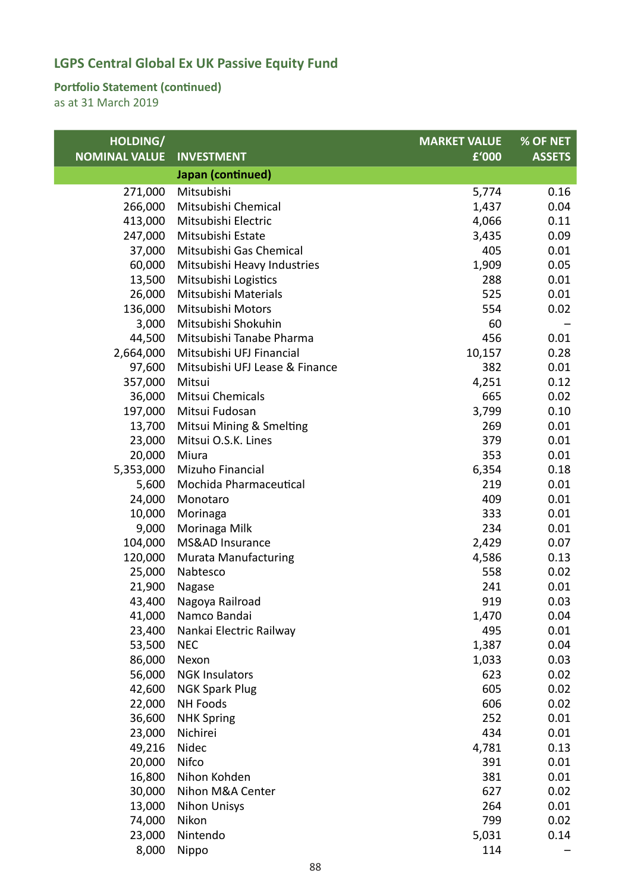# LGPS Central Global Ex UK Passive Equity Fund

## Portfolio Statement (continued)

as at 31 March 2019

| HOLDING/ NOMINAL VALUE | INVESTMENT | MARKET VALUE £'000 | % OF NET ASSETS |
|---|---|---|---|
| | **Japan (continued)** | | |
| 271,000 | Mitsubishi | 5,774 | 0.16 |
| 266,000 | Mitsubishi Chemical | 1,437 | 0.04 |
| 413,000 | Mitsubishi Electric | 4,066 | 0.11 |
| 247,000 | Mitsubishi Estate | 3,435 | 0.09 |
| 37,000 | Mitsubishi Gas Chemical | 405 | 0.01 |
| 60,000 | Mitsubishi Heavy Industries | 1,909 | 0.05 |
| 13,500 | Mitsubishi Logistics | 288 | 0.01 |
| 26,000 | Mitsubishi Materials | 525 | 0.01 |
| 136,000 | Mitsubishi Motors | 554 | 0.02 |
| 3,000 | Mitsubishi Shokuhin | 60 | – |
| 44,500 | Mitsubishi Tanabe Pharma | 456 | 0.01 |
| 2,664,000 | Mitsubishi UFJ Financial | 10,157 | 0.28 |
| 97,600 | Mitsubishi UFJ Lease & Finance | 382 | 0.01 |
| 357,000 | Mitsui | 4,251 | 0.12 |
| 36,000 | Mitsui Chemicals | 665 | 0.02 |
| 197,000 | Mitsui Fudosan | 3,799 | 0.10 |
| 13,700 | Mitsui Mining & Smelting | 269 | 0.01 |
| 23,000 | Mitsui O.S.K. Lines | 379 | 0.01 |
| 20,000 | Miura | 353 | 0.01 |
| 5,353,000 | Mizuho Financial | 6,354 | 0.18 |
| 5,600 | Mochida Pharmaceutical | 219 | 0.01 |
| 24,000 | Monotaro | 409 | 0.01 |
| 10,000 | Morinaga | 333 | 0.01 |
| 9,000 | Morinaga Milk | 234 | 0.01 |
| 104,000 | MS&AD Insurance | 2,429 | 0.07 |
| 120,000 | Murata Manufacturing | 4,586 | 0.13 |
| 25,000 | Nabtesco | 558 | 0.02 |
| 21,900 | Nagase | 241 | 0.01 |
| 43,400 | Nagoya Railroad | 919 | 0.03 |
| 41,000 | Namco Bandai | 1,470 | 0.04 |
| 23,400 | Nankai Electric Railway | 495 | 0.01 |
| 53,500 | NEC | 1,387 | 0.04 |
| 86,000 | Nexon | 1,033 | 0.03 |
| 56,000 | NGK Insulators | 623 | 0.02 |
| 42,600 | NGK Spark Plug | 605 | 0.02 |
| 22,000 | NH Foods | 606 | 0.02 |
| 36,600 | NHK Spring | 252 | 0.01 |
| 23,000 | Nichirei | 434 | 0.01 |
| 49,216 | Nidec | 4,781 | 0.13 |
| 20,000 | Nifco | 391 | 0.01 |
| 16,800 | Nihon Kohden | 381 | 0.01 |
| 30,000 | Nihon M&A Center | 627 | 0.02 |
| 13,000 | Nihon Unisys | 264 | 0.01 |
| 74,000 | Nikon | 799 | 0.02 |
| 23,000 | Nintendo | 5,031 | 0.14 |
| 8,000 | Nippo | 114 | – |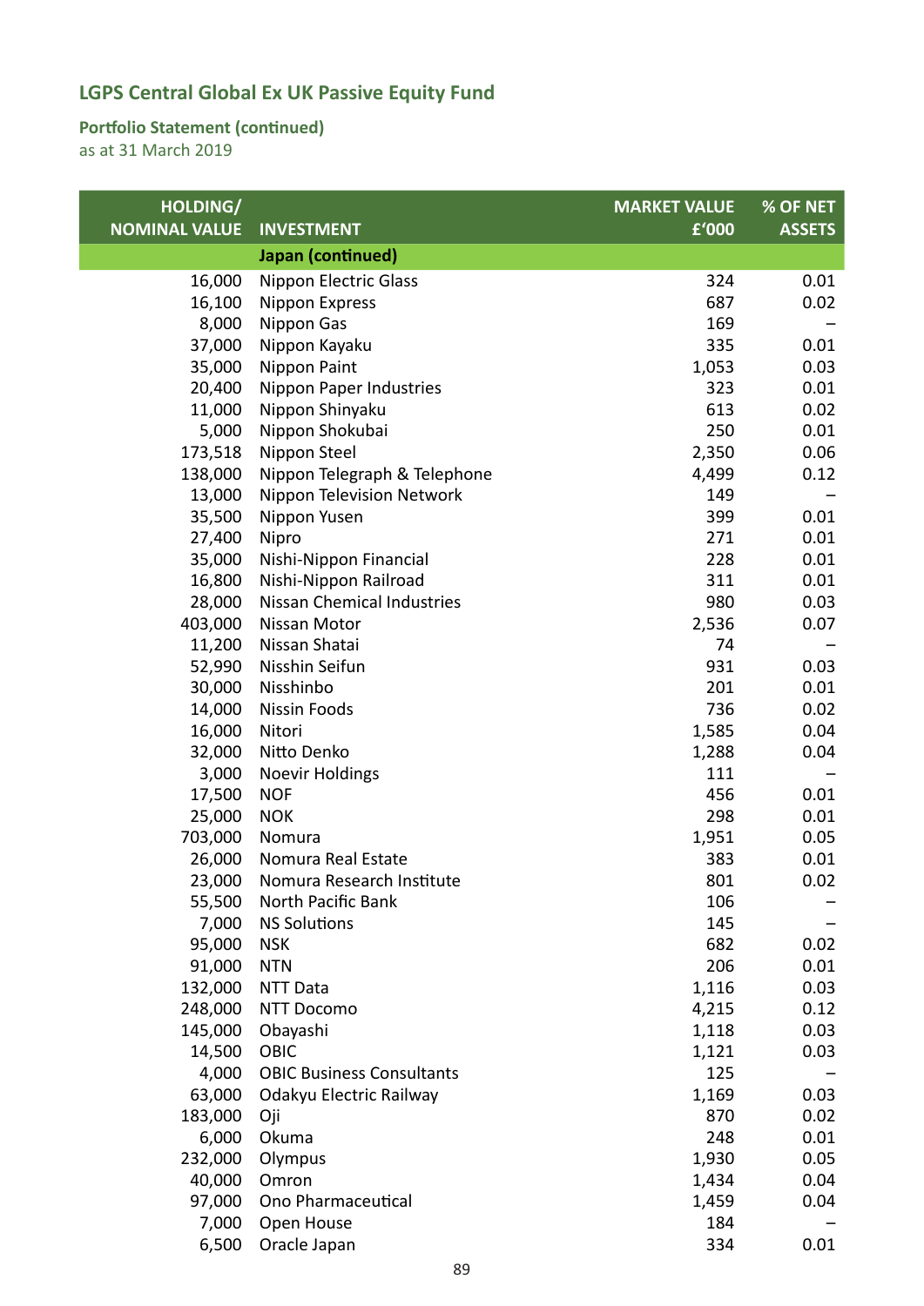## LGPS Central Global Ex UK Passive Equity Fund

### Portfolio Statement (continued)
as at 31 March 2019

| HOLDING/ NOMINAL VALUE | INVESTMENT | MARKET VALUE £'000 | % OF NET ASSETS |
|---|---|---|---|
| | **Japan (continued)** | | |
| 16,000 | Nippon Electric Glass | 324 | 0.01 |
| 16,100 | Nippon Express | 687 | 0.02 |
| 8,000 | Nippon Gas | 169 | – |
| 37,000 | Nippon Kayaku | 335 | 0.01 |
| 35,000 | Nippon Paint | 1,053 | 0.03 |
| 20,400 | Nippon Paper Industries | 323 | 0.01 |
| 11,000 | Nippon Shinyaku | 613 | 0.02 |
| 5,000 | Nippon Shokubai | 250 | 0.01 |
| 173,518 | Nippon Steel | 2,350 | 0.06 |
| 138,000 | Nippon Telegraph & Telephone | 4,499 | 0.12 |
| 13,000 | Nippon Television Network | 149 | – |
| 35,500 | Nippon Yusen | 399 | 0.01 |
| 27,400 | Nipro | 271 | 0.01 |
| 35,000 | Nishi-Nippon Financial | 228 | 0.01 |
| 16,800 | Nishi-Nippon Railroad | 311 | 0.01 |
| 28,000 | Nissan Chemical Industries | 980 | 0.03 |
| 403,000 | Nissan Motor | 2,536 | 0.07 |
| 11,200 | Nissan Shatai | 74 | – |
| 52,990 | Nisshin Seifun | 931 | 0.03 |
| 30,000 | Nisshinbo | 201 | 0.01 |
| 14,000 | Nissin Foods | 736 | 0.02 |
| 16,000 | Nitori | 1,585 | 0.04 |
| 32,000 | Nitto Denko | 1,288 | 0.04 |
| 3,000 | Noevir Holdings | 111 | – |
| 17,500 | NOF | 456 | 0.01 |
| 25,000 | NOK | 298 | 0.01 |
| 703,000 | Nomura | 1,951 | 0.05 |
| 26,000 | Nomura Real Estate | 383 | 0.01 |
| 23,000 | Nomura Research Institute | 801 | 0.02 |
| 55,500 | North Pacific Bank | 106 | – |
| 7,000 | NS Solutions | 145 | – |
| 95,000 | NSK | 682 | 0.02 |
| 91,000 | NTN | 206 | 0.01 |
| 132,000 | NTT Data | 1,116 | 0.03 |
| 248,000 | NTT Docomo | 4,215 | 0.12 |
| 145,000 | Obayashi | 1,118 | 0.03 |
| 14,500 | OBIC | 1,121 | 0.03 |
| 4,000 | OBIC Business Consultants | 125 | – |
| 63,000 | Odakyu Electric Railway | 1,169 | 0.03 |
| 183,000 | Oji | 870 | 0.02 |
| 6,000 | Okuma | 248 | 0.01 |
| 232,000 | Olympus | 1,930 | 0.05 |
| 40,000 | Omron | 1,434 | 0.04 |
| 97,000 | Ono Pharmaceutical | 1,459 | 0.04 |
| 7,000 | Open House | 184 | – |
| 6,500 | Oracle Japan | 334 | 0.01 |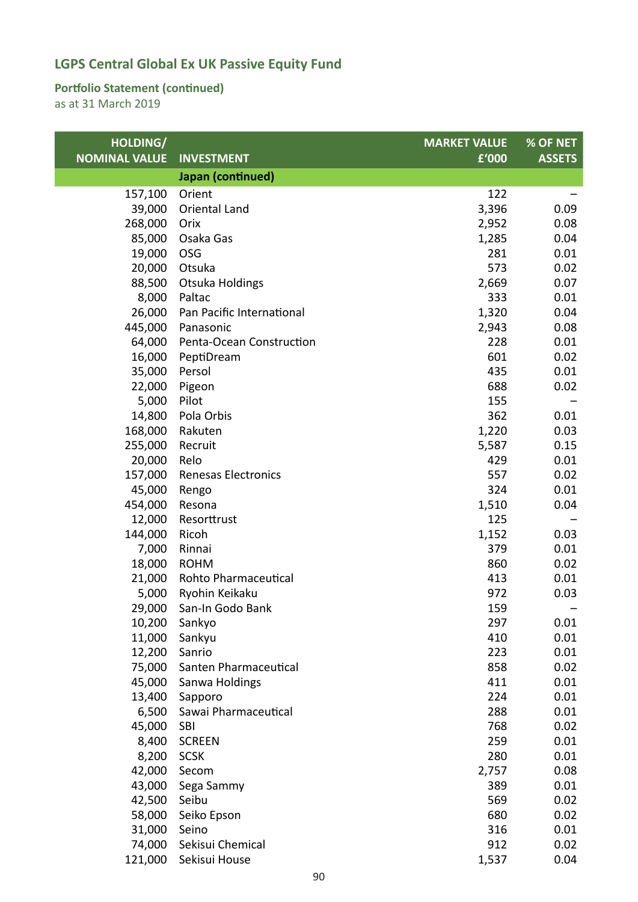## LGPS Central Global Ex UK Passive Equity Fund

### Portfolio Statement (continued)

as at 31 March 2019

| HOLDING/ NOMINAL VALUE | INVESTMENT | MARKET VALUE £'000 | % OF NET ASSETS |
|---:|---|---:|---:|
| | **Japan (continued)** | | |
| 157,100 | Orient | 122 | – |
| 39,000 | Oriental Land | 3,396 | 0.09 |
| 268,000 | Orix | 2,952 | 0.08 |
| 85,000 | Osaka Gas | 1,285 | 0.04 |
| 19,000 | OSG | 281 | 0.01 |
| 20,000 | Otsuka | 573 | 0.02 |
| 88,500 | Otsuka Holdings | 2,669 | 0.07 |
| 8,000 | Paltac | 333 | 0.01 |
| 26,000 | Pan Pacific International | 1,320 | 0.04 |
| 445,000 | Panasonic | 2,943 | 0.08 |
| 64,000 | Penta-Ocean Construction | 228 | 0.01 |
| 16,000 | PeptiDream | 601 | 0.02 |
| 35,000 | Persol | 435 | 0.01 |
| 22,000 | Pigeon | 688 | 0.02 |
| 5,000 | Pilot | 155 | – |
| 14,800 | Pola Orbis | 362 | 0.01 |
| 168,000 | Rakuten | 1,220 | 0.03 |
| 255,000 | Recruit | 5,587 | 0.15 |
| 20,000 | Relo | 429 | 0.01 |
| 157,000 | Renesas Electronics | 557 | 0.02 |
| 45,000 | Rengo | 324 | 0.01 |
| 454,000 | Resona | 1,510 | 0.04 |
| 12,000 | Resorttrust | 125 | – |
| 144,000 | Ricoh | 1,152 | 0.03 |
| 7,000 | Rinnai | 379 | 0.01 |
| 18,000 | ROHM | 860 | 0.02 |
| 21,000 | Rohto Pharmaceutical | 413 | 0.01 |
| 5,000 | Ryohin Keikaku | 972 | 0.03 |
| 29,000 | San-In Godo Bank | 159 | – |
| 10,200 | Sankyo | 297 | 0.01 |
| 11,000 | Sankyu | 410 | 0.01 |
| 12,200 | Sanrio | 223 | 0.01 |
| 75,000 | Santen Pharmaceutical | 858 | 0.02 |
| 45,000 | Sanwa Holdings | 411 | 0.01 |
| 13,400 | Sapporo | 224 | 0.01 |
| 6,500 | Sawai Pharmaceutical | 288 | 0.01 |
| 45,000 | SBI | 768 | 0.02 |
| 8,400 | SCREEN | 259 | 0.01 |
| 8,200 | SCSK | 280 | 0.01 |
| 42,000 | Secom | 2,757 | 0.08 |
| 43,000 | Sega Sammy | 389 | 0.01 |
| 42,500 | Seibu | 569 | 0.02 |
| 58,000 | Seiko Epson | 680 | 0.02 |
| 31,000 | Seino | 316 | 0.01 |
| 74,000 | Sekisui Chemical | 912 | 0.02 |
| 121,000 | Sekisui House | 1,537 | 0.04 |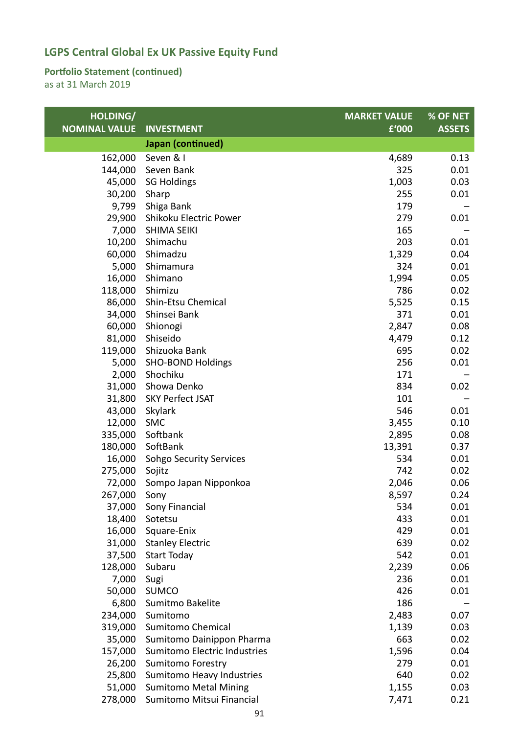# LGPS Central Global Ex UK Passive Equity Fund

## Portfolio Statement (continued)

as at 31 March 2019

| HOLDING/ NOMINAL VALUE | INVESTMENT | MARKET VALUE £'000 | % OF NET ASSETS |
|---|---|---|---|
| | **Japan (continued)** | | |
| 162,000 | Seven & I | 4,689 | 0.13 |
| 144,000 | Seven Bank | 325 | 0.01 |
| 45,000 | SG Holdings | 1,003 | 0.03 |
| 30,200 | Sharp | 255 | 0.01 |
| 9,799 | Shiga Bank | 179 | – |
| 29,900 | Shikoku Electric Power | 279 | 0.01 |
| 7,000 | SHIMA SEIKI | 165 | – |
| 10,200 | Shimachu | 203 | 0.01 |
| 60,000 | Shimadzu | 1,329 | 0.04 |
| 5,000 | Shimamura | 324 | 0.01 |
| 16,000 | Shimano | 1,994 | 0.05 |
| 118,000 | Shimizu | 786 | 0.02 |
| 86,000 | Shin-Etsu Chemical | 5,525 | 0.15 |
| 34,000 | Shinsei Bank | 371 | 0.01 |
| 60,000 | Shionogi | 2,847 | 0.08 |
| 81,000 | Shiseido | 4,479 | 0.12 |
| 119,000 | Shizuoka Bank | 695 | 0.02 |
| 5,000 | SHO-BOND Holdings | 256 | 0.01 |
| 2,000 | Shochiku | 171 | – |
| 31,000 | Showa Denko | 834 | 0.02 |
| 31,800 | SKY Perfect JSAT | 101 | – |
| 43,000 | Skylark | 546 | 0.01 |
| 12,000 | SMC | 3,455 | 0.10 |
| 335,000 | Softbank | 2,895 | 0.08 |
| 180,000 | SoftBank | 13,391 | 0.37 |
| 16,000 | Sohgo Security Services | 534 | 0.01 |
| 275,000 | Sojitz | 742 | 0.02 |
| 72,000 | Sompo Japan Nipponkoa | 2,046 | 0.06 |
| 267,000 | Sony | 8,597 | 0.24 |
| 37,000 | Sony Financial | 534 | 0.01 |
| 18,400 | Sotetsu | 433 | 0.01 |
| 16,000 | Square-Enix | 429 | 0.01 |
| 31,000 | Stanley Electric | 639 | 0.02 |
| 37,500 | Start Today | 542 | 0.01 |
| 128,000 | Subaru | 2,239 | 0.06 |
| 7,000 | Sugi | 236 | 0.01 |
| 50,000 | SUMCO | 426 | 0.01 |
| 6,800 | Sumitmo Bakelite | 186 | – |
| 234,000 | Sumitomo | 2,483 | 0.07 |
| 319,000 | Sumitomo Chemical | 1,139 | 0.03 |
| 35,000 | Sumitomo Dainippon Pharma | 663 | 0.02 |
| 157,000 | Sumitomo Electric Industries | 1,596 | 0.04 |
| 26,200 | Sumitomo Forestry | 279 | 0.01 |
| 25,800 | Sumitomo Heavy Industries | 640 | 0.02 |
| 51,000 | Sumitomo Metal Mining | 1,155 | 0.03 |
| 278,000 | Sumitomo Mitsui Financial | 7,471 | 0.21 |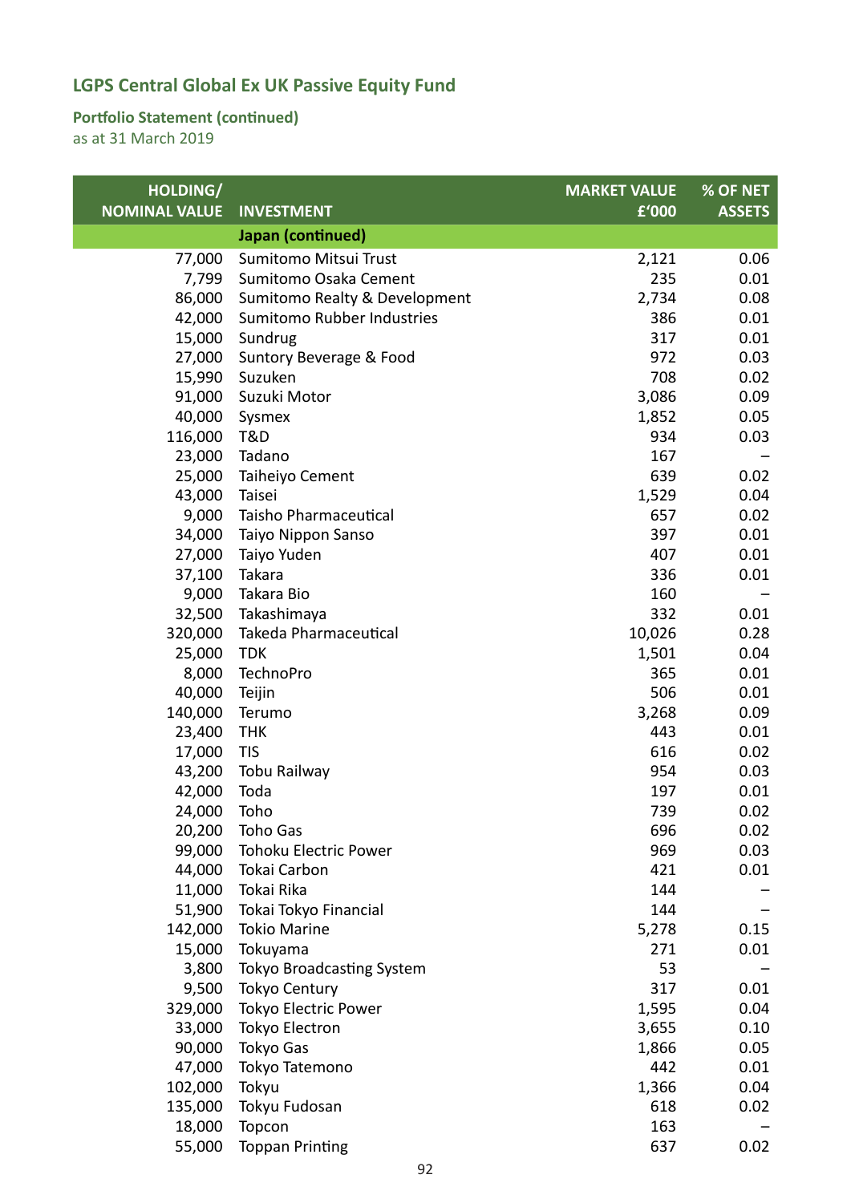## LGPS Central Global Ex UK Passive Equity Fund

### Portfolio Statement (continued)
as at 31 March 2019

| HOLDING/ NOMINAL VALUE | INVESTMENT | MARKET VALUE £'000 | % OF NET ASSETS |
|---|---|---|---|
| | **Japan (continued)** | | |
| 77,000 | Sumitomo Mitsui Trust | 2,121 | 0.06 |
| 7,799 | Sumitomo Osaka Cement | 235 | 0.01 |
| 86,000 | Sumitomo Realty & Development | 2,734 | 0.08 |
| 42,000 | Sumitomo Rubber Industries | 386 | 0.01 |
| 15,000 | Sundrug | 317 | 0.01 |
| 27,000 | Suntory Beverage & Food | 972 | 0.03 |
| 15,990 | Suzuken | 708 | 0.02 |
| 91,000 | Suzuki Motor | 3,086 | 0.09 |
| 40,000 | Sysmex | 1,852 | 0.05 |
| 116,000 | T&D | 934 | 0.03 |
| 23,000 | Tadano | 167 | – |
| 25,000 | Taiheiyo Cement | 639 | 0.02 |
| 43,000 | Taisei | 1,529 | 0.04 |
| 9,000 | Taisho Pharmaceutical | 657 | 0.02 |
| 34,000 | Taiyo Nippon Sanso | 397 | 0.01 |
| 27,000 | Taiyo Yuden | 407 | 0.01 |
| 37,100 | Takara | 336 | 0.01 |
| 9,000 | Takara Bio | 160 | – |
| 32,500 | Takashimaya | 332 | 0.01 |
| 320,000 | Takeda Pharmaceutical | 10,026 | 0.28 |
| 25,000 | TDK | 1,501 | 0.04 |
| 8,000 | TechnoPro | 365 | 0.01 |
| 40,000 | Teijin | 506 | 0.01 |
| 140,000 | Terumo | 3,268 | 0.09 |
| 23,400 | THK | 443 | 0.01 |
| 17,000 | TIS | 616 | 0.02 |
| 43,200 | Tobu Railway | 954 | 0.03 |
| 42,000 | Toda | 197 | 0.01 |
| 24,000 | Toho | 739 | 0.02 |
| 20,200 | Toho Gas | 696 | 0.02 |
| 99,000 | Tohoku Electric Power | 969 | 0.03 |
| 44,000 | Tokai Carbon | 421 | 0.01 |
| 11,000 | Tokai Rika | 144 | – |
| 51,900 | Tokai Tokyo Financial | 144 | – |
| 142,000 | Tokio Marine | 5,278 | 0.15 |
| 15,000 | Tokuyama | 271 | 0.01 |
| 3,800 | Tokyo Broadcasting System | 53 | – |
| 9,500 | Tokyo Century | 317 | 0.01 |
| 329,000 | Tokyo Electric Power | 1,595 | 0.04 |
| 33,000 | Tokyo Electron | 3,655 | 0.10 |
| 90,000 | Tokyo Gas | 1,866 | 0.05 |
| 47,000 | Tokyo Tatemono | 442 | 0.01 |
| 102,000 | Tokyu | 1,366 | 0.04 |
| 135,000 | Tokyu Fudosan | 618 | 0.02 |
| 18,000 | Topcon | 163 | – |
| 55,000 | Toppan Printing | 637 | 0.02 |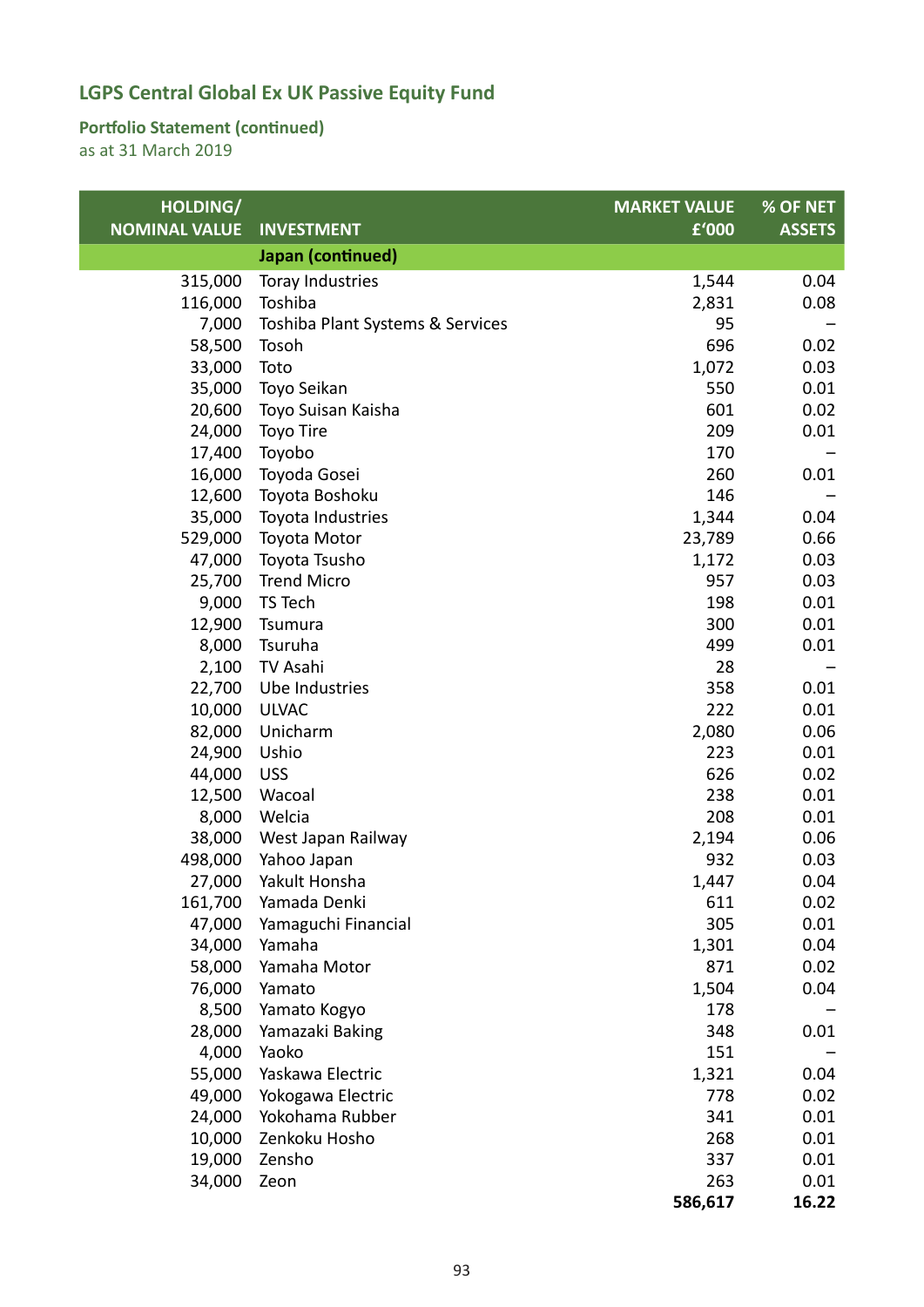## LGPS Central Global Ex UK Passive Equity Fund

### Portfolio Statement (continued)

as at 31 March 2019

| HOLDING/ NOMINAL VALUE | INVESTMENT | MARKET VALUE £'000 | % OF NET ASSETS |
|---|---|---|---|
| | **Japan (continued)** | | |
| 315,000 | Toray Industries | 1,544 | 0.04 |
| 116,000 | Toshiba | 2,831 | 0.08 |
| 7,000 | Toshiba Plant Systems & Services | 95 | – |
| 58,500 | Tosoh | 696 | 0.02 |
| 33,000 | Toto | 1,072 | 0.03 |
| 35,000 | Toyo Seikan | 550 | 0.01 |
| 20,600 | Toyo Suisan Kaisha | 601 | 0.02 |
| 24,000 | Toyo Tire | 209 | 0.01 |
| 17,400 | Toyobo | 170 | – |
| 16,000 | Toyoda Gosei | 260 | 0.01 |
| 12,600 | Toyota Boshoku | 146 | – |
| 35,000 | Toyota Industries | 1,344 | 0.04 |
| 529,000 | Toyota Motor | 23,789 | 0.66 |
| 47,000 | Toyota Tsusho | 1,172 | 0.03 |
| 25,700 | Trend Micro | 957 | 0.03 |
| 9,000 | TS Tech | 198 | 0.01 |
| 12,900 | Tsumura | 300 | 0.01 |
| 8,000 | Tsuruha | 499 | 0.01 |
| 2,100 | TV Asahi | 28 | – |
| 22,700 | Ube Industries | 358 | 0.01 |
| 10,000 | ULVAC | 222 | 0.01 |
| 82,000 | Unicharm | 2,080 | 0.06 |
| 24,900 | Ushio | 223 | 0.01 |
| 44,000 | USS | 626 | 0.02 |
| 12,500 | Wacoal | 238 | 0.01 |
| 8,000 | Welcia | 208 | 0.01 |
| 38,000 | West Japan Railway | 2,194 | 0.06 |
| 498,000 | Yahoo Japan | 932 | 0.03 |
| 27,000 | Yakult Honsha | 1,447 | 0.04 |
| 161,700 | Yamada Denki | 611 | 0.02 |
| 47,000 | Yamaguchi Financial | 305 | 0.01 |
| 34,000 | Yamaha | 1,301 | 0.04 |
| 58,000 | Yamaha Motor | 871 | 0.02 |
| 76,000 | Yamato | 1,504 | 0.04 |
| 8,500 | Yamato Kogyo | 178 | – |
| 28,000 | Yamazaki Baking | 348 | 0.01 |
| 4,000 | Yaoko | 151 | – |
| 55,000 | Yaskawa Electric | 1,321 | 0.04 |
| 49,000 | Yokogawa Electric | 778 | 0.02 |
| 24,000 | Yokohama Rubber | 341 | 0.01 |
| 10,000 | Zenkoku Hosho | 268 | 0.01 |
| 19,000 | Zensho | 337 | 0.01 |
| 34,000 | Zeon | 263 | 0.01 |
| | | **586,617** | **16.22** |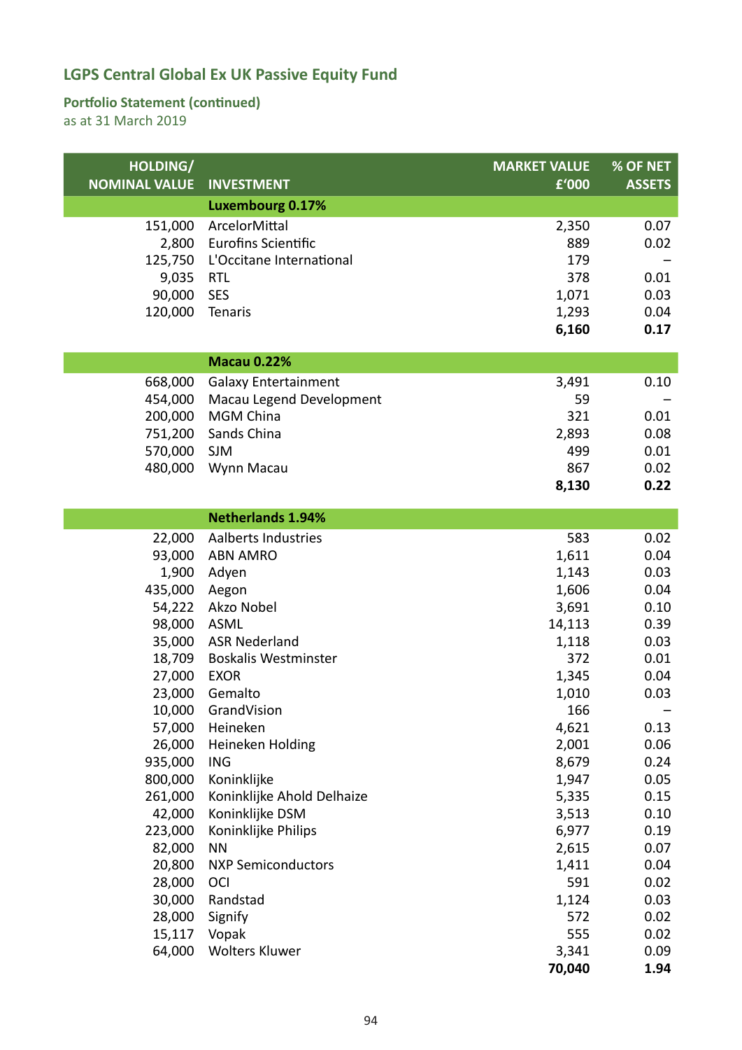## LGPS Central Global Ex UK Passive Equity Fund

### Portfolio Statement (continued)

as at 31 March 2019

| HOLDING/ NOMINAL VALUE | INVESTMENT | MARKET VALUE £'000 | % OF NET ASSETS |
|---|---|---|---|
| | **Luxembourg 0.17%** | | |
| 151,000 | ArcelorMittal | 2,350 | 0.07 |
| 2,800 | Eurofins Scientific | 889 | 0.02 |
| 125,750 | L'Occitane International | 179 | – |
| 9,035 | RTL | 378 | 0.01 |
| 90,000 | SES | 1,071 | 0.03 |
| 120,000 | Tenaris | 1,293 | 0.04 |
| | | **6,160** | **0.17** |
| | **Macau 0.22%** | | |
| 668,000 | Galaxy Entertainment | 3,491 | 0.10 |
| 454,000 | Macau Legend Development | 59 | – |
| 200,000 | MGM China | 321 | 0.01 |
| 751,200 | Sands China | 2,893 | 0.08 |
| 570,000 | SJM | 499 | 0.01 |
| 480,000 | Wynn Macau | 867 | 0.02 |
| | | **8,130** | **0.22** |
| | **Netherlands 1.94%** | | |
| 22,000 | Aalberts Industries | 583 | 0.02 |
| 93,000 | ABN AMRO | 1,611 | 0.04 |
| 1,900 | Adyen | 1,143 | 0.03 |
| 435,000 | Aegon | 1,606 | 0.04 |
| 54,222 | Akzo Nobel | 3,691 | 0.10 |
| 98,000 | ASML | 14,113 | 0.39 |
| 35,000 | ASR Nederland | 1,118 | 0.03 |
| 18,709 | Boskalis Westminster | 372 | 0.01 |
| 27,000 | EXOR | 1,345 | 0.04 |
| 23,000 | Gemalto | 1,010 | 0.03 |
| 10,000 | GrandVision | 166 | – |
| 57,000 | Heineken | 4,621 | 0.13 |
| 26,000 | Heineken Holding | 2,001 | 0.06 |
| 935,000 | ING | 8,679 | 0.24 |
| 800,000 | Koninklijke | 1,947 | 0.05 |
| 261,000 | Koninklijke Ahold Delhaize | 5,335 | 0.15 |
| 42,000 | Koninklijke DSM | 3,513 | 0.10 |
| 223,000 | Koninklijke Philips | 6,977 | 0.19 |
| 82,000 | NN | 2,615 | 0.07 |
| 20,800 | NXP Semiconductors | 1,411 | 0.04 |
| 28,000 | OCI | 591 | 0.02 |
| 30,000 | Randstad | 1,124 | 0.03 |
| 28,000 | Signify | 572 | 0.02 |
| 15,117 | Vopak | 555 | 0.02 |
| 64,000 | Wolters Kluwer | 3,341 | 0.09 |
| | | **70,040** | **1.94** |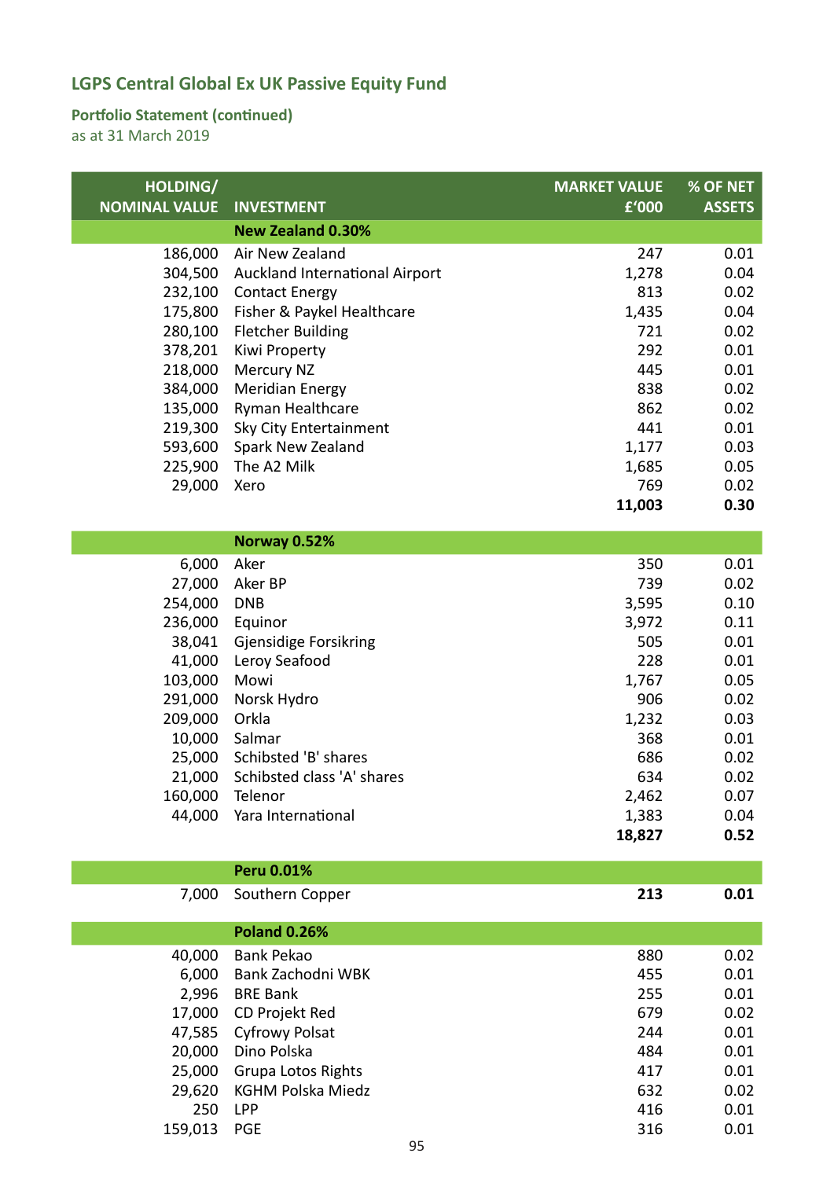## LGPS Central Global Ex UK Passive Equity Fund

### Portfolio Statement (continued)

as at 31 March 2019

| HOLDING/ NOMINAL VALUE | INVESTMENT | MARKET VALUE £'000 | % OF NET ASSETS |
|---|---|---|---|
| | **New Zealand 0.30%** | | |
| 186,000 | Air New Zealand | 247 | 0.01 |
| 304,500 | Auckland International Airport | 1,278 | 0.04 |
| 232,100 | Contact Energy | 813 | 0.02 |
| 175,800 | Fisher & Paykel Healthcare | 1,435 | 0.04 |
| 280,100 | Fletcher Building | 721 | 0.02 |
| 378,201 | Kiwi Property | 292 | 0.01 |
| 218,000 | Mercury NZ | 445 | 0.01 |
| 384,000 | Meridian Energy | 838 | 0.02 |
| 135,000 | Ryman Healthcare | 862 | 0.02 |
| 219,300 | Sky City Entertainment | 441 | 0.01 |
| 593,600 | Spark New Zealand | 1,177 | 0.03 |
| 225,900 | The A2 Milk | 1,685 | 0.05 |
| 29,000 | Xero | 769 | 0.02 |
| | | **11,003** | **0.30** |
| | **Norway 0.52%** | | |
| 6,000 | Aker | 350 | 0.01 |
| 27,000 | Aker BP | 739 | 0.02 |
| 254,000 | DNB | 3,595 | 0.10 |
| 236,000 | Equinor | 3,972 | 0.11 |
| 38,041 | Gjensidige Forsikring | 505 | 0.01 |
| 41,000 | Leroy Seafood | 228 | 0.01 |
| 103,000 | Mowi | 1,767 | 0.05 |
| 291,000 | Norsk Hydro | 906 | 0.02 |
| 209,000 | Orkla | 1,232 | 0.03 |
| 10,000 | Salmar | 368 | 0.01 |
| 25,000 | Schibsted 'B' shares | 686 | 0.02 |
| 21,000 | Schibsted class 'A' shares | 634 | 0.02 |
| 160,000 | Telenor | 2,462 | 0.07 |
| 44,000 | Yara International | 1,383 | 0.04 |
| | | **18,827** | **0.52** |
| | **Peru 0.01%** | | |
| 7,000 | Southern Copper | **213** | **0.01** |
| | **Poland 0.26%** | | |
| 40,000 | Bank Pekao | 880 | 0.02 |
| 6,000 | Bank Zachodni WBK | 455 | 0.01 |
| 2,996 | BRE Bank | 255 | 0.01 |
| 17,000 | CD Projekt Red | 679 | 0.02 |
| 47,585 | Cyfrowy Polsat | 244 | 0.01 |
| 20,000 | Dino Polska | 484 | 0.01 |
| 25,000 | Grupa Lotos Rights | 417 | 0.01 |
| 29,620 | KGHM Polska Miedz | 632 | 0.02 |
| 250 | LPP | 416 | 0.01 |
| 159,013 | PGE | 316 | 0.01 |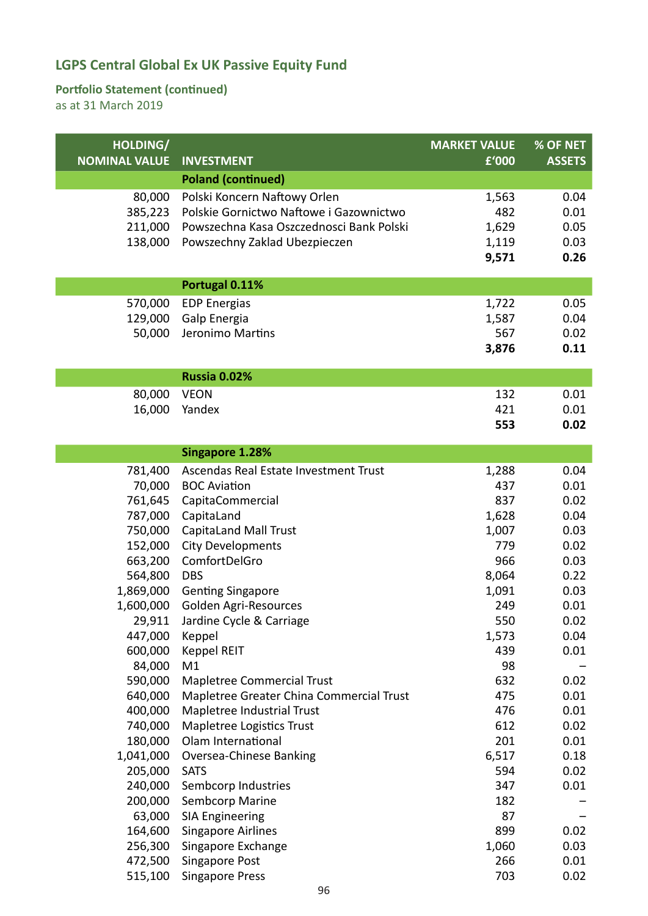## LGPS Central Global Ex UK Passive Equity Fund

### Portfolio Statement (continued)

as at 31 March 2019

| HOLDING/ NOMINAL VALUE | INVESTMENT | MARKET VALUE £'000 | % OF NET ASSETS |
|---|---|---|---|
| | **Poland (continued)** | | |
| 80,000 | Polski Koncern Naftowy Orlen | 1,563 | 0.04 |
| 385,223 | Polskie Gornictwo Naftowe i Gazownictwo | 482 | 0.01 |
| 211,000 | Powszechna Kasa Oszczednosci Bank Polski | 1,629 | 0.05 |
| 138,000 | Powszechny Zaklad Ubezpieczen | 1,119 | 0.03 |
| | | **9,571** | **0.26** |
| | **Portugal 0.11%** | | |
| 570,000 | EDP Energias | 1,722 | 0.05 |
| 129,000 | Galp Energia | 1,587 | 0.04 |
| 50,000 | Jeronimo Martins | 567 | 0.02 |
| | | **3,876** | **0.11** |
| | **Russia 0.02%** | | |
| 80,000 | VEON | 132 | 0.01 |
| 16,000 | Yandex | 421 | 0.01 |
| | | **553** | **0.02** |
| | **Singapore 1.28%** | | |
| 781,400 | Ascendas Real Estate Investment Trust | 1,288 | 0.04 |
| 70,000 | BOC Aviation | 437 | 0.01 |
| 761,645 | CapitaCommercial | 837 | 0.02 |
| 787,000 | CapitaLand | 1,628 | 0.04 |
| 750,000 | CapitaLand Mall Trust | 1,007 | 0.03 |
| 152,000 | City Developments | 779 | 0.02 |
| 663,200 | ComfortDelGro | 966 | 0.03 |
| 564,800 | DBS | 8,064 | 0.22 |
| 1,869,000 | Genting Singapore | 1,091 | 0.03 |
| 1,600,000 | Golden Agri-Resources | 249 | 0.01 |
| 29,911 | Jardine Cycle & Carriage | 550 | 0.02 |
| 447,000 | Keppel | 1,573 | 0.04 |
| 600,000 | Keppel REIT | 439 | 0.01 |
| 84,000 | M1 | 98 | – |
| 590,000 | Mapletree Commercial Trust | 632 | 0.02 |
| 640,000 | Mapletree Greater China Commercial Trust | 475 | 0.01 |
| 400,000 | Mapletree Industrial Trust | 476 | 0.01 |
| 740,000 | Mapletree Logistics Trust | 612 | 0.02 |
| 180,000 | Olam International | 201 | 0.01 |
| 1,041,000 | Oversea-Chinese Banking | 6,517 | 0.18 |
| 205,000 | SATS | 594 | 0.02 |
| 240,000 | Sembcorp Industries | 347 | 0.01 |
| 200,000 | Sembcorp Marine | 182 | – |
| 63,000 | SIA Engineering | 87 | – |
| 164,600 | Singapore Airlines | 899 | 0.02 |
| 256,300 | Singapore Exchange | 1,060 | 0.03 |
| 472,500 | Singapore Post | 266 | 0.01 |
| 515,100 | Singapore Press | 703 | 0.02 |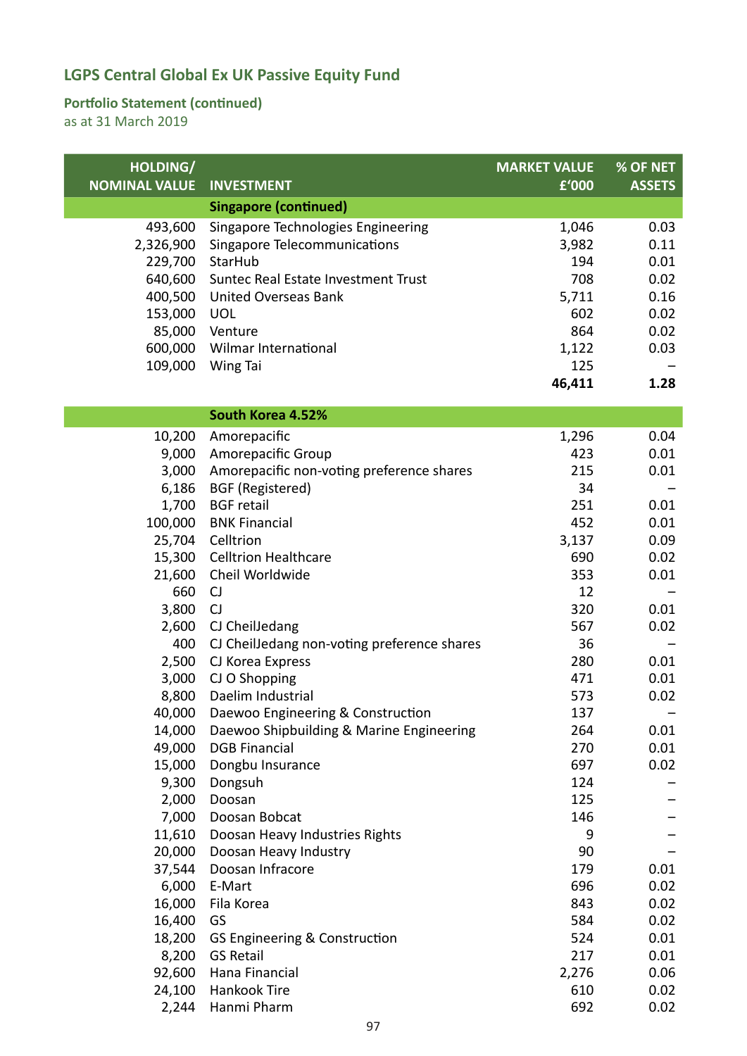## LGPS Central Global Ex UK Passive Equity Fund

### Portfolio Statement (continued)

as at 31 March 2019

| HOLDING/ NOMINAL VALUE | INVESTMENT | MARKET VALUE £'000 | % OF NET ASSETS |
|---|---|---|---|
| | **Singapore (continued)** | | |
| 493,600 | Singapore Technologies Engineering | 1,046 | 0.03 |
| 2,326,900 | Singapore Telecommunications | 3,982 | 0.11 |
| 229,700 | StarHub | 194 | 0.01 |
| 640,600 | Suntec Real Estate Investment Trust | 708 | 0.02 |
| 400,500 | United Overseas Bank | 5,711 | 0.16 |
| 153,000 | UOL | 602 | 0.02 |
| 85,000 | Venture | 864 | 0.02 |
| 600,000 | Wilmar International | 1,122 | 0.03 |
| 109,000 | Wing Tai | 125 | – |
| | | **46,411** | **1.28** |
| | **South Korea 4.52%** | | |
| 10,200 | Amorepacific | 1,296 | 0.04 |
| 9,000 | Amorepacific Group | 423 | 0.01 |
| 3,000 | Amorepacific non-voting preference shares | 215 | 0.01 |
| 6,186 | BGF (Registered) | 34 | – |
| 1,700 | BGF retail | 251 | 0.01 |
| 100,000 | BNK Financial | 452 | 0.01 |
| 25,704 | Celltrion | 3,137 | 0.09 |
| 15,300 | Celltrion Healthcare | 690 | 0.02 |
| 21,600 | Cheil Worldwide | 353 | 0.01 |
| 660 | CJ | 12 | – |
| 3,800 | CJ | 320 | 0.01 |
| 2,600 | CJ CheilJedang | 567 | 0.02 |
| 400 | CJ CheilJedang non-voting preference shares | 36 | – |
| 2,500 | CJ Korea Express | 280 | 0.01 |
| 3,000 | CJ O Shopping | 471 | 0.01 |
| 8,800 | Daelim Industrial | 573 | 0.02 |
| 40,000 | Daewoo Engineering & Construction | 137 | – |
| 14,000 | Daewoo Shipbuilding & Marine Engineering | 264 | 0.01 |
| 49,000 | DGB Financial | 270 | 0.01 |
| 15,000 | Dongbu Insurance | 697 | 0.02 |
| 9,300 | Dongsuh | 124 | – |
| 2,000 | Doosan | 125 | – |
| 7,000 | Doosan Bobcat | 146 | – |
| 11,610 | Doosan Heavy Industries Rights | 9 | – |
| 20,000 | Doosan Heavy Industry | 90 | – |
| 37,544 | Doosan Infracore | 179 | 0.01 |
| 6,000 | E-Mart | 696 | 0.02 |
| 16,000 | Fila Korea | 843 | 0.02 |
| 16,400 | GS | 584 | 0.02 |
| 18,200 | GS Engineering & Construction | 524 | 0.01 |
| 8,200 | GS Retail | 217 | 0.01 |
| 92,600 | Hana Financial | 2,276 | 0.06 |
| 24,100 | Hankook Tire | 610 | 0.02 |
| 2,244 | Hanmi Pharm | 692 | 0.02 |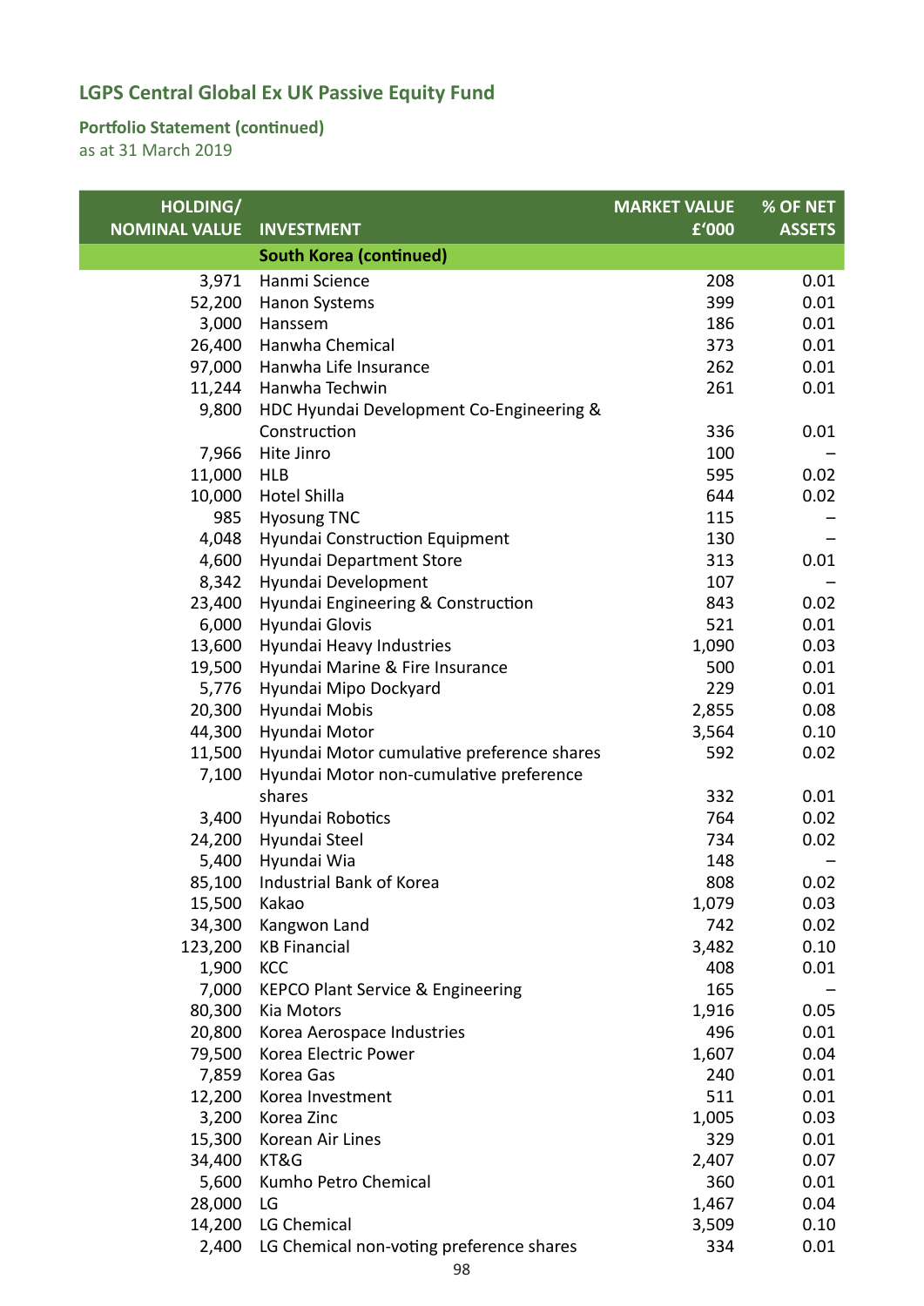# LGPS Central Global Ex UK Passive Equity Fund

## Portfolio Statement (continued)

as at 31 March 2019

| HOLDING/ NOMINAL VALUE | INVESTMENT | MARKET VALUE £'000 | % OF NET ASSETS |
|---|---|---|---|
| | **South Korea (continued)** | | |
| 3,971 | Hanmi Science | 208 | 0.01 |
| 52,200 | Hanon Systems | 399 | 0.01 |
| 3,000 | Hanssem | 186 | 0.01 |
| 26,400 | Hanwha Chemical | 373 | 0.01 |
| 97,000 | Hanwha Life Insurance | 262 | 0.01 |
| 11,244 | Hanwha Techwin | 261 | 0.01 |
| 9,800 | HDC Hyundai Development Co-Engineering & Construction | 336 | 0.01 |
| 7,966 | Hite Jinro | 100 | – |
| 11,000 | HLB | 595 | 0.02 |
| 10,000 | Hotel Shilla | 644 | 0.02 |
| 985 | Hyosung TNC | 115 | – |
| 4,048 | Hyundai Construction Equipment | 130 | – |
| 4,600 | Hyundai Department Store | 313 | 0.01 |
| 8,342 | Hyundai Development | 107 | – |
| 23,400 | Hyundai Engineering & Construction | 843 | 0.02 |
| 6,000 | Hyundai Glovis | 521 | 0.01 |
| 13,600 | Hyundai Heavy Industries | 1,090 | 0.03 |
| 19,500 | Hyundai Marine & Fire Insurance | 500 | 0.01 |
| 5,776 | Hyundai Mipo Dockyard | 229 | 0.01 |
| 20,300 | Hyundai Mobis | 2,855 | 0.08 |
| 44,300 | Hyundai Motor | 3,564 | 0.10 |
| 11,500 | Hyundai Motor cumulative preference shares | 592 | 0.02 |
| 7,100 | Hyundai Motor non-cumulative preference shares | 332 | 0.01 |
| 3,400 | Hyundai Robotics | 764 | 0.02 |
| 24,200 | Hyundai Steel | 734 | 0.02 |
| 5,400 | Hyundai Wia | 148 | – |
| 85,100 | Industrial Bank of Korea | 808 | 0.02 |
| 15,500 | Kakao | 1,079 | 0.03 |
| 34,300 | Kangwon Land | 742 | 0.02 |
| 123,200 | KB Financial | 3,482 | 0.10 |
| 1,900 | KCC | 408 | 0.01 |
| 7,000 | KEPCO Plant Service & Engineering | 165 | – |
| 80,300 | Kia Motors | 1,916 | 0.05 |
| 20,800 | Korea Aerospace Industries | 496 | 0.01 |
| 79,500 | Korea Electric Power | 1,607 | 0.04 |
| 7,859 | Korea Gas | 240 | 0.01 |
| 12,200 | Korea Investment | 511 | 0.01 |
| 3,200 | Korea Zinc | 1,005 | 0.03 |
| 15,300 | Korean Air Lines | 329 | 0.01 |
| 34,400 | KT&G | 2,407 | 0.07 |
| 5,600 | Kumho Petro Chemical | 360 | 0.01 |
| 28,000 | LG | 1,467 | 0.04 |
| 14,200 | LG Chemical | 3,509 | 0.10 |
| 2,400 | LG Chemical non-voting preference shares | 334 | 0.01 |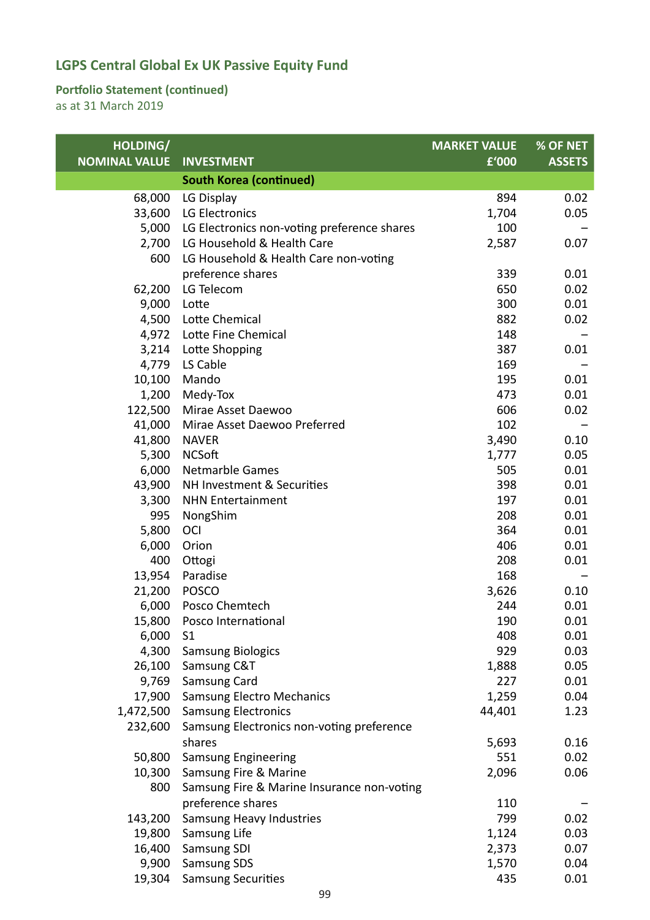## LGPS Central Global Ex UK Passive Equity Fund

### Portfolio Statement (continued)

as at 31 March 2019

| HOLDING/ NOMINAL VALUE | INVESTMENT | MARKET VALUE £'000 | % OF NET ASSETS |
|---|---|---|---|
| | **South Korea (continued)** | | |
| 68,000 | LG Display | 894 | 0.02 |
| 33,600 | LG Electronics | 1,704 | 0.05 |
| 5,000 | LG Electronics non-voting preference shares | 100 | – |
| 2,700 | LG Household & Health Care | 2,587 | 0.07 |
| 600 | LG Household & Health Care non-voting preference shares | 339 | 0.01 |
| 62,200 | LG Telecom | 650 | 0.02 |
| 9,000 | Lotte | 300 | 0.01 |
| 4,500 | Lotte Chemical | 882 | 0.02 |
| 4,972 | Lotte Fine Chemical | 148 | – |
| 3,214 | Lotte Shopping | 387 | 0.01 |
| 4,779 | LS Cable | 169 | – |
| 10,100 | Mando | 195 | 0.01 |
| 1,200 | Medy-Tox | 473 | 0.01 |
| 122,500 | Mirae Asset Daewoo | 606 | 0.02 |
| 41,000 | Mirae Asset Daewoo Preferred | 102 | – |
| 41,800 | NAVER | 3,490 | 0.10 |
| 5,300 | NCSoft | 1,777 | 0.05 |
| 6,000 | Netmarble Games | 505 | 0.01 |
| 43,900 | NH Investment & Securities | 398 | 0.01 |
| 3,300 | NHN Entertainment | 197 | 0.01 |
| 995 | NongShim | 208 | 0.01 |
| 5,800 | OCI | 364 | 0.01 |
| 6,000 | Orion | 406 | 0.01 |
| 400 | Ottogi | 208 | 0.01 |
| 13,954 | Paradise | 168 | – |
| 21,200 | POSCO | 3,626 | 0.10 |
| 6,000 | Posco Chemtech | 244 | 0.01 |
| 15,800 | Posco International | 190 | 0.01 |
| 6,000 | S1 | 408 | 0.01 |
| 4,300 | Samsung Biologics | 929 | 0.03 |
| 26,100 | Samsung C&T | 1,888 | 0.05 |
| 9,769 | Samsung Card | 227 | 0.01 |
| 17,900 | Samsung Electro Mechanics | 1,259 | 0.04 |
| 1,472,500 | Samsung Electronics | 44,401 | 1.23 |
| 232,600 | Samsung Electronics non-voting preference shares | 5,693 | 0.16 |
| 50,800 | Samsung Engineering | 551 | 0.02 |
| 10,300 | Samsung Fire & Marine | 2,096 | 0.06 |
| 800 | Samsung Fire & Marine Insurance non-voting preference shares | 110 | – |
| 143,200 | Samsung Heavy Industries | 799 | 0.02 |
| 19,800 | Samsung Life | 1,124 | 0.03 |
| 16,400 | Samsung SDI | 2,373 | 0.07 |
| 9,900 | Samsung SDS | 1,570 | 0.04 |
| 19,304 | Samsung Securities | 435 | 0.01 |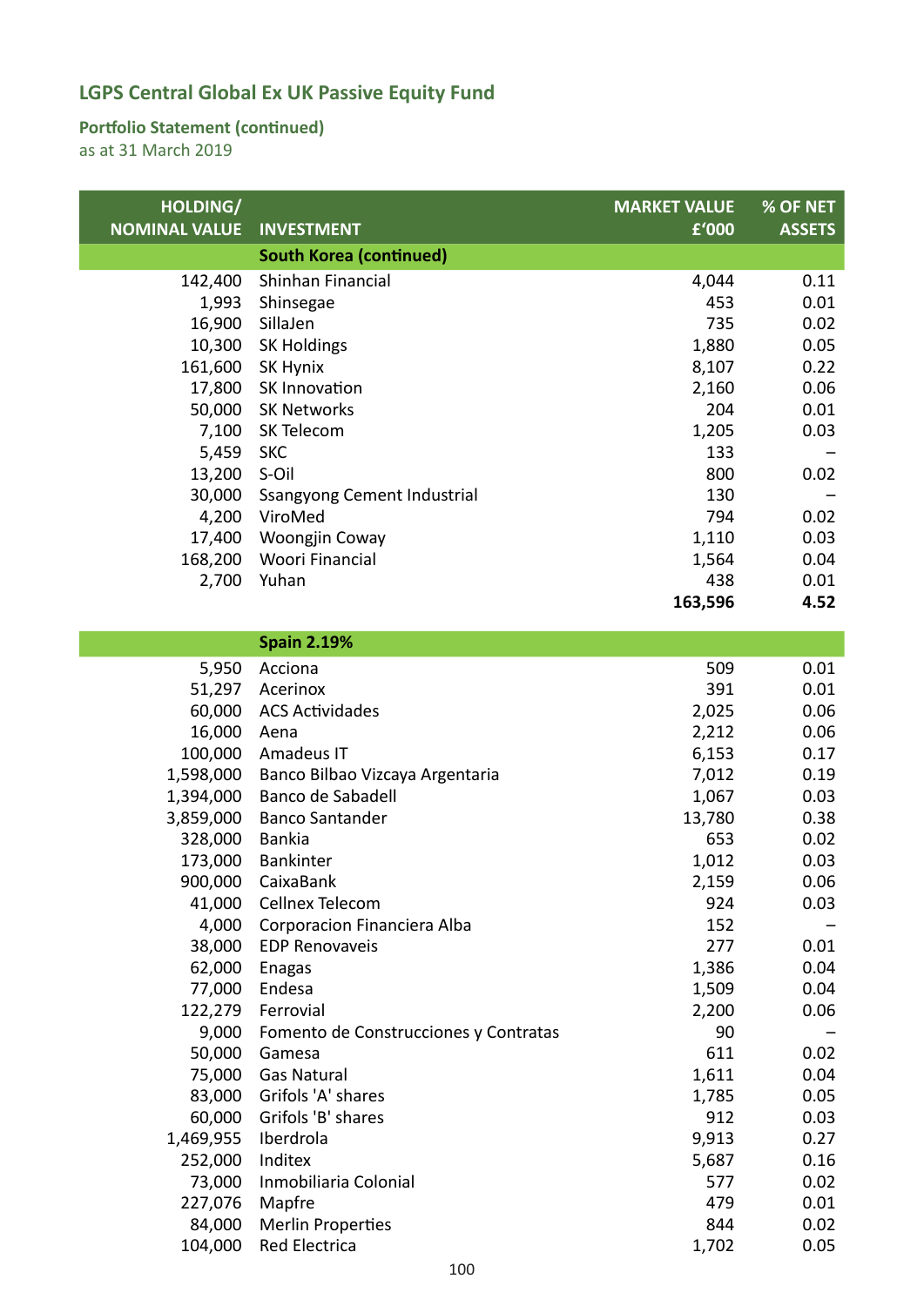# LGPS Central Global Ex UK Passive Equity Fund

## Portfolio Statement (continued)

as at 31 March 2019

| HOLDING/ NOMINAL VALUE | INVESTMENT | MARKET VALUE £'000 | % OF NET ASSETS |
|---|---|---|---|
| | **South Korea (continued)** | | |
| 142,400 | Shinhan Financial | 4,044 | 0.11 |
| 1,993 | Shinsegae | 453 | 0.01 |
| 16,900 | SillaJen | 735 | 0.02 |
| 10,300 | SK Holdings | 1,880 | 0.05 |
| 161,600 | SK Hynix | 8,107 | 0.22 |
| 17,800 | SK Innovation | 2,160 | 0.06 |
| 50,000 | SK Networks | 204 | 0.01 |
| 7,100 | SK Telecom | 1,205 | 0.03 |
| 5,459 | SKC | 133 | – |
| 13,200 | S-Oil | 800 | 0.02 |
| 30,000 | Ssangyong Cement Industrial | 130 | – |
| 4,200 | ViroMed | 794 | 0.02 |
| 17,400 | Woongjin Coway | 1,110 | 0.03 |
| 168,200 | Woori Financial | 1,564 | 0.04 |
| 2,700 | Yuhan | 438 | 0.01 |
| | | **163,596** | **4.52** |
| | **Spain 2.19%** | | |
| 5,950 | Acciona | 509 | 0.01 |
| 51,297 | Acerinox | 391 | 0.01 |
| 60,000 | ACS Actividades | 2,025 | 0.06 |
| 16,000 | Aena | 2,212 | 0.06 |
| 100,000 | Amadeus IT | 6,153 | 0.17 |
| 1,598,000 | Banco Bilbao Vizcaya Argentaria | 7,012 | 0.19 |
| 1,394,000 | Banco de Sabadell | 1,067 | 0.03 |
| 3,859,000 | Banco Santander | 13,780 | 0.38 |
| 328,000 | Bankia | 653 | 0.02 |
| 173,000 | Bankinter | 1,012 | 0.03 |
| 900,000 | CaixaBank | 2,159 | 0.06 |
| 41,000 | Cellnex Telecom | 924 | 0.03 |
| 4,000 | Corporacion Financiera Alba | 152 | – |
| 38,000 | EDP Renovaveis | 277 | 0.01 |
| 62,000 | Enagas | 1,386 | 0.04 |
| 77,000 | Endesa | 1,509 | 0.04 |
| 122,279 | Ferrovial | 2,200 | 0.06 |
| 9,000 | Fomento de Construcciones y Contratas | 90 | – |
| 50,000 | Gamesa | 611 | 0.02 |
| 75,000 | Gas Natural | 1,611 | 0.04 |
| 83,000 | Grifols 'A' shares | 1,785 | 0.05 |
| 60,000 | Grifols 'B' shares | 912 | 0.03 |
| 1,469,955 | Iberdrola | 9,913 | 0.27 |
| 252,000 | Inditex | 5,687 | 0.16 |
| 73,000 | Inmobiliaria Colonial | 577 | 0.02 |
| 227,076 | Mapfre | 479 | 0.01 |
| 84,000 | Merlin Properties | 844 | 0.02 |
| 104,000 | Red Electrica | 1,702 | 0.05 |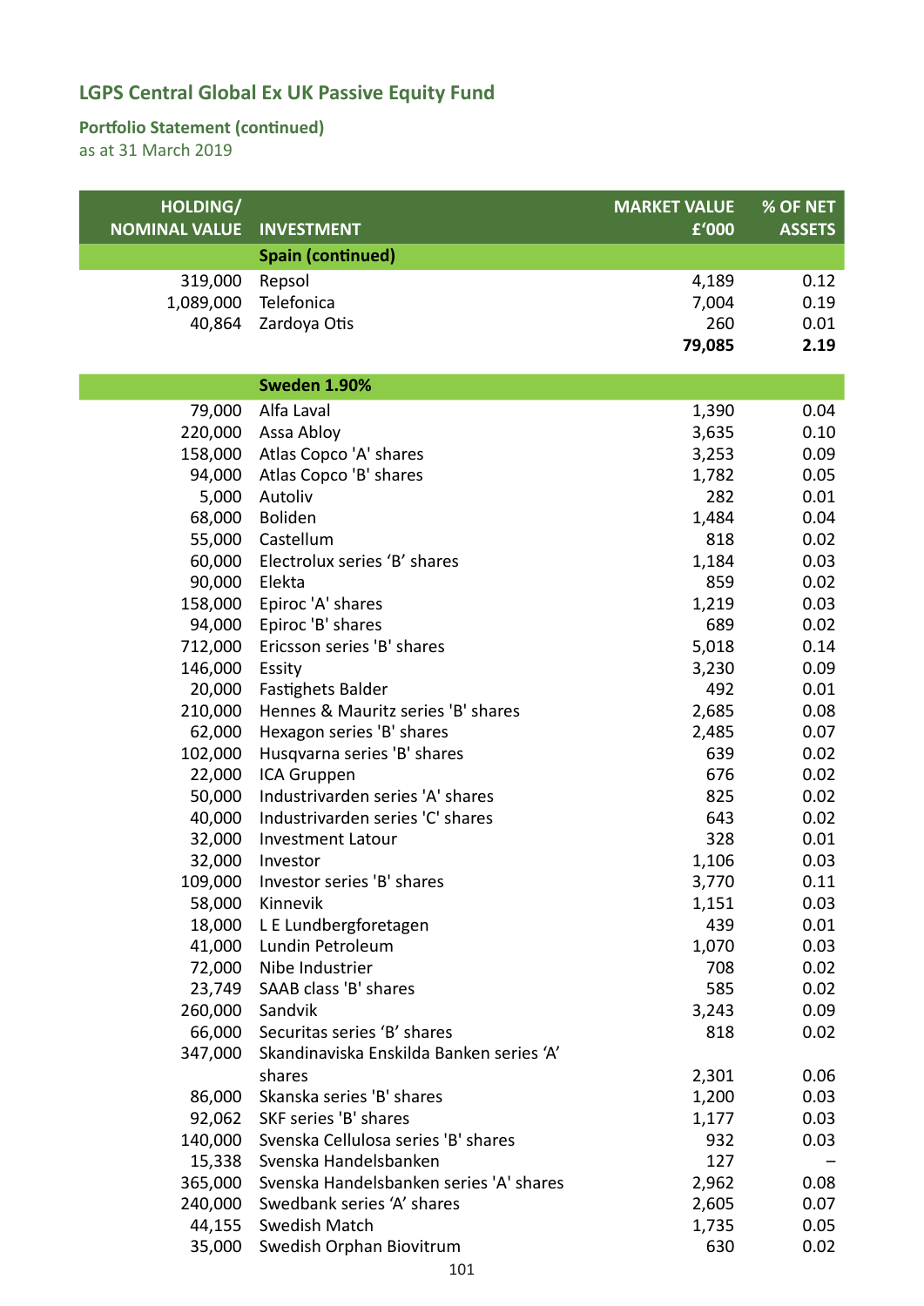# LGPS Central Global Ex UK Passive Equity Fund

## Portfolio Statement (continued)

as at 31 March 2019

| HOLDING/ NOMINAL VALUE | INVESTMENT | MARKET VALUE £'000 | % OF NET ASSETS |
|---|---|---|---|
| | **Spain (continued)** | | |
| 319,000 | Repsol | 4,189 | 0.12 |
| 1,089,000 | Telefonica | 7,004 | 0.19 |
| 40,864 | Zardoya Otis | 260 | 0.01 |
| | | **79,085** | **2.19** |
| | **Sweden 1.90%** | | |
| 79,000 | Alfa Laval | 1,390 | 0.04 |
| 220,000 | Assa Abloy | 3,635 | 0.10 |
| 158,000 | Atlas Copco 'A' shares | 3,253 | 0.09 |
| 94,000 | Atlas Copco 'B' shares | 1,782 | 0.05 |
| 5,000 | Autoliv | 282 | 0.01 |
| 68,000 | Boliden | 1,484 | 0.04 |
| 55,000 | Castellum | 818 | 0.02 |
| 60,000 | Electrolux series 'B' shares | 1,184 | 0.03 |
| 90,000 | Elekta | 859 | 0.02 |
| 158,000 | Epiroc 'A' shares | 1,219 | 0.03 |
| 94,000 | Epiroc 'B' shares | 689 | 0.02 |
| 712,000 | Ericsson series 'B' shares | 5,018 | 0.14 |
| 146,000 | Essity | 3,230 | 0.09 |
| 20,000 | Fastighets Balder | 492 | 0.01 |
| 210,000 | Hennes & Mauritz series 'B' shares | 2,685 | 0.08 |
| 62,000 | Hexagon series 'B' shares | 2,485 | 0.07 |
| 102,000 | Husqvarna series 'B' shares | 639 | 0.02 |
| 22,000 | ICA Gruppen | 676 | 0.02 |
| 50,000 | Industrivarden series 'A' shares | 825 | 0.02 |
| 40,000 | Industrivarden series 'C' shares | 643 | 0.02 |
| 32,000 | Investment Latour | 328 | 0.01 |
| 32,000 | Investor | 1,106 | 0.03 |
| 109,000 | Investor series 'B' shares | 3,770 | 0.11 |
| 58,000 | Kinnevik | 1,151 | 0.03 |
| 18,000 | L E Lundbergforetagen | 439 | 0.01 |
| 41,000 | Lundin Petroleum | 1,070 | 0.03 |
| 72,000 | Nibe Industrier | 708 | 0.02 |
| 23,749 | SAAB class 'B' shares | 585 | 0.02 |
| 260,000 | Sandvik | 3,243 | 0.09 |
| 66,000 | Securitas series 'B' shares | 818 | 0.02 |
| 347,000 | Skandinaviska Enskilda Banken series 'A' shares | 2,301 | 0.06 |
| 86,000 | Skanska series 'B' shares | 1,200 | 0.03 |
| 92,062 | SKF series 'B' shares | 1,177 | 0.03 |
| 140,000 | Svenska Cellulosa series 'B' shares | 932 | 0.03 |
| 15,338 | Svenska Handelsbanken | 127 | – |
| 365,000 | Svenska Handelsbanken series 'A' shares | 2,962 | 0.08 |
| 240,000 | Swedbank series 'A' shares | 2,605 | 0.07 |
| 44,155 | Swedish Match | 1,735 | 0.05 |
| 35,000 | Swedish Orphan Biovitrum | 630 | 0.02 |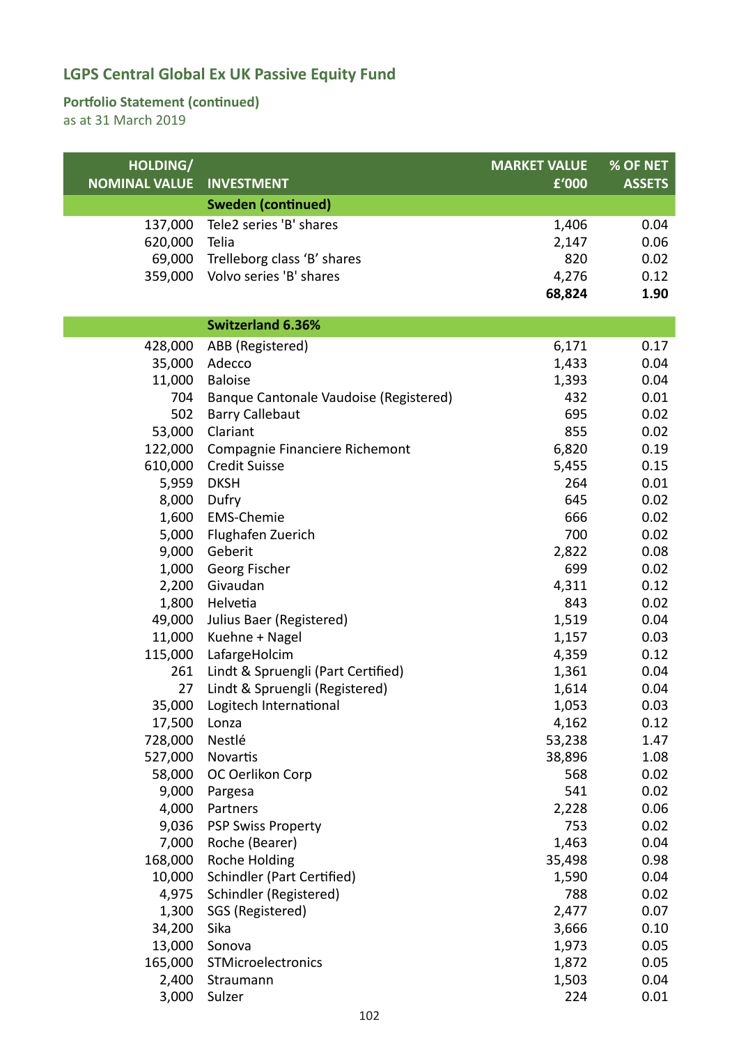# LGPS Central Global Ex UK Passive Equity Fund

## Portfolio Statement (continued)

as at 31 March 2019

| HOLDING/ NOMINAL VALUE | INVESTMENT | MARKET VALUE £'000 | % OF NET ASSETS |
|---|---|---|---|
| | **Sweden (continued)** | | |
| 137,000 | Tele2 series 'B' shares | 1,406 | 0.04 |
| 620,000 | Telia | 2,147 | 0.06 |
| 69,000 | Trelleborg class 'B' shares | 820 | 0.02 |
| 359,000 | Volvo series 'B' shares | 4,276 | 0.12 |
| | | **68,824** | **1.90** |
| | **Switzerland 6.36%** | | |
| 428,000 | ABB (Registered) | 6,171 | 0.17 |
| 35,000 | Adecco | 1,433 | 0.04 |
| 11,000 | Baloise | 1,393 | 0.04 |
| 704 | Banque Cantonale Vaudoise (Registered) | 432 | 0.01 |
| 502 | Barry Callebaut | 695 | 0.02 |
| 53,000 | Clariant | 855 | 0.02 |
| 122,000 | Compagnie Financiere Richemont | 6,820 | 0.19 |
| 610,000 | Credit Suisse | 5,455 | 0.15 |
| 5,959 | DKSH | 264 | 0.01 |
| 8,000 | Dufry | 645 | 0.02 |
| 1,600 | EMS-Chemie | 666 | 0.02 |
| 5,000 | Flughafen Zuerich | 700 | 0.02 |
| 9,000 | Geberit | 2,822 | 0.08 |
| 1,000 | Georg Fischer | 699 | 0.02 |
| 2,200 | Givaudan | 4,311 | 0.12 |
| 1,800 | Helvetia | 843 | 0.02 |
| 49,000 | Julius Baer (Registered) | 1,519 | 0.04 |
| 11,000 | Kuehne + Nagel | 1,157 | 0.03 |
| 115,000 | LafargeHolcim | 4,359 | 0.12 |
| 261 | Lindt & Spruengli (Part Certified) | 1,361 | 0.04 |
| 27 | Lindt & Spruengli (Registered) | 1,614 | 0.04 |
| 35,000 | Logitech International | 1,053 | 0.03 |
| 17,500 | Lonza | 4,162 | 0.12 |
| 728,000 | Nestlé | 53,238 | 1.47 |
| 527,000 | Novartis | 38,896 | 1.08 |
| 58,000 | OC Oerlikon Corp | 568 | 0.02 |
| 9,000 | Pargesa | 541 | 0.02 |
| 4,000 | Partners | 2,228 | 0.06 |
| 9,036 | PSP Swiss Property | 753 | 0.02 |
| 7,000 | Roche (Bearer) | 1,463 | 0.04 |
| 168,000 | Roche Holding | 35,498 | 0.98 |
| 10,000 | Schindler (Part Certified) | 1,590 | 0.04 |
| 4,975 | Schindler (Registered) | 788 | 0.02 |
| 1,300 | SGS (Registered) | 2,477 | 0.07 |
| 34,200 | Sika | 3,666 | 0.10 |
| 13,000 | Sonova | 1,973 | 0.05 |
| 165,000 | STMicroelectronics | 1,872 | 0.05 |
| 2,400 | Straumann | 1,503 | 0.04 |
| 3,000 | Sulzer | 224 | 0.01 |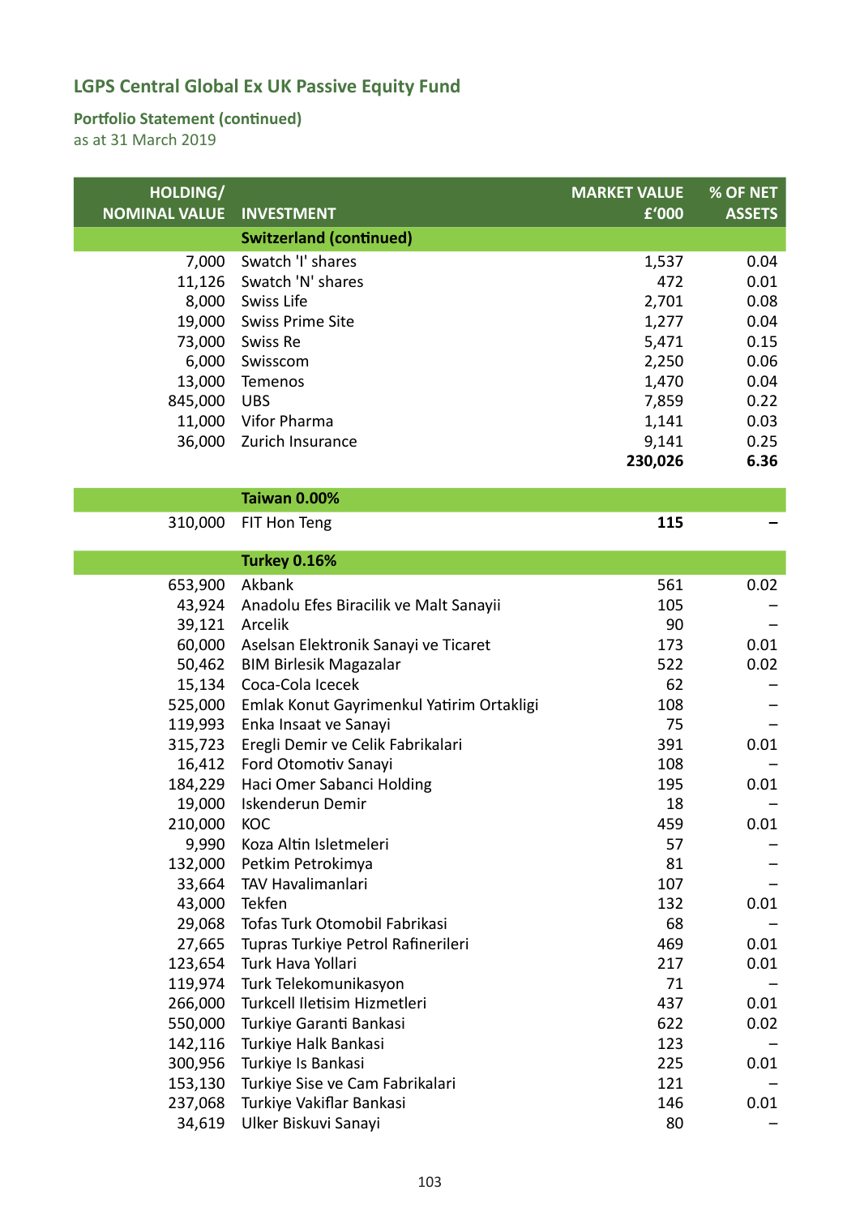# LGPS Central Global Ex UK Passive Equity Fund

## Portfolio Statement (continued)

as at 31 March 2019

| HOLDING/ NOMINAL VALUE | INVESTMENT | MARKET VALUE £'000 | % OF NET ASSETS |
|---|---|---|---|
| | **Switzerland (continued)** | | |
| 7,000 | Swatch 'I' shares | 1,537 | 0.04 |
| 11,126 | Swatch 'N' shares | 472 | 0.01 |
| 8,000 | Swiss Life | 2,701 | 0.08 |
| 19,000 | Swiss Prime Site | 1,277 | 0.04 |
| 73,000 | Swiss Re | 5,471 | 0.15 |
| 6,000 | Swisscom | 2,250 | 0.06 |
| 13,000 | Temenos | 1,470 | 0.04 |
| 845,000 | UBS | 7,859 | 0.22 |
| 11,000 | Vifor Pharma | 1,141 | 0.03 |
| 36,000 | Zurich Insurance | 9,141 | 0.25 |
| | | **230,026** | **6.36** |
| | **Taiwan 0.00%** | | |
| 310,000 | FIT Hon Teng | **115** | **–** |
| | **Turkey 0.16%** | | |
| 653,900 | Akbank | 561 | 0.02 |
| 43,924 | Anadolu Efes Biracilik ve Malt Sanayii | 105 | – |
| 39,121 | Arcelik | 90 | – |
| 60,000 | Aselsan Elektronik Sanayi ve Ticaret | 173 | 0.01 |
| 50,462 | BIM Birlesik Magazalar | 522 | 0.02 |
| 15,134 | Coca-Cola Icecek | 62 | – |
| 525,000 | Emlak Konut Gayrimenkul Yatirim Ortakligi | 108 | – |
| 119,993 | Enka Insaat ve Sanayi | 75 | – |
| 315,723 | Eregli Demir ve Celik Fabrikalari | 391 | 0.01 |
| 16,412 | Ford Otomotiv Sanayi | 108 | – |
| 184,229 | Haci Omer Sabanci Holding | 195 | 0.01 |
| 19,000 | Iskenderun Demir | 18 | – |
| 210,000 | KOC | 459 | 0.01 |
| 9,990 | Koza Altin Isletmeleri | 57 | – |
| 132,000 | Petkim Petrokimya | 81 | – |
| 33,664 | TAV Havalimanlari | 107 | – |
| 43,000 | Tekfen | 132 | 0.01 |
| 29,068 | Tofas Turk Otomobil Fabrikasi | 68 | – |
| 27,665 | Tupras Turkiye Petrol Rafinerileri | 469 | 0.01 |
| 123,654 | Turk Hava Yollari | 217 | 0.01 |
| 119,974 | Turk Telekomunikasyon | 71 | – |
| 266,000 | Turkcell Iletisim Hizmetleri | 437 | 0.01 |
| 550,000 | Turkiye Garanti Bankasi | 622 | 0.02 |
| 142,116 | Turkiye Halk Bankasi | 123 | – |
| 300,956 | Turkiye Is Bankasi | 225 | 0.01 |
| 153,130 | Turkiye Sise ve Cam Fabrikalari | 121 | – |
| 237,068 | Turkiye Vakiflar Bankasi | 146 | 0.01 |
| 34,619 | Ulker Biskuvi Sanayi | 80 | – |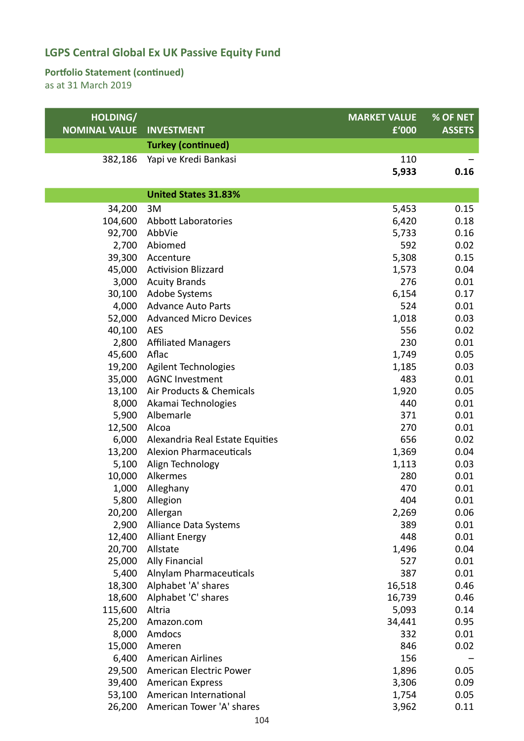# LGPS Central Global Ex UK Passive Equity Fund

## Portfolio Statement (continued)

as at 31 March 2019

| HOLDING/ NOMINAL VALUE | INVESTMENT | MARKET VALUE £'000 | % OF NET ASSETS |
|---|---|---|---|
| | **Turkey (continued)** | | |
| 382,186 | Yapi ve Kredi Bankasi | 110 | – |
| | | **5,933** | **0.16** |
| | **United States 31.83%** | | |
| 34,200 | 3M | 5,453 | 0.15 |
| 104,600 | Abbott Laboratories | 6,420 | 0.18 |
| 92,700 | AbbVie | 5,733 | 0.16 |
| 2,700 | Abiomed | 592 | 0.02 |
| 39,300 | Accenture | 5,308 | 0.15 |
| 45,000 | Activision Blizzard | 1,573 | 0.04 |
| 3,000 | Acuity Brands | 276 | 0.01 |
| 30,100 | Adobe Systems | 6,154 | 0.17 |
| 4,000 | Advance Auto Parts | 524 | 0.01 |
| 52,000 | Advanced Micro Devices | 1,018 | 0.03 |
| 40,100 | AES | 556 | 0.02 |
| 2,800 | Affiliated Managers | 230 | 0.01 |
| 45,600 | Aflac | 1,749 | 0.05 |
| 19,200 | Agilent Technologies | 1,185 | 0.03 |
| 35,000 | AGNC Investment | 483 | 0.01 |
| 13,100 | Air Products & Chemicals | 1,920 | 0.05 |
| 8,000 | Akamai Technologies | 440 | 0.01 |
| 5,900 | Albemarle | 371 | 0.01 |
| 12,500 | Alcoa | 270 | 0.01 |
| 6,000 | Alexandria Real Estate Equities | 656 | 0.02 |
| 13,200 | Alexion Pharmaceuticals | 1,369 | 0.04 |
| 5,100 | Align Technology | 1,113 | 0.03 |
| 10,000 | Alkermes | 280 | 0.01 |
| 1,000 | Alleghany | 470 | 0.01 |
| 5,800 | Allegion | 404 | 0.01 |
| 20,200 | Allergan | 2,269 | 0.06 |
| 2,900 | Alliance Data Systems | 389 | 0.01 |
| 12,400 | Alliant Energy | 448 | 0.01 |
| 20,700 | Allstate | 1,496 | 0.04 |
| 25,000 | Ally Financial | 527 | 0.01 |
| 5,400 | Alnylam Pharmaceuticals | 387 | 0.01 |
| 18,300 | Alphabet 'A' shares | 16,518 | 0.46 |
| 18,600 | Alphabet 'C' shares | 16,739 | 0.46 |
| 115,600 | Altria | 5,093 | 0.14 |
| 25,200 | Amazon.com | 34,441 | 0.95 |
| 8,000 | Amdocs | 332 | 0.01 |
| 15,000 | Ameren | 846 | 0.02 |
| 6,400 | American Airlines | 156 | – |
| 29,500 | American Electric Power | 1,896 | 0.05 |
| 39,400 | American Express | 3,306 | 0.09 |
| 53,100 | American International | 1,754 | 0.05 |
| 26,200 | American Tower 'A' shares | 3,962 | 0.11 |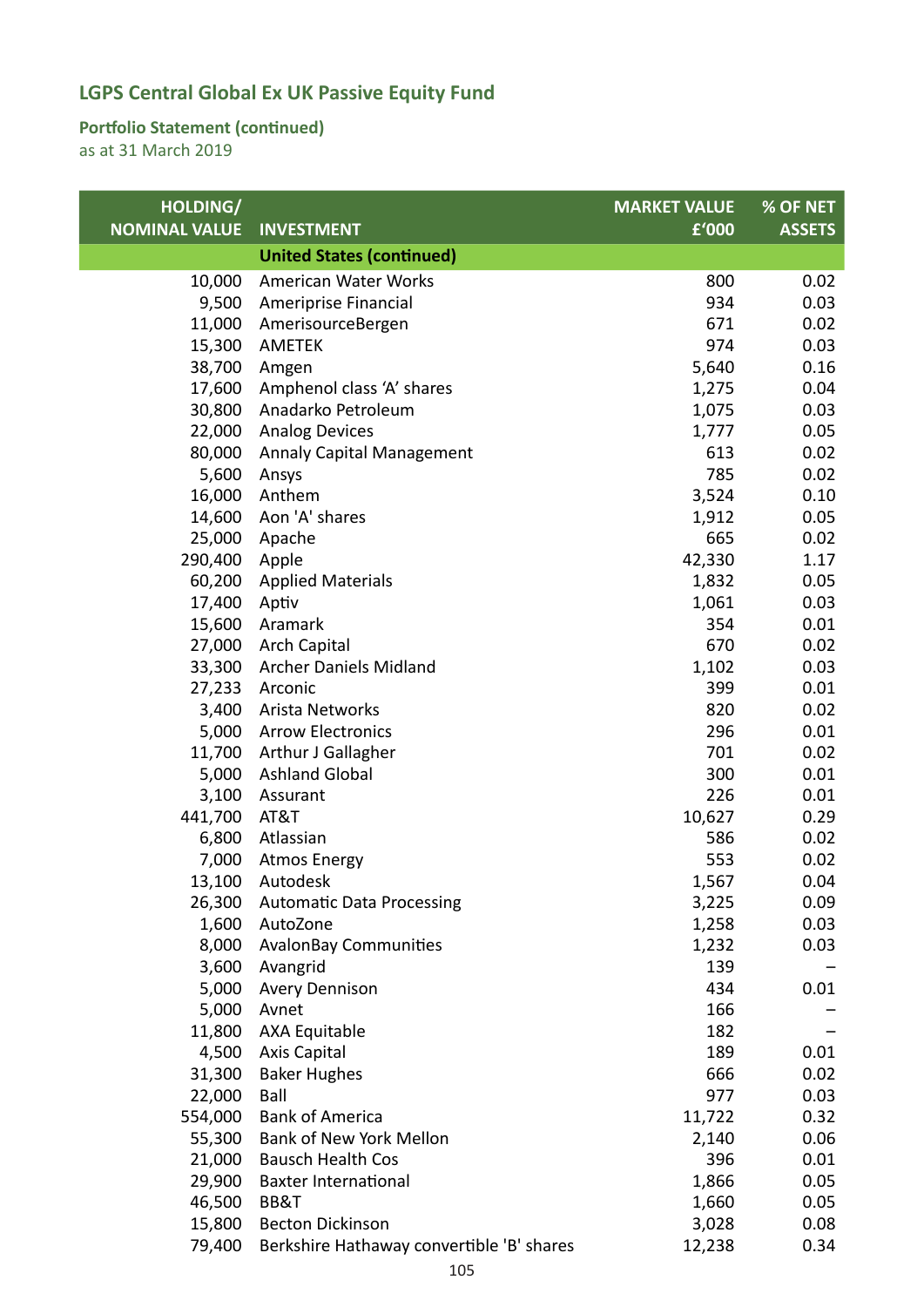# LGPS Central Global Ex UK Passive Equity Fund

## Portfolio Statement (continued)

as at 31 March 2019

| HOLDING/ NOMINAL VALUE | INVESTMENT | MARKET VALUE £'000 | % OF NET ASSETS |
|---|---|---|---|
| | **United States (continued)** | | |
| 10,000 | American Water Works | 800 | 0.02 |
| 9,500 | Ameriprise Financial | 934 | 0.03 |
| 11,000 | AmerisourceBergen | 671 | 0.02 |
| 15,300 | AMETEK | 974 | 0.03 |
| 38,700 | Amgen | 5,640 | 0.16 |
| 17,600 | Amphenol class 'A' shares | 1,275 | 0.04 |
| 30,800 | Anadarko Petroleum | 1,075 | 0.03 |
| 22,000 | Analog Devices | 1,777 | 0.05 |
| 80,000 | Annaly Capital Management | 613 | 0.02 |
| 5,600 | Ansys | 785 | 0.02 |
| 16,000 | Anthem | 3,524 | 0.10 |
| 14,600 | Aon 'A' shares | 1,912 | 0.05 |
| 25,000 | Apache | 665 | 0.02 |
| 290,400 | Apple | 42,330 | 1.17 |
| 60,200 | Applied Materials | 1,832 | 0.05 |
| 17,400 | Aptiv | 1,061 | 0.03 |
| 15,600 | Aramark | 354 | 0.01 |
| 27,000 | Arch Capital | 670 | 0.02 |
| 33,300 | Archer Daniels Midland | 1,102 | 0.03 |
| 27,233 | Arconic | 399 | 0.01 |
| 3,400 | Arista Networks | 820 | 0.02 |
| 5,000 | Arrow Electronics | 296 | 0.01 |
| 11,700 | Arthur J Gallagher | 701 | 0.02 |
| 5,000 | Ashland Global | 300 | 0.01 |
| 3,100 | Assurant | 226 | 0.01 |
| 441,700 | AT&T | 10,627 | 0.29 |
| 6,800 | Atlassian | 586 | 0.02 |
| 7,000 | Atmos Energy | 553 | 0.02 |
| 13,100 | Autodesk | 1,567 | 0.04 |
| 26,300 | Automatic Data Processing | 3,225 | 0.09 |
| 1,600 | AutoZone | 1,258 | 0.03 |
| 8,000 | AvalonBay Communities | 1,232 | 0.03 |
| 3,600 | Avangrid | 139 | – |
| 5,000 | Avery Dennison | 434 | 0.01 |
| 5,000 | Avnet | 166 | – |
| 11,800 | AXA Equitable | 182 | – |
| 4,500 | Axis Capital | 189 | 0.01 |
| 31,300 | Baker Hughes | 666 | 0.02 |
| 22,000 | Ball | 977 | 0.03 |
| 554,000 | Bank of America | 11,722 | 0.32 |
| 55,300 | Bank of New York Mellon | 2,140 | 0.06 |
| 21,000 | Bausch Health Cos | 396 | 0.01 |
| 29,900 | Baxter International | 1,866 | 0.05 |
| 46,500 | BB&T | 1,660 | 0.05 |
| 15,800 | Becton Dickinson | 3,028 | 0.08 |
| 79,400 | Berkshire Hathaway convertible 'B' shares | 12,238 | 0.34 |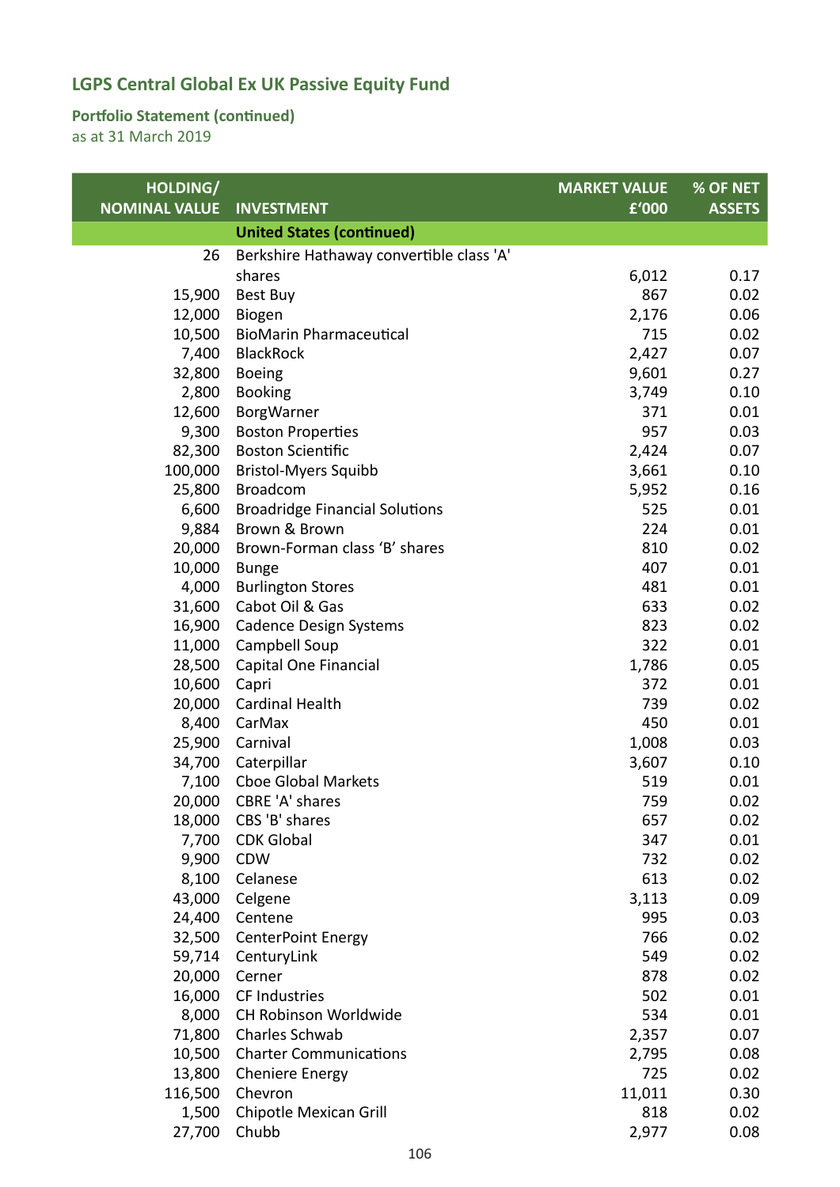## LGPS Central Global Ex UK Passive Equity Fund

### Portfolio Statement (continued)

as at 31 March 2019

| HOLDING/ NOMINAL VALUE | INVESTMENT | MARKET VALUE £'000 | % OF NET ASSETS |
|---|---|---|---|
| | **United States (continued)** | | |
| 26 | Berkshire Hathaway convertible class 'A' shares | 6,012 | 0.17 |
| 15,900 | Best Buy | 867 | 0.02 |
| 12,000 | Biogen | 2,176 | 0.06 |
| 10,500 | BioMarin Pharmaceutical | 715 | 0.02 |
| 7,400 | BlackRock | 2,427 | 0.07 |
| 32,800 | Boeing | 9,601 | 0.27 |
| 2,800 | Booking | 3,749 | 0.10 |
| 12,600 | BorgWarner | 371 | 0.01 |
| 9,300 | Boston Properties | 957 | 0.03 |
| 82,300 | Boston Scientific | 2,424 | 0.07 |
| 100,000 | Bristol-Myers Squibb | 3,661 | 0.10 |
| 25,800 | Broadcom | 5,952 | 0.16 |
| 6,600 | Broadridge Financial Solutions | 525 | 0.01 |
| 9,884 | Brown & Brown | 224 | 0.01 |
| 20,000 | Brown-Forman class 'B' shares | 810 | 0.02 |
| 10,000 | Bunge | 407 | 0.01 |
| 4,000 | Burlington Stores | 481 | 0.01 |
| 31,600 | Cabot Oil & Gas | 633 | 0.02 |
| 16,900 | Cadence Design Systems | 823 | 0.02 |
| 11,000 | Campbell Soup | 322 | 0.01 |
| 28,500 | Capital One Financial | 1,786 | 0.05 |
| 10,600 | Capri | 372 | 0.01 |
| 20,000 | Cardinal Health | 739 | 0.02 |
| 8,400 | CarMax | 450 | 0.01 |
| 25,900 | Carnival | 1,008 | 0.03 |
| 34,700 | Caterpillar | 3,607 | 0.10 |
| 7,100 | Cboe Global Markets | 519 | 0.01 |
| 20,000 | CBRE 'A' shares | 759 | 0.02 |
| 18,000 | CBS 'B' shares | 657 | 0.02 |
| 7,700 | CDK Global | 347 | 0.01 |
| 9,900 | CDW | 732 | 0.02 |
| 8,100 | Celanese | 613 | 0.02 |
| 43,000 | Celgene | 3,113 | 0.09 |
| 24,400 | Centene | 995 | 0.03 |
| 32,500 | CenterPoint Energy | 766 | 0.02 |
| 59,714 | CenturyLink | 549 | 0.02 |
| 20,000 | Cerner | 878 | 0.02 |
| 16,000 | CF Industries | 502 | 0.01 |
| 8,000 | CH Robinson Worldwide | 534 | 0.01 |
| 71,800 | Charles Schwab | 2,357 | 0.07 |
| 10,500 | Charter Communications | 2,795 | 0.08 |
| 13,800 | Cheniere Energy | 725 | 0.02 |
| 116,500 | Chevron | 11,011 | 0.30 |
| 1,500 | Chipotle Mexican Grill | 818 | 0.02 |
| 27,700 | Chubb | 2,977 | 0.08 |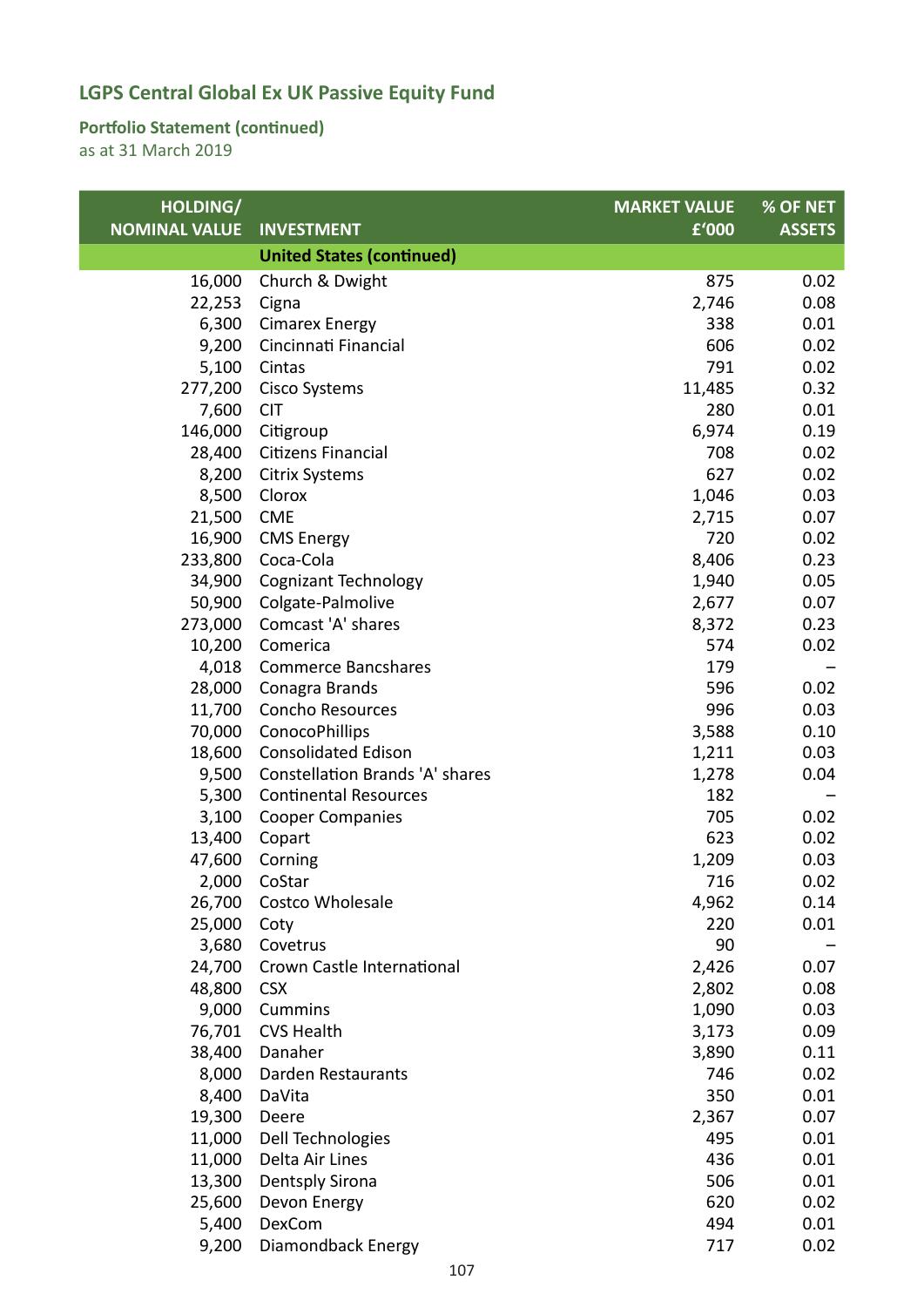## LGPS Central Global Ex UK Passive Equity Fund

### Portfolio Statement (continued)

as at 31 March 2019

| HOLDING/ NOMINAL VALUE | INVESTMENT | MARKET VALUE £'000 | % OF NET ASSETS |
|---|---|---|---|
| | **United States (continued)** | | |
| 16,000 | Church & Dwight | 875 | 0.02 |
| 22,253 | Cigna | 2,746 | 0.08 |
| 6,300 | Cimarex Energy | 338 | 0.01 |
| 9,200 | Cincinnati Financial | 606 | 0.02 |
| 5,100 | Cintas | 791 | 0.02 |
| 277,200 | Cisco Systems | 11,485 | 0.32 |
| 7,600 | CIT | 280 | 0.01 |
| 146,000 | Citigroup | 6,974 | 0.19 |
| 28,400 | Citizens Financial | 708 | 0.02 |
| 8,200 | Citrix Systems | 627 | 0.02 |
| 8,500 | Clorox | 1,046 | 0.03 |
| 21,500 | CME | 2,715 | 0.07 |
| 16,900 | CMS Energy | 720 | 0.02 |
| 233,800 | Coca-Cola | 8,406 | 0.23 |
| 34,900 | Cognizant Technology | 1,940 | 0.05 |
| 50,900 | Colgate-Palmolive | 2,677 | 0.07 |
| 273,000 | Comcast 'A' shares | 8,372 | 0.23 |
| 10,200 | Comerica | 574 | 0.02 |
| 4,018 | Commerce Bancshares | 179 | – |
| 28,000 | Conagra Brands | 596 | 0.02 |
| 11,700 | Concho Resources | 996 | 0.03 |
| 70,000 | ConocoPhillips | 3,588 | 0.10 |
| 18,600 | Consolidated Edison | 1,211 | 0.03 |
| 9,500 | Constellation Brands 'A' shares | 1,278 | 0.04 |
| 5,300 | Continental Resources | 182 | – |
| 3,100 | Cooper Companies | 705 | 0.02 |
| 13,400 | Copart | 623 | 0.02 |
| 47,600 | Corning | 1,209 | 0.03 |
| 2,000 | CoStar | 716 | 0.02 |
| 26,700 | Costco Wholesale | 4,962 | 0.14 |
| 25,000 | Coty | 220 | 0.01 |
| 3,680 | Covetrus | 90 | – |
| 24,700 | Crown Castle International | 2,426 | 0.07 |
| 48,800 | CSX | 2,802 | 0.08 |
| 9,000 | Cummins | 1,090 | 0.03 |
| 76,701 | CVS Health | 3,173 | 0.09 |
| 38,400 | Danaher | 3,890 | 0.11 |
| 8,000 | Darden Restaurants | 746 | 0.02 |
| 8,400 | DaVita | 350 | 0.01 |
| 19,300 | Deere | 2,367 | 0.07 |
| 11,000 | Dell Technologies | 495 | 0.01 |
| 11,000 | Delta Air Lines | 436 | 0.01 |
| 13,300 | Dentsply Sirona | 506 | 0.01 |
| 25,600 | Devon Energy | 620 | 0.02 |
| 5,400 | DexCom | 494 | 0.01 |
| 9,200 | Diamondback Energy | 717 | 0.02 |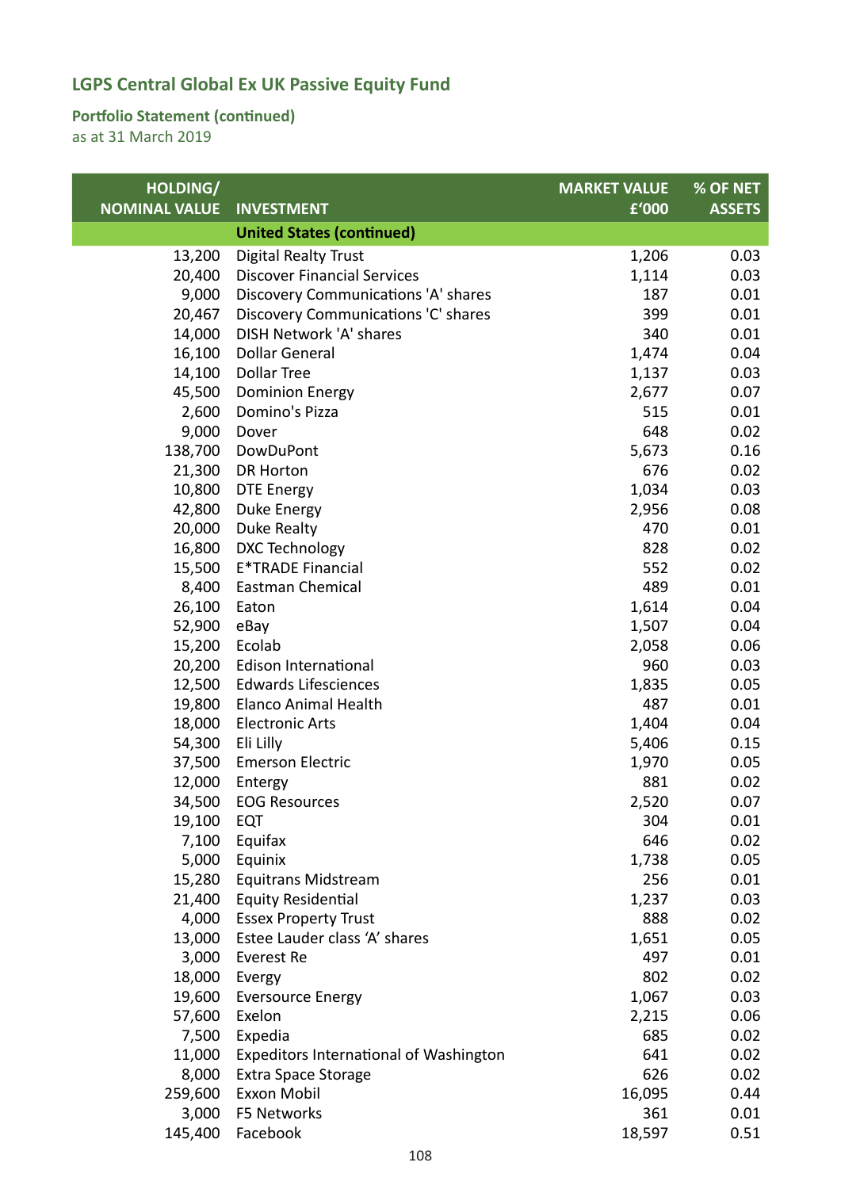# LGPS Central Global Ex UK Passive Equity Fund

## Portfolio Statement (continued)

as at 31 March 2019

| HOLDING/ NOMINAL VALUE | INVESTMENT | MARKET VALUE £'000 | % OF NET ASSETS |
|---|---|---|---|
| | **United States (continued)** | | |
| 13,200 | Digital Realty Trust | 1,206 | 0.03 |
| 20,400 | Discover Financial Services | 1,114 | 0.03 |
| 9,000 | Discovery Communications 'A' shares | 187 | 0.01 |
| 20,467 | Discovery Communications 'C' shares | 399 | 0.01 |
| 14,000 | DISH Network 'A' shares | 340 | 0.01 |
| 16,100 | Dollar General | 1,474 | 0.04 |
| 14,100 | Dollar Tree | 1,137 | 0.03 |
| 45,500 | Dominion Energy | 2,677 | 0.07 |
| 2,600 | Domino's Pizza | 515 | 0.01 |
| 9,000 | Dover | 648 | 0.02 |
| 138,700 | DowDuPont | 5,673 | 0.16 |
| 21,300 | DR Horton | 676 | 0.02 |
| 10,800 | DTE Energy | 1,034 | 0.03 |
| 42,800 | Duke Energy | 2,956 | 0.08 |
| 20,000 | Duke Realty | 470 | 0.01 |
| 16,800 | DXC Technology | 828 | 0.02 |
| 15,500 | E*TRADE Financial | 552 | 0.02 |
| 8,400 | Eastman Chemical | 489 | 0.01 |
| 26,100 | Eaton | 1,614 | 0.04 |
| 52,900 | eBay | 1,507 | 0.04 |
| 15,200 | Ecolab | 2,058 | 0.06 |
| 20,200 | Edison International | 960 | 0.03 |
| 12,500 | Edwards Lifesciences | 1,835 | 0.05 |
| 19,800 | Elanco Animal Health | 487 | 0.01 |
| 18,000 | Electronic Arts | 1,404 | 0.04 |
| 54,300 | Eli Lilly | 5,406 | 0.15 |
| 37,500 | Emerson Electric | 1,970 | 0.05 |
| 12,000 | Entergy | 881 | 0.02 |
| 34,500 | EOG Resources | 2,520 | 0.07 |
| 19,100 | EQT | 304 | 0.01 |
| 7,100 | Equifax | 646 | 0.02 |
| 5,000 | Equinix | 1,738 | 0.05 |
| 15,280 | Equitrans Midstream | 256 | 0.01 |
| 21,400 | Equity Residential | 1,237 | 0.03 |
| 4,000 | Essex Property Trust | 888 | 0.02 |
| 13,000 | Estee Lauder class 'A' shares | 1,651 | 0.05 |
| 3,000 | Everest Re | 497 | 0.01 |
| 18,000 | Evergy | 802 | 0.02 |
| 19,600 | Eversource Energy | 1,067 | 0.03 |
| 57,600 | Exelon | 2,215 | 0.06 |
| 7,500 | Expedia | 685 | 0.02 |
| 11,000 | Expeditors International of Washington | 641 | 0.02 |
| 8,000 | Extra Space Storage | 626 | 0.02 |
| 259,600 | Exxon Mobil | 16,095 | 0.44 |
| 3,000 | F5 Networks | 361 | 0.01 |
| 145,400 | Facebook | 18,597 | 0.51 |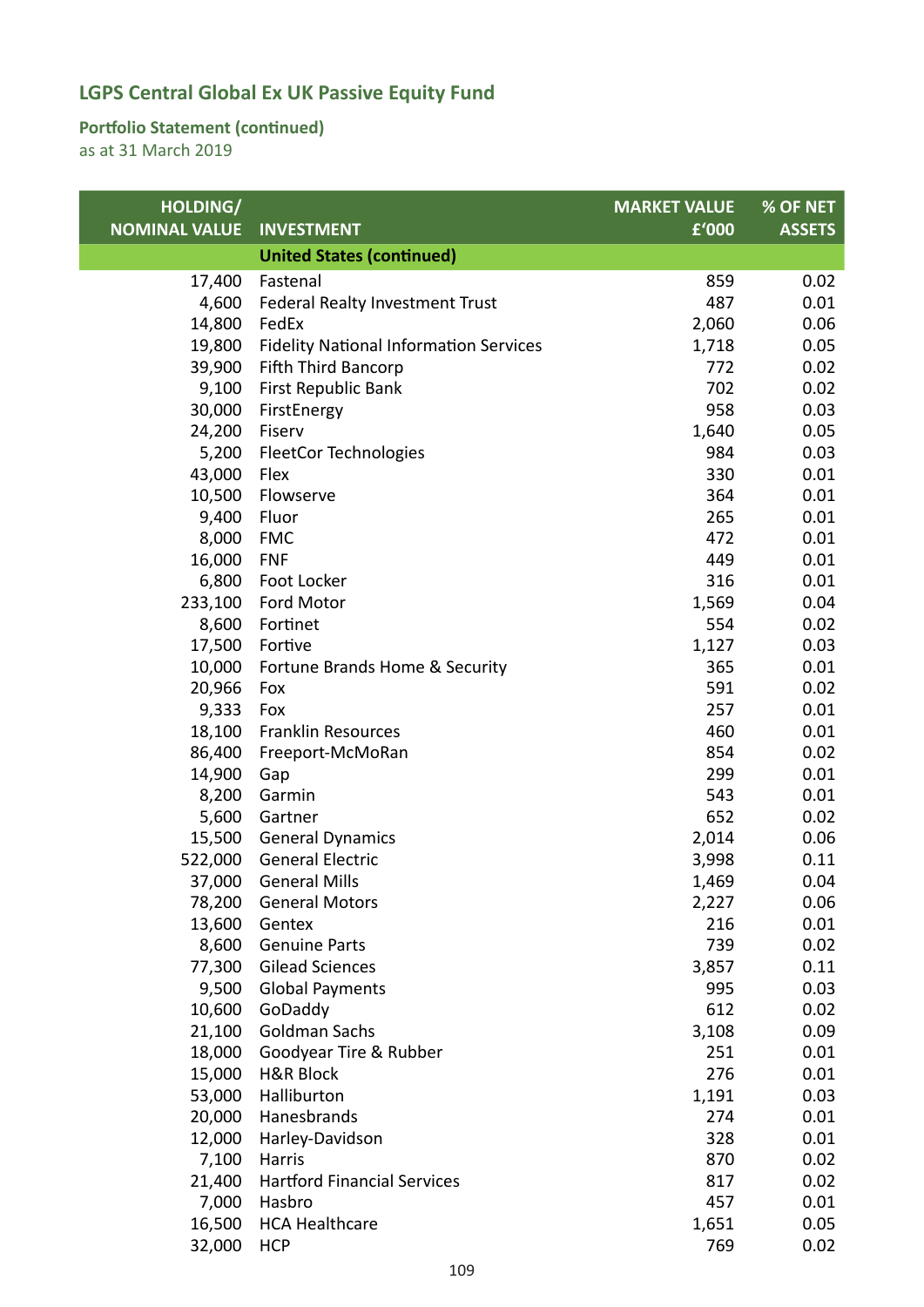## LGPS Central Global Ex UK Passive Equity Fund

### Portfolio Statement (continued)

as at 31 March 2019

| HOLDING/ NOMINAL VALUE | INVESTMENT | MARKET VALUE £'000 | % OF NET ASSETS |
|---|---|---|---|
| | **United States (continued)** | | |
| 17,400 | Fastenal | 859 | 0.02 |
| 4,600 | Federal Realty Investment Trust | 487 | 0.01 |
| 14,800 | FedEx | 2,060 | 0.06 |
| 19,800 | Fidelity National Information Services | 1,718 | 0.05 |
| 39,900 | Fifth Third Bancorp | 772 | 0.02 |
| 9,100 | First Republic Bank | 702 | 0.02 |
| 30,000 | FirstEnergy | 958 | 0.03 |
| 24,200 | Fiserv | 1,640 | 0.05 |
| 5,200 | FleetCor Technologies | 984 | 0.03 |
| 43,000 | Flex | 330 | 0.01 |
| 10,500 | Flowserve | 364 | 0.01 |
| 9,400 | Fluor | 265 | 0.01 |
| 8,000 | FMC | 472 | 0.01 |
| 16,000 | FNF | 449 | 0.01 |
| 6,800 | Foot Locker | 316 | 0.01 |
| 233,100 | Ford Motor | 1,569 | 0.04 |
| 8,600 | Fortinet | 554 | 0.02 |
| 17,500 | Fortive | 1,127 | 0.03 |
| 10,000 | Fortune Brands Home & Security | 365 | 0.01 |
| 20,966 | Fox | 591 | 0.02 |
| 9,333 | Fox | 257 | 0.01 |
| 18,100 | Franklin Resources | 460 | 0.01 |
| 86,400 | Freeport-McMoRan | 854 | 0.02 |
| 14,900 | Gap | 299 | 0.01 |
| 8,200 | Garmin | 543 | 0.01 |
| 5,600 | Gartner | 652 | 0.02 |
| 15,500 | General Dynamics | 2,014 | 0.06 |
| 522,000 | General Electric | 3,998 | 0.11 |
| 37,000 | General Mills | 1,469 | 0.04 |
| 78,200 | General Motors | 2,227 | 0.06 |
| 13,600 | Gentex | 216 | 0.01 |
| 8,600 | Genuine Parts | 739 | 0.02 |
| 77,300 | Gilead Sciences | 3,857 | 0.11 |
| 9,500 | Global Payments | 995 | 0.03 |
| 10,600 | GoDaddy | 612 | 0.02 |
| 21,100 | Goldman Sachs | 3,108 | 0.09 |
| 18,000 | Goodyear Tire & Rubber | 251 | 0.01 |
| 15,000 | H&R Block | 276 | 0.01 |
| 53,000 | Halliburton | 1,191 | 0.03 |
| 20,000 | Hanesbrands | 274 | 0.01 |
| 12,000 | Harley-Davidson | 328 | 0.01 |
| 7,100 | Harris | 870 | 0.02 |
| 21,400 | Hartford Financial Services | 817 | 0.02 |
| 7,000 | Hasbro | 457 | 0.01 |
| 16,500 | HCA Healthcare | 1,651 | 0.05 |
| 32,000 | HCP | 769 | 0.02 |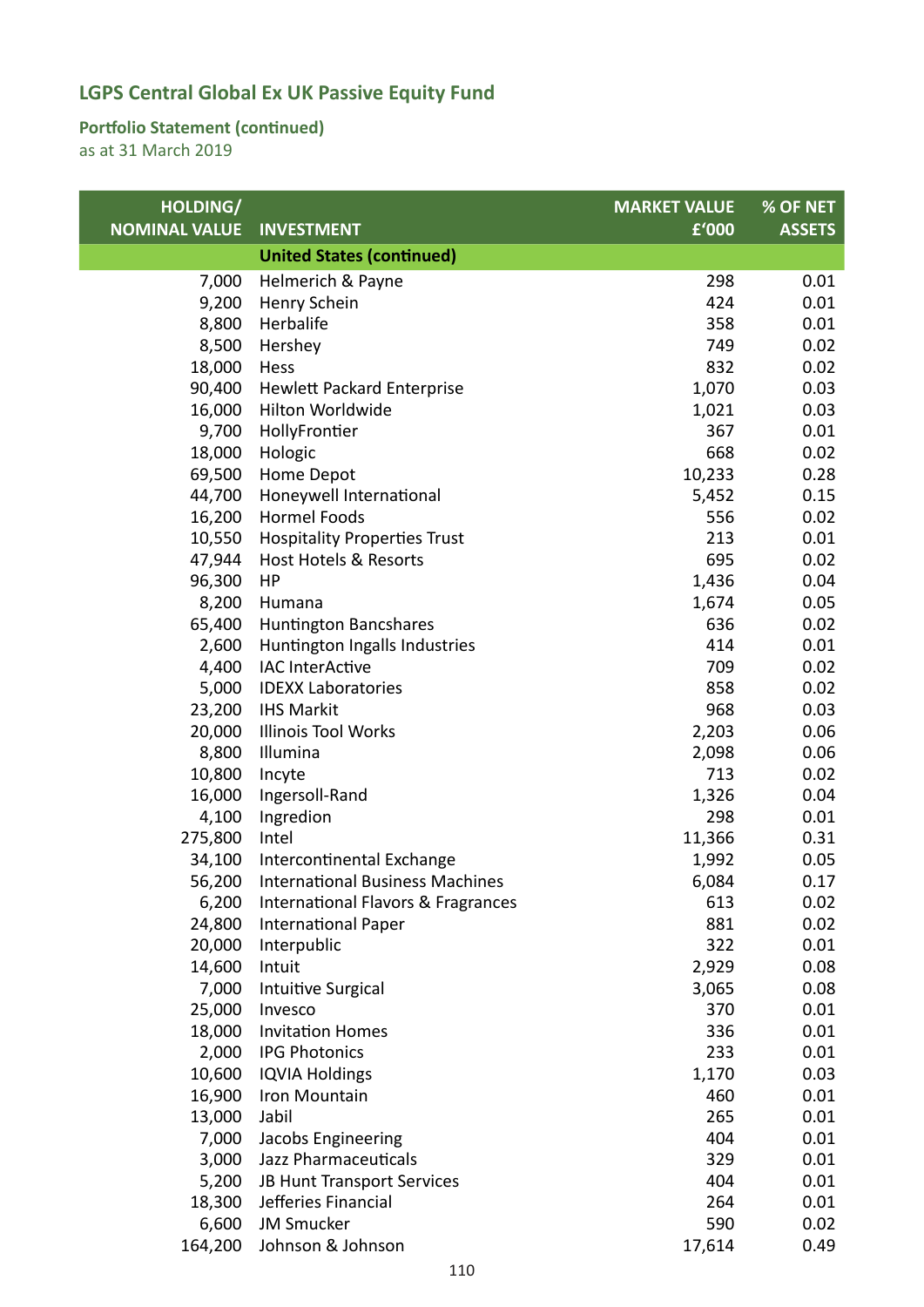## LGPS Central Global Ex UK Passive Equity Fund

### Portfolio Statement (continued)

as at 31 March 2019

| HOLDING/ NOMINAL VALUE | INVESTMENT | MARKET VALUE £'000 | % OF NET ASSETS |
|---|---|---|---|
| | **United States (continued)** | | |
| 7,000 | Helmerich & Payne | 298 | 0.01 |
| 9,200 | Henry Schein | 424 | 0.01 |
| 8,800 | Herbalife | 358 | 0.01 |
| 8,500 | Hershey | 749 | 0.02 |
| 18,000 | Hess | 832 | 0.02 |
| 90,400 | Hewlett Packard Enterprise | 1,070 | 0.03 |
| 16,000 | Hilton Worldwide | 1,021 | 0.03 |
| 9,700 | HollyFrontier | 367 | 0.01 |
| 18,000 | Hologic | 668 | 0.02 |
| 69,500 | Home Depot | 10,233 | 0.28 |
| 44,700 | Honeywell International | 5,452 | 0.15 |
| 16,200 | Hormel Foods | 556 | 0.02 |
| 10,550 | Hospitality Properties Trust | 213 | 0.01 |
| 47,944 | Host Hotels & Resorts | 695 | 0.02 |
| 96,300 | HP | 1,436 | 0.04 |
| 8,200 | Humana | 1,674 | 0.05 |
| 65,400 | Huntington Bancshares | 636 | 0.02 |
| 2,600 | Huntington Ingalls Industries | 414 | 0.01 |
| 4,400 | IAC InterActive | 709 | 0.02 |
| 5,000 | IDEXX Laboratories | 858 | 0.02 |
| 23,200 | IHS Markit | 968 | 0.03 |
| 20,000 | Illinois Tool Works | 2,203 | 0.06 |
| 8,800 | Illumina | 2,098 | 0.06 |
| 10,800 | Incyte | 713 | 0.02 |
| 16,000 | Ingersoll-Rand | 1,326 | 0.04 |
| 4,100 | Ingredion | 298 | 0.01 |
| 275,800 | Intel | 11,366 | 0.31 |
| 34,100 | Intercontinental Exchange | 1,992 | 0.05 |
| 56,200 | International Business Machines | 6,084 | 0.17 |
| 6,200 | International Flavors & Fragrances | 613 | 0.02 |
| 24,800 | International Paper | 881 | 0.02 |
| 20,000 | Interpublic | 322 | 0.01 |
| 14,600 | Intuit | 2,929 | 0.08 |
| 7,000 | Intuitive Surgical | 3,065 | 0.08 |
| 25,000 | Invesco | 370 | 0.01 |
| 18,000 | Invitation Homes | 336 | 0.01 |
| 2,000 | IPG Photonics | 233 | 0.01 |
| 10,600 | IQVIA Holdings | 1,170 | 0.03 |
| 16,900 | Iron Mountain | 460 | 0.01 |
| 13,000 | Jabil | 265 | 0.01 |
| 7,000 | Jacobs Engineering | 404 | 0.01 |
| 3,000 | Jazz Pharmaceuticals | 329 | 0.01 |
| 5,200 | JB Hunt Transport Services | 404 | 0.01 |
| 18,300 | Jefferies Financial | 264 | 0.01 |
| 6,600 | JM Smucker | 590 | 0.02 |
| 164,200 | Johnson & Johnson | 17,614 | 0.49 |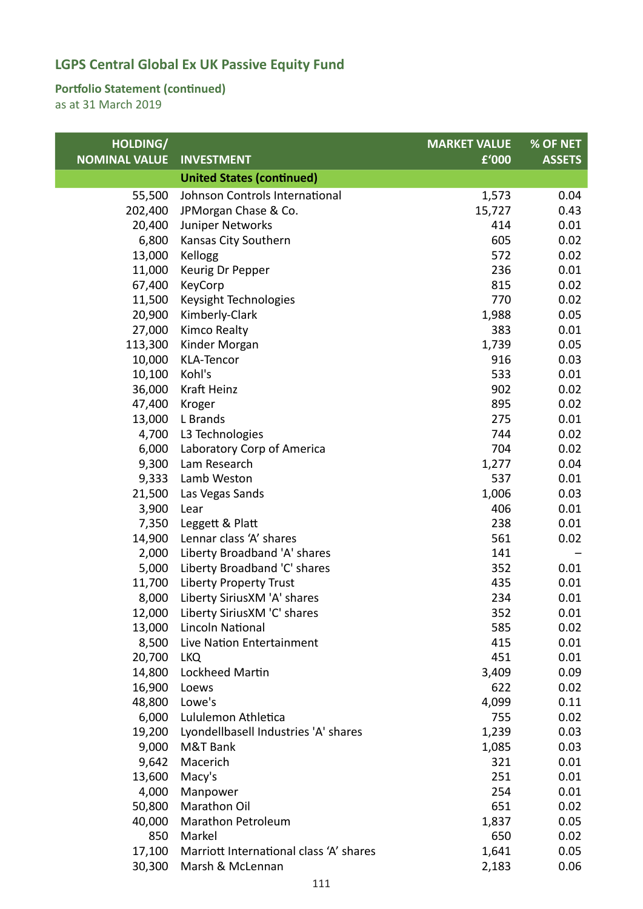# LGPS Central Global Ex UK Passive Equity Fund

## Portfolio Statement (continued)

as at 31 March 2019

| HOLDING/ NOMINAL VALUE | INVESTMENT | MARKET VALUE £'000 | % OF NET ASSETS |
|---|---|---|---|
| | **United States (continued)** | | |
| 55,500 | Johnson Controls International | 1,573 | 0.04 |
| 202,400 | JPMorgan Chase & Co. | 15,727 | 0.43 |
| 20,400 | Juniper Networks | 414 | 0.01 |
| 6,800 | Kansas City Southern | 605 | 0.02 |
| 13,000 | Kellogg | 572 | 0.02 |
| 11,000 | Keurig Dr Pepper | 236 | 0.01 |
| 67,400 | KeyCorp | 815 | 0.02 |
| 11,500 | Keysight Technologies | 770 | 0.02 |
| 20,900 | Kimberly-Clark | 1,988 | 0.05 |
| 27,000 | Kimco Realty | 383 | 0.01 |
| 113,300 | Kinder Morgan | 1,739 | 0.05 |
| 10,000 | KLA-Tencor | 916 | 0.03 |
| 10,100 | Kohl's | 533 | 0.01 |
| 36,000 | Kraft Heinz | 902 | 0.02 |
| 47,400 | Kroger | 895 | 0.02 |
| 13,000 | L Brands | 275 | 0.01 |
| 4,700 | L3 Technologies | 744 | 0.02 |
| 6,000 | Laboratory Corp of America | 704 | 0.02 |
| 9,300 | Lam Research | 1,277 | 0.04 |
| 9,333 | Lamb Weston | 537 | 0.01 |
| 21,500 | Las Vegas Sands | 1,006 | 0.03 |
| 3,900 | Lear | 406 | 0.01 |
| 7,350 | Leggett & Platt | 238 | 0.01 |
| 14,900 | Lennar class 'A' shares | 561 | 0.02 |
| 2,000 | Liberty Broadband 'A' shares | 141 | – |
| 5,000 | Liberty Broadband 'C' shares | 352 | 0.01 |
| 11,700 | Liberty Property Trust | 435 | 0.01 |
| 8,000 | Liberty SiriusXM 'A' shares | 234 | 0.01 |
| 12,000 | Liberty SiriusXM 'C' shares | 352 | 0.01 |
| 13,000 | Lincoln National | 585 | 0.02 |
| 8,500 | Live Nation Entertainment | 415 | 0.01 |
| 20,700 | LKQ | 451 | 0.01 |
| 14,800 | Lockheed Martin | 3,409 | 0.09 |
| 16,900 | Loews | 622 | 0.02 |
| 48,800 | Lowe's | 4,099 | 0.11 |
| 6,000 | Lululemon Athletica | 755 | 0.02 |
| 19,200 | Lyondellbasell Industries 'A' shares | 1,239 | 0.03 |
| 9,000 | M&T Bank | 1,085 | 0.03 |
| 9,642 | Macerich | 321 | 0.01 |
| 13,600 | Macy's | 251 | 0.01 |
| 4,000 | Manpower | 254 | 0.01 |
| 50,800 | Marathon Oil | 651 | 0.02 |
| 40,000 | Marathon Petroleum | 1,837 | 0.05 |
| 850 | Markel | 650 | 0.02 |
| 17,100 | Marriott International class 'A' shares | 1,641 | 0.05 |
| 30,300 | Marsh & McLennan | 2,183 | 0.06 |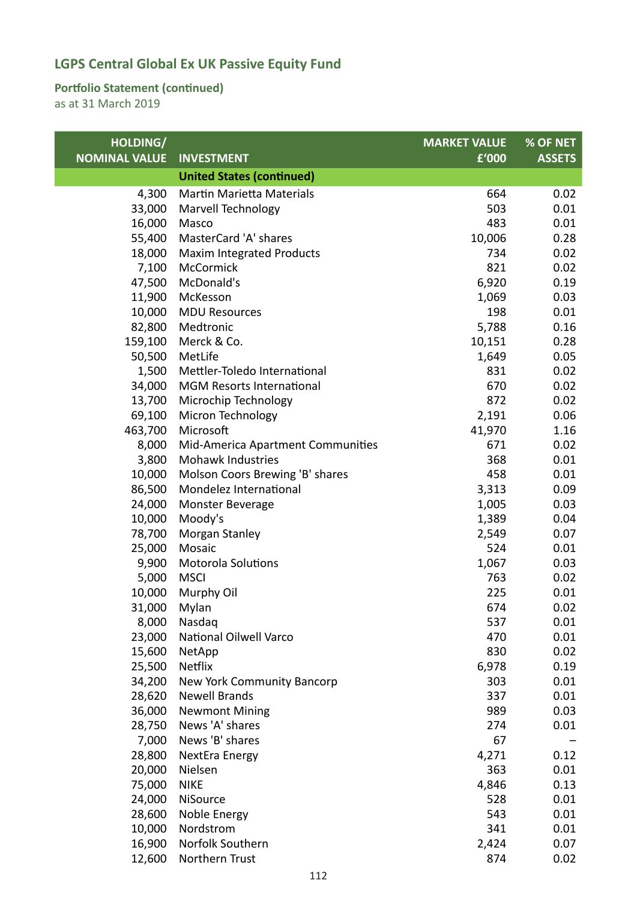## LGPS Central Global Ex UK Passive Equity Fund

### Portfolio Statement (continued)

as at 31 March 2019

| HOLDING/ NOMINAL VALUE | INVESTMENT | MARKET VALUE £'000 | % OF NET ASSETS |
|---|---|---|---|
| | **United States (continued)** | | |
| 4,300 | Martin Marietta Materials | 664 | 0.02 |
| 33,000 | Marvell Technology | 503 | 0.01 |
| 16,000 | Masco | 483 | 0.01 |
| 55,400 | MasterCard 'A' shares | 10,006 | 0.28 |
| 18,000 | Maxim Integrated Products | 734 | 0.02 |
| 7,100 | McCormick | 821 | 0.02 |
| 47,500 | McDonald's | 6,920 | 0.19 |
| 11,900 | McKesson | 1,069 | 0.03 |
| 10,000 | MDU Resources | 198 | 0.01 |
| 82,800 | Medtronic | 5,788 | 0.16 |
| 159,100 | Merck & Co. | 10,151 | 0.28 |
| 50,500 | MetLife | 1,649 | 0.05 |
| 1,500 | Mettler-Toledo International | 831 | 0.02 |
| 34,000 | MGM Resorts International | 670 | 0.02 |
| 13,700 | Microchip Technology | 872 | 0.02 |
| 69,100 | Micron Technology | 2,191 | 0.06 |
| 463,700 | Microsoft | 41,970 | 1.16 |
| 8,000 | Mid-America Apartment Communities | 671 | 0.02 |
| 3,800 | Mohawk Industries | 368 | 0.01 |
| 10,000 | Molson Coors Brewing 'B' shares | 458 | 0.01 |
| 86,500 | Mondelez International | 3,313 | 0.09 |
| 24,000 | Monster Beverage | 1,005 | 0.03 |
| 10,000 | Moody's | 1,389 | 0.04 |
| 78,700 | Morgan Stanley | 2,549 | 0.07 |
| 25,000 | Mosaic | 524 | 0.01 |
| 9,900 | Motorola Solutions | 1,067 | 0.03 |
| 5,000 | MSCI | 763 | 0.02 |
| 10,000 | Murphy Oil | 225 | 0.01 |
| 31,000 | Mylan | 674 | 0.02 |
| 8,000 | Nasdaq | 537 | 0.01 |
| 23,000 | National Oilwell Varco | 470 | 0.01 |
| 15,600 | NetApp | 830 | 0.02 |
| 25,500 | Netflix | 6,978 | 0.19 |
| 34,200 | New York Community Bancorp | 303 | 0.01 |
| 28,620 | Newell Brands | 337 | 0.01 |
| 36,000 | Newmont Mining | 989 | 0.03 |
| 28,750 | News 'A' shares | 274 | 0.01 |
| 7,000 | News 'B' shares | 67 | – |
| 28,800 | NextEra Energy | 4,271 | 0.12 |
| 20,000 | Nielsen | 363 | 0.01 |
| 75,000 | NIKE | 4,846 | 0.13 |
| 24,000 | NiSource | 528 | 0.01 |
| 28,600 | Noble Energy | 543 | 0.01 |
| 10,000 | Nordstrom | 341 | 0.01 |
| 16,900 | Norfolk Southern | 2,424 | 0.07 |
| 12,600 | Northern Trust | 874 | 0.02 |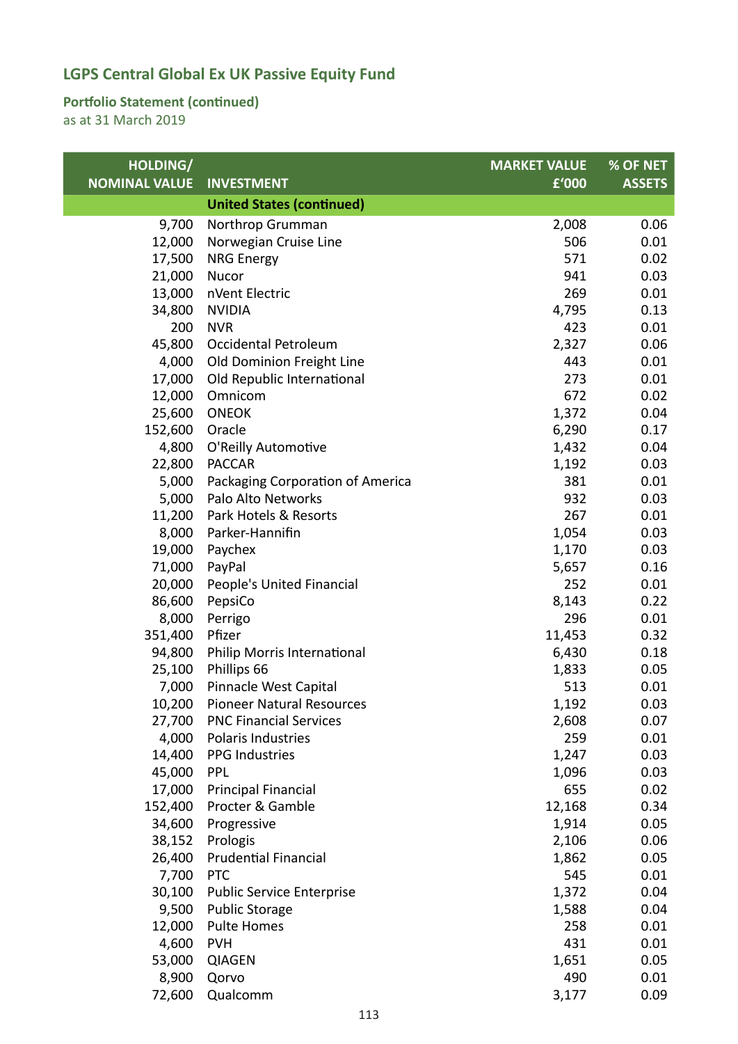# LGPS Central Global Ex UK Passive Equity Fund

## Portfolio Statement (continued)

as at 31 March 2019

| HOLDING/ NOMINAL VALUE | INVESTMENT | MARKET VALUE £'000 | % OF NET ASSETS |
|---|---|---|---|
| | **United States (continued)** | | |
| 9,700 | Northrop Grumman | 2,008 | 0.06 |
| 12,000 | Norwegian Cruise Line | 506 | 0.01 |
| 17,500 | NRG Energy | 571 | 0.02 |
| 21,000 | Nucor | 941 | 0.03 |
| 13,000 | nVent Electric | 269 | 0.01 |
| 34,800 | NVIDIA | 4,795 | 0.13 |
| 200 | NVR | 423 | 0.01 |
| 45,800 | Occidental Petroleum | 2,327 | 0.06 |
| 4,000 | Old Dominion Freight Line | 443 | 0.01 |
| 17,000 | Old Republic International | 273 | 0.01 |
| 12,000 | Omnicom | 672 | 0.02 |
| 25,600 | ONEOK | 1,372 | 0.04 |
| 152,600 | Oracle | 6,290 | 0.17 |
| 4,800 | O'Reilly Automotive | 1,432 | 0.04 |
| 22,800 | PACCAR | 1,192 | 0.03 |
| 5,000 | Packaging Corporation of America | 381 | 0.01 |
| 5,000 | Palo Alto Networks | 932 | 0.03 |
| 11,200 | Park Hotels & Resorts | 267 | 0.01 |
| 8,000 | Parker-Hannifin | 1,054 | 0.03 |
| 19,000 | Paychex | 1,170 | 0.03 |
| 71,000 | PayPal | 5,657 | 0.16 |
| 20,000 | People's United Financial | 252 | 0.01 |
| 86,600 | PepsiCo | 8,143 | 0.22 |
| 8,000 | Perrigo | 296 | 0.01 |
| 351,400 | Pfizer | 11,453 | 0.32 |
| 94,800 | Philip Morris International | 6,430 | 0.18 |
| 25,100 | Phillips 66 | 1,833 | 0.05 |
| 7,000 | Pinnacle West Capital | 513 | 0.01 |
| 10,200 | Pioneer Natural Resources | 1,192 | 0.03 |
| 27,700 | PNC Financial Services | 2,608 | 0.07 |
| 4,000 | Polaris Industries | 259 | 0.01 |
| 14,400 | PPG Industries | 1,247 | 0.03 |
| 45,000 | PPL | 1,096 | 0.03 |
| 17,000 | Principal Financial | 655 | 0.02 |
| 152,400 | Procter & Gamble | 12,168 | 0.34 |
| 34,600 | Progressive | 1,914 | 0.05 |
| 38,152 | Prologis | 2,106 | 0.06 |
| 26,400 | Prudential Financial | 1,862 | 0.05 |
| 7,700 | PTC | 545 | 0.01 |
| 30,100 | Public Service Enterprise | 1,372 | 0.04 |
| 9,500 | Public Storage | 1,588 | 0.04 |
| 12,000 | Pulte Homes | 258 | 0.01 |
| 4,600 | PVH | 431 | 0.01 |
| 53,000 | QIAGEN | 1,651 | 0.05 |
| 8,900 | Qorvo | 490 | 0.01 |
| 72,600 | Qualcomm | 3,177 | 0.09 |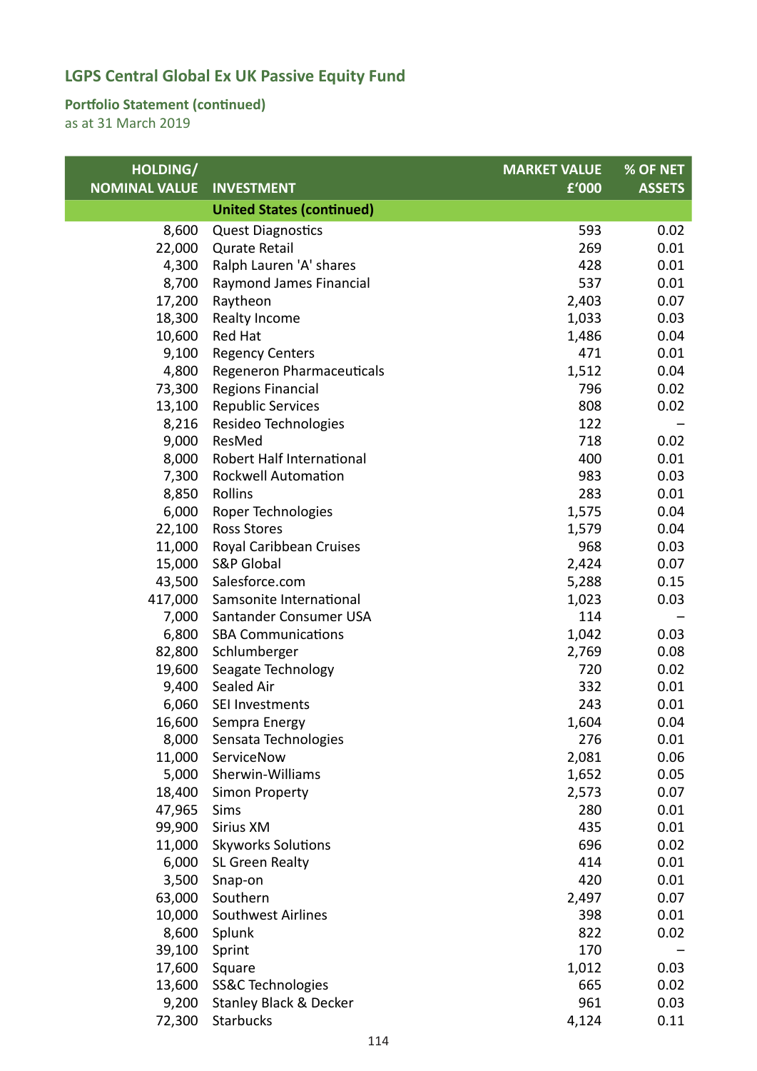## LGPS Central Global Ex UK Passive Equity Fund

### Portfolio Statement (continued)

as at 31 March 2019

| HOLDING/ NOMINAL VALUE | INVESTMENT | MARKET VALUE £'000 | % OF NET ASSETS |
|---|---|---|---|
| | **United States (continued)** | | |
| 8,600 | Quest Diagnostics | 593 | 0.02 |
| 22,000 | Qurate Retail | 269 | 0.01 |
| 4,300 | Ralph Lauren 'A' shares | 428 | 0.01 |
| 8,700 | Raymond James Financial | 537 | 0.01 |
| 17,200 | Raytheon | 2,403 | 0.07 |
| 18,300 | Realty Income | 1,033 | 0.03 |
| 10,600 | Red Hat | 1,486 | 0.04 |
| 9,100 | Regency Centers | 471 | 0.01 |
| 4,800 | Regeneron Pharmaceuticals | 1,512 | 0.04 |
| 73,300 | Regions Financial | 796 | 0.02 |
| 13,100 | Republic Services | 808 | 0.02 |
| 8,216 | Resideo Technologies | 122 | – |
| 9,000 | ResMed | 718 | 0.02 |
| 8,000 | Robert Half International | 400 | 0.01 |
| 7,300 | Rockwell Automation | 983 | 0.03 |
| 8,850 | Rollins | 283 | 0.01 |
| 6,000 | Roper Technologies | 1,575 | 0.04 |
| 22,100 | Ross Stores | 1,579 | 0.04 |
| 11,000 | Royal Caribbean Cruises | 968 | 0.03 |
| 15,000 | S&P Global | 2,424 | 0.07 |
| 43,500 | Salesforce.com | 5,288 | 0.15 |
| 417,000 | Samsonite International | 1,023 | 0.03 |
| 7,000 | Santander Consumer USA | 114 | – |
| 6,800 | SBA Communications | 1,042 | 0.03 |
| 82,800 | Schlumberger | 2,769 | 0.08 |
| 19,600 | Seagate Technology | 720 | 0.02 |
| 9,400 | Sealed Air | 332 | 0.01 |
| 6,060 | SEI Investments | 243 | 0.01 |
| 16,600 | Sempra Energy | 1,604 | 0.04 |
| 8,000 | Sensata Technologies | 276 | 0.01 |
| 11,000 | ServiceNow | 2,081 | 0.06 |
| 5,000 | Sherwin-Williams | 1,652 | 0.05 |
| 18,400 | Simon Property | 2,573 | 0.07 |
| 47,965 | Sims | 280 | 0.01 |
| 99,900 | Sirius XM | 435 | 0.01 |
| 11,000 | Skyworks Solutions | 696 | 0.02 |
| 6,000 | SL Green Realty | 414 | 0.01 |
| 3,500 | Snap-on | 420 | 0.01 |
| 63,000 | Southern | 2,497 | 0.07 |
| 10,000 | Southwest Airlines | 398 | 0.01 |
| 8,600 | Splunk | 822 | 0.02 |
| 39,100 | Sprint | 170 | – |
| 17,600 | Square | 1,012 | 0.03 |
| 13,600 | SS&C Technologies | 665 | 0.02 |
| 9,200 | Stanley Black & Decker | 961 | 0.03 |
| 72,300 | Starbucks | 4,124 | 0.11 |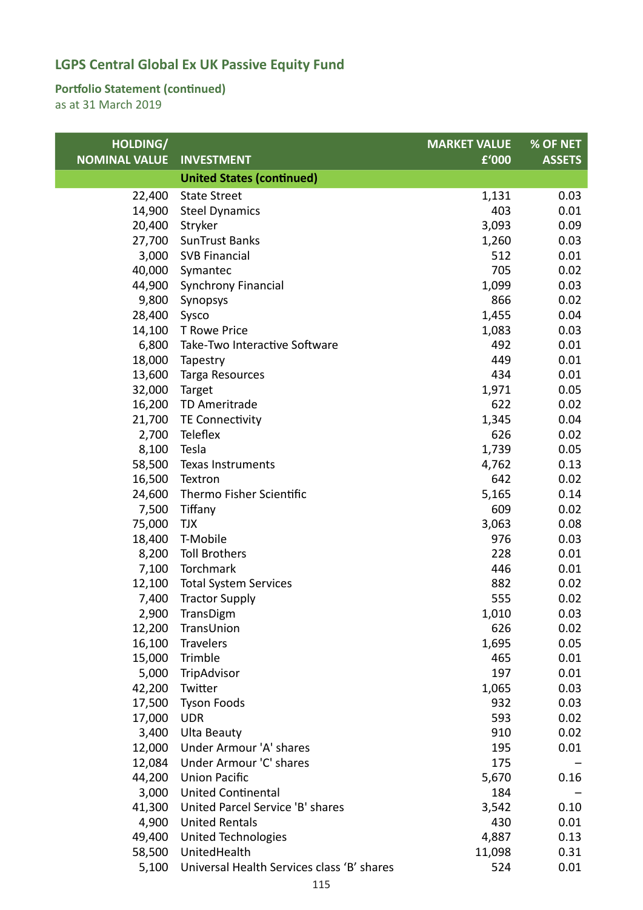# LGPS Central Global Ex UK Passive Equity Fund

## Portfolio Statement (continued)

as at 31 March 2019

| HOLDING/ NOMINAL VALUE | INVESTMENT | MARKET VALUE £'000 | % OF NET ASSETS |
|---|---|---|---|
| | **United States (continued)** | | |
| 22,400 | State Street | 1,131 | 0.03 |
| 14,900 | Steel Dynamics | 403 | 0.01 |
| 20,400 | Stryker | 3,093 | 0.09 |
| 27,700 | SunTrust Banks | 1,260 | 0.03 |
| 3,000 | SVB Financial | 512 | 0.01 |
| 40,000 | Symantec | 705 | 0.02 |
| 44,900 | Synchrony Financial | 1,099 | 0.03 |
| 9,800 | Synopsys | 866 | 0.02 |
| 28,400 | Sysco | 1,455 | 0.04 |
| 14,100 | T Rowe Price | 1,083 | 0.03 |
| 6,800 | Take-Two Interactive Software | 492 | 0.01 |
| 18,000 | Tapestry | 449 | 0.01 |
| 13,600 | Targa Resources | 434 | 0.01 |
| 32,000 | Target | 1,971 | 0.05 |
| 16,200 | TD Ameritrade | 622 | 0.02 |
| 21,700 | TE Connectivity | 1,345 | 0.04 |
| 2,700 | Teleflex | 626 | 0.02 |
| 8,100 | Tesla | 1,739 | 0.05 |
| 58,500 | Texas Instruments | 4,762 | 0.13 |
| 16,500 | Textron | 642 | 0.02 |
| 24,600 | Thermo Fisher Scientific | 5,165 | 0.14 |
| 7,500 | Tiffany | 609 | 0.02 |
| 75,000 | TJX | 3,063 | 0.08 |
| 18,400 | T-Mobile | 976 | 0.03 |
| 8,200 | Toll Brothers | 228 | 0.01 |
| 7,100 | Torchmark | 446 | 0.01 |
| 12,100 | Total System Services | 882 | 0.02 |
| 7,400 | Tractor Supply | 555 | 0.02 |
| 2,900 | TransDigm | 1,010 | 0.03 |
| 12,200 | TransUnion | 626 | 0.02 |
| 16,100 | Travelers | 1,695 | 0.05 |
| 15,000 | Trimble | 465 | 0.01 |
| 5,000 | TripAdvisor | 197 | 0.01 |
| 42,200 | Twitter | 1,065 | 0.03 |
| 17,500 | Tyson Foods | 932 | 0.03 |
| 17,000 | UDR | 593 | 0.02 |
| 3,400 | Ulta Beauty | 910 | 0.02 |
| 12,000 | Under Armour 'A' shares | 195 | 0.01 |
| 12,084 | Under Armour 'C' shares | 175 | – |
| 44,200 | Union Pacific | 5,670 | 0.16 |
| 3,000 | United Continental | 184 | – |
| 41,300 | United Parcel Service 'B' shares | 3,542 | 0.10 |
| 4,900 | United Rentals | 430 | 0.01 |
| 49,400 | United Technologies | 4,887 | 0.13 |
| 58,500 | UnitedHealth | 11,098 | 0.31 |
| 5,100 | Universal Health Services class 'B' shares | 524 | 0.01 |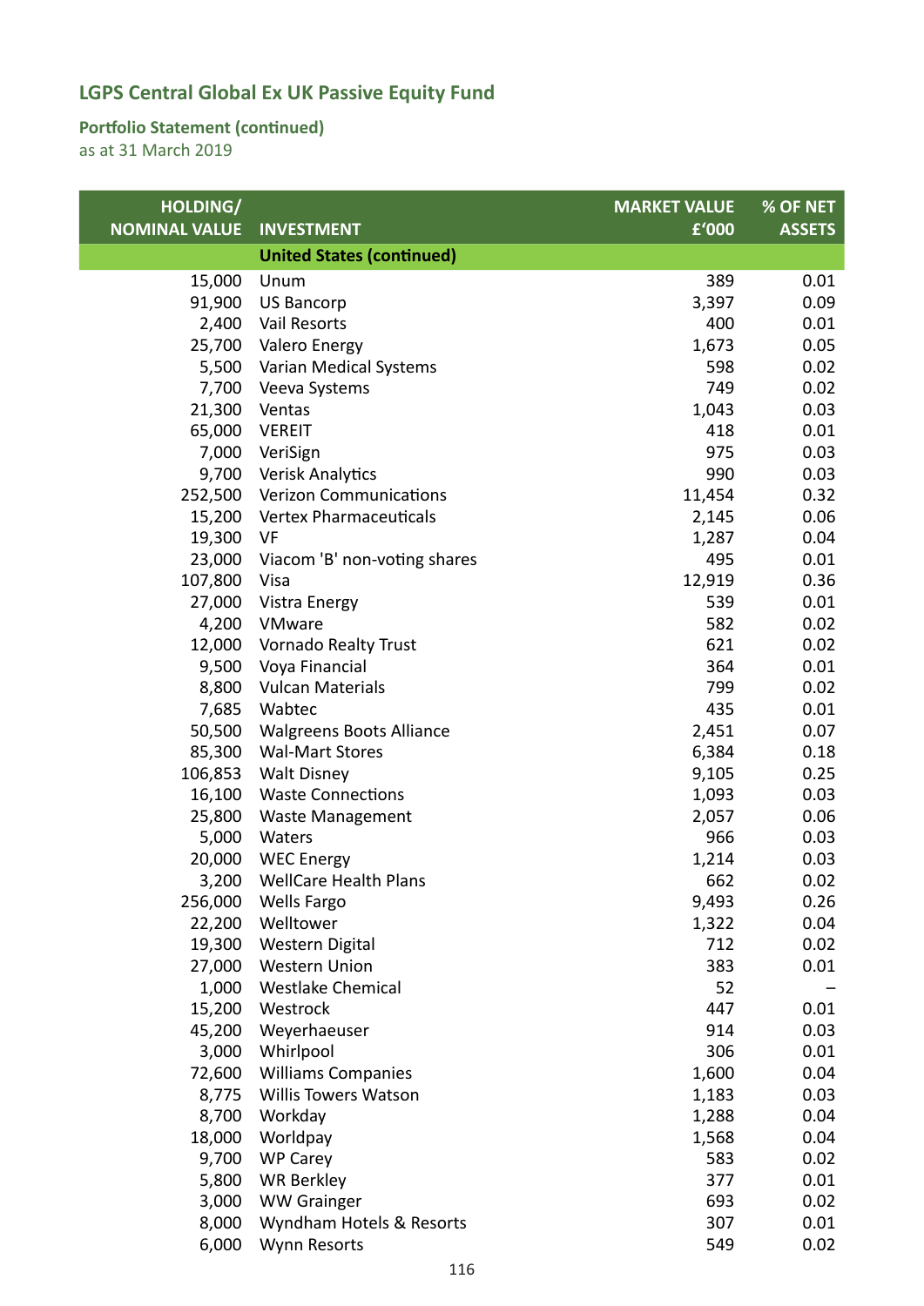## LGPS Central Global Ex UK Passive Equity Fund

**Portfolio Statement (continued)**
as at 31 March 2019

| HOLDING/ NOMINAL VALUE | INVESTMENT | MARKET VALUE £'000 | % OF NET ASSETS |
|---|---|---|---|
| | **United States (continued)** | | |
| 15,000 | Unum | 389 | 0.01 |
| 91,900 | US Bancorp | 3,397 | 0.09 |
| 2,400 | Vail Resorts | 400 | 0.01 |
| 25,700 | Valero Energy | 1,673 | 0.05 |
| 5,500 | Varian Medical Systems | 598 | 0.02 |
| 7,700 | Veeva Systems | 749 | 0.02 |
| 21,300 | Ventas | 1,043 | 0.03 |
| 65,000 | VEREIT | 418 | 0.01 |
| 7,000 | VeriSign | 975 | 0.03 |
| 9,700 | Verisk Analytics | 990 | 0.03 |
| 252,500 | Verizon Communications | 11,454 | 0.32 |
| 15,200 | Vertex Pharmaceuticals | 2,145 | 0.06 |
| 19,300 | VF | 1,287 | 0.04 |
| 23,000 | Viacom 'B' non-voting shares | 495 | 0.01 |
| 107,800 | Visa | 12,919 | 0.36 |
| 27,000 | Vistra Energy | 539 | 0.01 |
| 4,200 | VMware | 582 | 0.02 |
| 12,000 | Vornado Realty Trust | 621 | 0.02 |
| 9,500 | Voya Financial | 364 | 0.01 |
| 8,800 | Vulcan Materials | 799 | 0.02 |
| 7,685 | Wabtec | 435 | 0.01 |
| 50,500 | Walgreens Boots Alliance | 2,451 | 0.07 |
| 85,300 | Wal-Mart Stores | 6,384 | 0.18 |
| 106,853 | Walt Disney | 9,105 | 0.25 |
| 16,100 | Waste Connections | 1,093 | 0.03 |
| 25,800 | Waste Management | 2,057 | 0.06 |
| 5,000 | Waters | 966 | 0.03 |
| 20,000 | WEC Energy | 1,214 | 0.03 |
| 3,200 | WellCare Health Plans | 662 | 0.02 |
| 256,000 | Wells Fargo | 9,493 | 0.26 |
| 22,200 | Welltower | 1,322 | 0.04 |
| 19,300 | Western Digital | 712 | 0.02 |
| 27,000 | Western Union | 383 | 0.01 |
| 1,000 | Westlake Chemical | 52 | – |
| 15,200 | Westrock | 447 | 0.01 |
| 45,200 | Weyerhaeuser | 914 | 0.03 |
| 3,000 | Whirlpool | 306 | 0.01 |
| 72,600 | Williams Companies | 1,600 | 0.04 |
| 8,775 | Willis Towers Watson | 1,183 | 0.03 |
| 8,700 | Workday | 1,288 | 0.04 |
| 18,000 | Worldpay | 1,568 | 0.04 |
| 9,700 | WP Carey | 583 | 0.02 |
| 5,800 | WR Berkley | 377 | 0.01 |
| 3,000 | WW Grainger | 693 | 0.02 |
| 8,000 | Wyndham Hotels & Resorts | 307 | 0.01 |
| 6,000 | Wynn Resorts | 549 | 0.02 |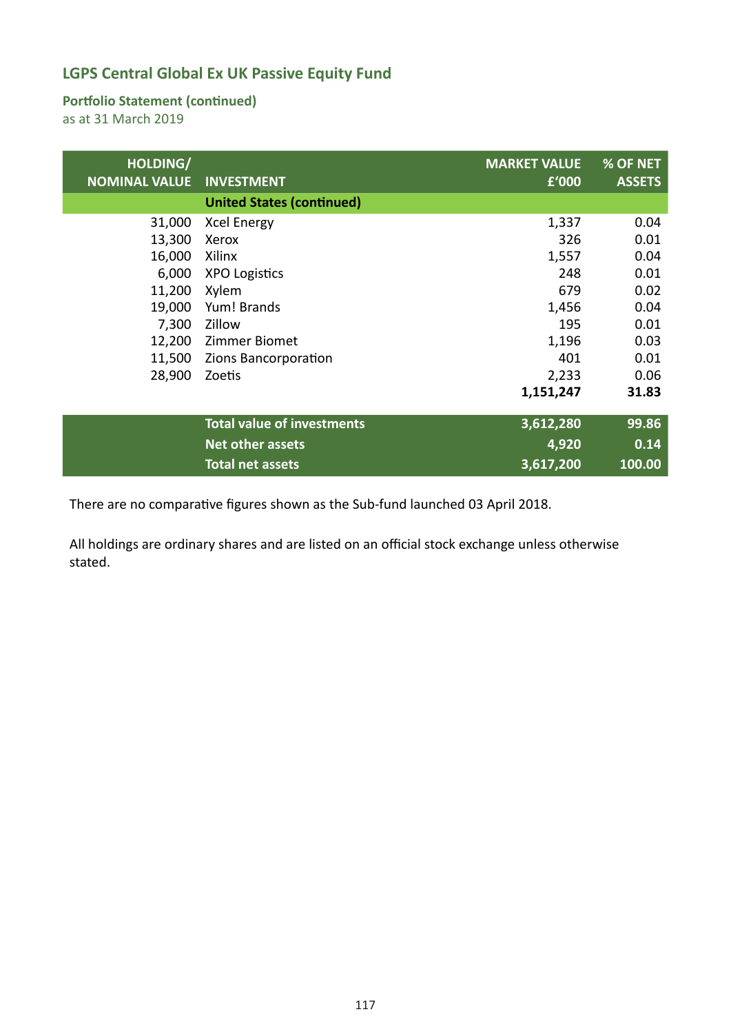## LGPS Central Global Ex UK Passive Equity Fund

### Portfolio Statement (continued)

as at 31 March 2019

| HOLDING/ NOMINAL VALUE | INVESTMENT | MARKET VALUE £'000 | % OF NET ASSETS |
|---|---|---|---|
| | **United States (continued)** | | |
| 31,000 | Xcel Energy | 1,337 | 0.04 |
| 13,300 | Xerox | 326 | 0.01 |
| 16,000 | Xilinx | 1,557 | 0.04 |
| 6,000 | XPO Logistics | 248 | 0.01 |
| 11,200 | Xylem | 679 | 0.02 |
| 19,000 | Yum! Brands | 1,456 | 0.04 |
| 7,300 | Zillow | 195 | 0.01 |
| 12,200 | Zimmer Biomet | 1,196 | 0.03 |
| 11,500 | Zions Bancorporation | 401 | 0.01 |
| 28,900 | Zoetis | 2,233 | 0.06 |
| | | **1,151,247** | **31.83** |
| | **Total value of investments** | **3,612,280** | **99.86** |
| | **Net other assets** | **4,920** | **0.14** |
| | **Total net assets** | **3,617,200** | **100.00** |

There are no comparative figures shown as the Sub-fund launched 03 April 2018.

All holdings are ordinary shares and are listed on an official stock exchange unless otherwise stated.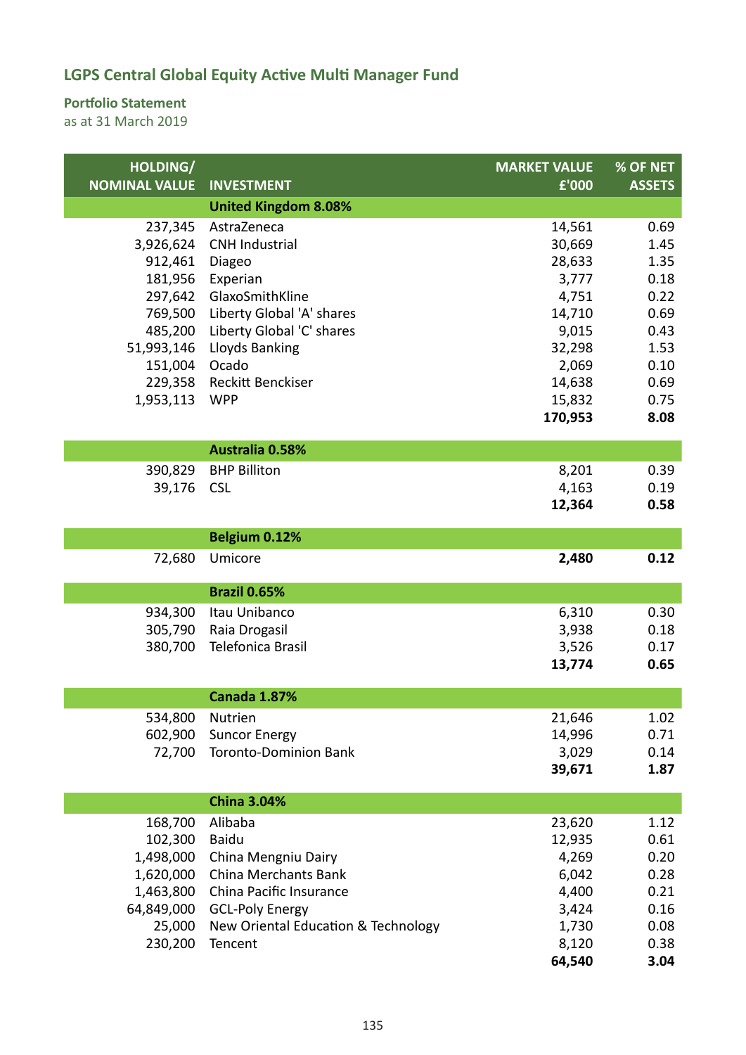# LGPS Central Global Equity Active Multi Manager Fund

## Portfolio Statement

as at 31 March 2019

| HOLDING/ NOMINAL VALUE | INVESTMENT | MARKET VALUE £'000 | % OF NET ASSETS |
|---|---|---|---|
| | **United Kingdom 8.08%** | | |
| 237,345 | AstraZeneca | 14,561 | 0.69 |
| 3,926,624 | CNH Industrial | 30,669 | 1.45 |
| 912,461 | Diageo | 28,633 | 1.35 |
| 181,956 | Experian | 3,777 | 0.18 |
| 297,642 | GlaxoSmithKline | 4,751 | 0.22 |
| 769,500 | Liberty Global 'A' shares | 14,710 | 0.69 |
| 485,200 | Liberty Global 'C' shares | 9,015 | 0.43 |
| 51,993,146 | Lloyds Banking | 32,298 | 1.53 |
| 151,004 | Ocado | 2,069 | 0.10 |
| 229,358 | Reckitt Benckiser | 14,638 | 0.69 |
| 1,953,113 | WPP | 15,832 | 0.75 |
| | | **170,953** | **8.08** |
| | **Australia 0.58%** | | |
| 390,829 | BHP Billiton | 8,201 | 0.39 |
| 39,176 | CSL | 4,163 | 0.19 |
| | | **12,364** | **0.58** |
| | **Belgium 0.12%** | | |
| 72,680 | Umicore | **2,480** | **0.12** |
| | **Brazil 0.65%** | | |
| 934,300 | Itau Unibanco | 6,310 | 0.30 |
| 305,790 | Raia Drogasil | 3,938 | 0.18 |
| 380,700 | Telefonica Brasil | 3,526 | 0.17 |
| | | **13,774** | **0.65** |
| | **Canada 1.87%** | | |
| 534,800 | Nutrien | 21,646 | 1.02 |
| 602,900 | Suncor Energy | 14,996 | 0.71 |
| 72,700 | Toronto-Dominion Bank | 3,029 | 0.14 |
| | | **39,671** | **1.87** |
| | **China 3.04%** | | |
| 168,700 | Alibaba | 23,620 | 1.12 |
| 102,300 | Baidu | 12,935 | 0.61 |
| 1,498,000 | China Mengniu Dairy | 4,269 | 0.20 |
| 1,620,000 | China Merchants Bank | 6,042 | 0.28 |
| 1,463,800 | China Pacific Insurance | 4,400 | 0.21 |
| 64,849,000 | GCL-Poly Energy | 3,424 | 0.16 |
| 25,000 | New Oriental Education & Technology | 1,730 | 0.08 |
| 230,200 | Tencent | 8,120 | 0.38 |
| | | **64,540** | **3.04** |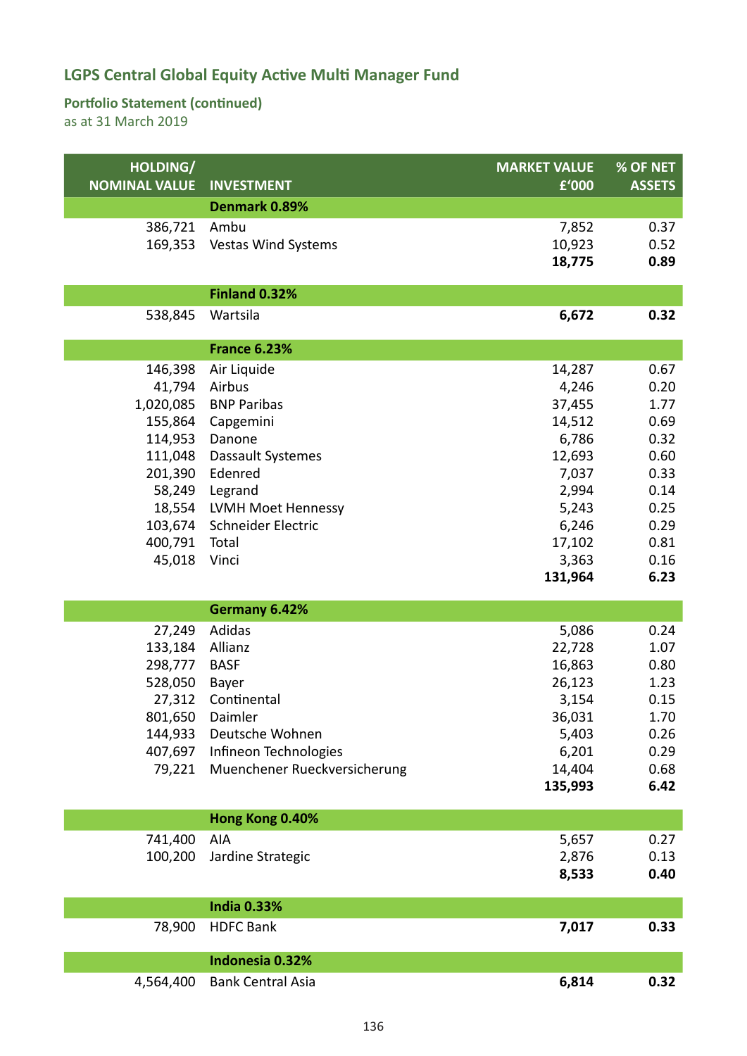## LGPS Central Global Equity Active Multi Manager Fund

### Portfolio Statement (continued)
as at 31 March 2019

| HOLDING/ NOMINAL VALUE | INVESTMENT | MARKET VALUE £'000 | % OF NET ASSETS |
|---|---|---|---|
| | **Denmark 0.89%** | | |
| 386,721 | Ambu | 7,852 | 0.37 |
| 169,353 | Vestas Wind Systems | 10,923 | 0.52 |
| | | **18,775** | **0.89** |
| | **Finland 0.32%** | | |
| 538,845 | Wartsila | **6,672** | **0.32** |
| | **France 6.23%** | | |
| 146,398 | Air Liquide | 14,287 | 0.67 |
| 41,794 | Airbus | 4,246 | 0.20 |
| 1,020,085 | BNP Paribas | 37,455 | 1.77 |
| 155,864 | Capgemini | 14,512 | 0.69 |
| 114,953 | Danone | 6,786 | 0.32 |
| 111,048 | Dassault Systemes | 12,693 | 0.60 |
| 201,390 | Edenred | 7,037 | 0.33 |
| 58,249 | Legrand | 2,994 | 0.14 |
| 18,554 | LVMH Moet Hennessy | 5,243 | 0.25 |
| 103,674 | Schneider Electric | 6,246 | 0.29 |
| 400,791 | Total | 17,102 | 0.81 |
| 45,018 | Vinci | 3,363 | 0.16 |
| | | **131,964** | **6.23** |
| | **Germany 6.42%** | | |
| 27,249 | Adidas | 5,086 | 0.24 |
| 133,184 | Allianz | 22,728 | 1.07 |
| 298,777 | BASF | 16,863 | 0.80 |
| 528,050 | Bayer | 26,123 | 1.23 |
| 27,312 | Continental | 3,154 | 0.15 |
| 801,650 | Daimler | 36,031 | 1.70 |
| 144,933 | Deutsche Wohnen | 5,403 | 0.26 |
| 407,697 | Infineon Technologies | 6,201 | 0.29 |
| 79,221 | Muenchener Rueckversicherung | 14,404 | 0.68 |
| | | **135,993** | **6.42** |
| | **Hong Kong 0.40%** | | |
| 741,400 | AIA | 5,657 | 0.27 |
| 100,200 | Jardine Strategic | 2,876 | 0.13 |
| | | **8,533** | **0.40** |
| | **India 0.33%** | | |
| 78,900 | HDFC Bank | **7,017** | **0.33** |
| | **Indonesia 0.32%** | | |
| 4,564,400 | Bank Central Asia | **6,814** | **0.32** |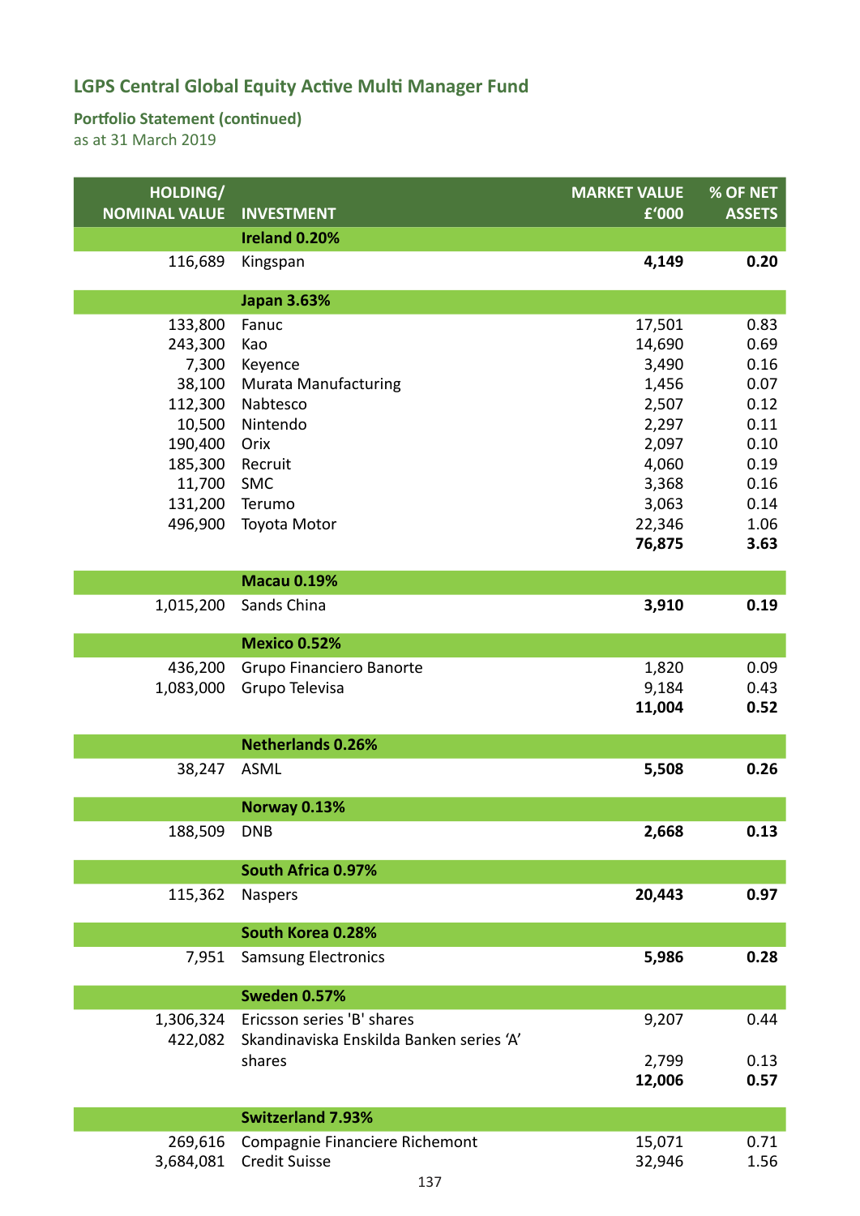## LGPS Central Global Equity Active Multi Manager Fund

### Portfolio Statement (continued)

as at 31 March 2019

| HOLDING/ NOMINAL VALUE | INVESTMENT | MARKET VALUE £'000 | % OF NET ASSETS |
|---|---|---|---|
| | **Ireland 0.20%** | | |
| 116,689 | Kingspan | **4,149** | **0.20** |
| | **Japan 3.63%** | | |
| 133,800 | Fanuc | 17,501 | 0.83 |
| 243,300 | Kao | 14,690 | 0.69 |
| 7,300 | Keyence | 3,490 | 0.16 |
| 38,100 | Murata Manufacturing | 1,456 | 0.07 |
| 112,300 | Nabtesco | 2,507 | 0.12 |
| 10,500 | Nintendo | 2,297 | 0.11 |
| 190,400 | Orix | 2,097 | 0.10 |
| 185,300 | Recruit | 4,060 | 0.19 |
| 11,700 | SMC | 3,368 | 0.16 |
| 131,200 | Terumo | 3,063 | 0.14 |
| 496,900 | Toyota Motor | 22,346 | 1.06 |
| | | **76,875** | **3.63** |
| | **Macau 0.19%** | | |
| 1,015,200 | Sands China | **3,910** | **0.19** |
| | **Mexico 0.52%** | | |
| 436,200 | Grupo Financiero Banorte | 1,820 | 0.09 |
| 1,083,000 | Grupo Televisa | 9,184 | 0.43 |
| | | **11,004** | **0.52** |
| | **Netherlands 0.26%** | | |
| 38,247 | ASML | **5,508** | **0.26** |
| | **Norway 0.13%** | | |
| 188,509 | DNB | **2,668** | **0.13** |
| | **South Africa 0.97%** | | |
| 115,362 | Naspers | **20,443** | **0.97** |
| | **South Korea 0.28%** | | |
| 7,951 | Samsung Electronics | **5,986** | **0.28** |
| | **Sweden 0.57%** | | |
| 1,306,324 | Ericsson series 'B' shares | 9,207 | 0.44 |
| 422,082 | Skandinaviska Enskilda Banken series 'A' shares | 2,799 | 0.13 |
| | | **12,006** | **0.57** |
| | **Switzerland 7.93%** | | |
| 269,616 | Compagnie Financiere Richemont | 15,071 | 0.71 |
| 3,684,081 | Credit Suisse | 32,946 | 1.56 |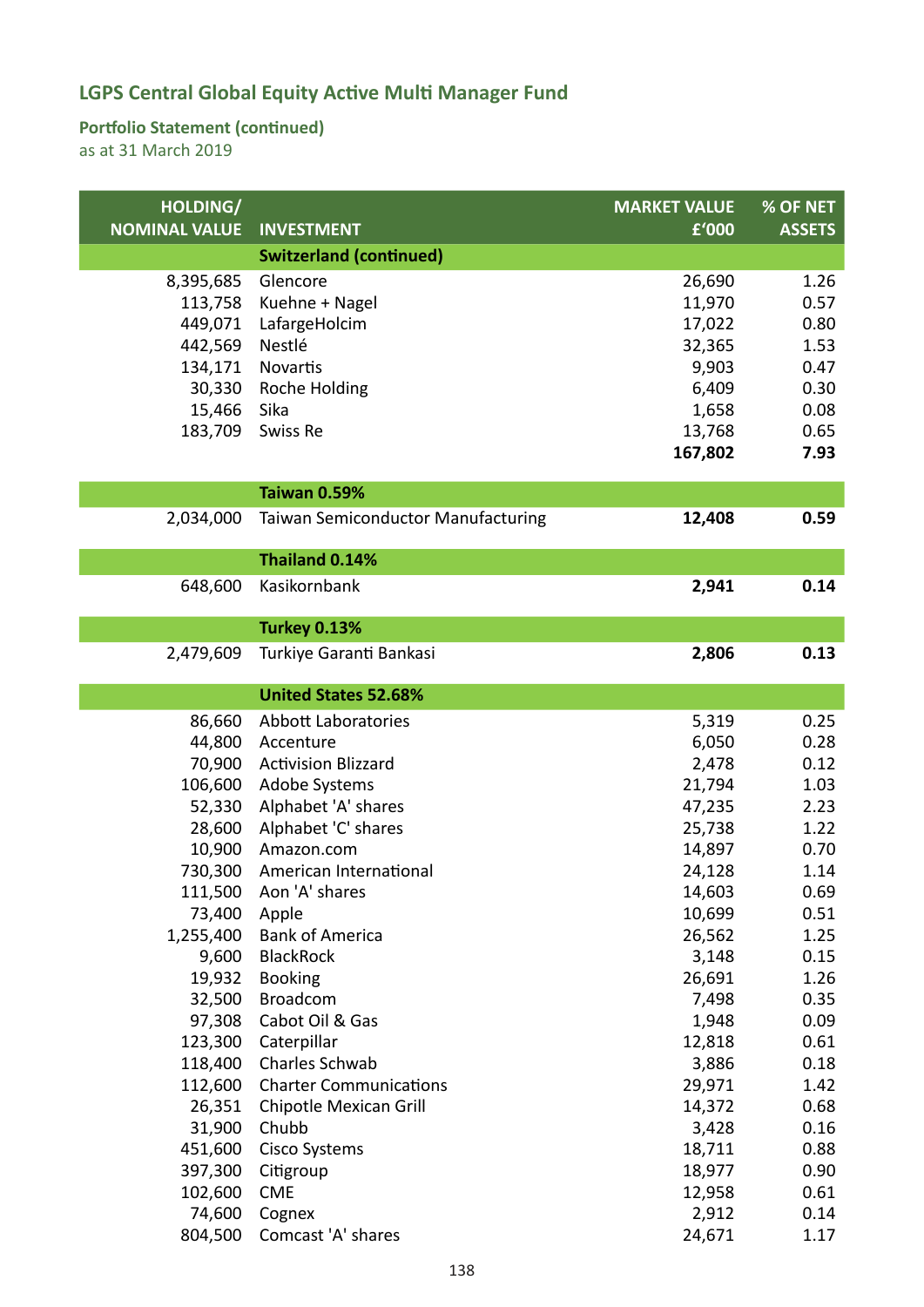# LGPS Central Global Equity Active Multi Manager Fund

## Portfolio Statement (continued)

as at 31 March 2019

| HOLDING/ NOMINAL VALUE | INVESTMENT | MARKET VALUE £'000 | % OF NET ASSETS |
|---|---|---|---|
| | **Switzerland (continued)** | | |
| 8,395,685 | Glencore | 26,690 | 1.26 |
| 113,758 | Kuehne + Nagel | 11,970 | 0.57 |
| 449,071 | LafargeHolcim | 17,022 | 0.80 |
| 442,569 | Nestlé | 32,365 | 1.53 |
| 134,171 | Novartis | 9,903 | 0.47 |
| 30,330 | Roche Holding | 6,409 | 0.30 |
| 15,466 | Sika | 1,658 | 0.08 |
| 183,709 | Swiss Re | 13,768 | 0.65 |
| | | **167,802** | **7.93** |
| | **Taiwan 0.59%** | | |
| 2,034,000 | Taiwan Semiconductor Manufacturing | **12,408** | **0.59** |
| | **Thailand 0.14%** | | |
| 648,600 | Kasikornbank | **2,941** | **0.14** |
| | **Turkey 0.13%** | | |
| 2,479,609 | Turkiye Garanti Bankasi | **2,806** | **0.13** |
| | **United States 52.68%** | | |
| 86,660 | Abbott Laboratories | 5,319 | 0.25 |
| 44,800 | Accenture | 6,050 | 0.28 |
| 70,900 | Activision Blizzard | 2,478 | 0.12 |
| 106,600 | Adobe Systems | 21,794 | 1.03 |
| 52,330 | Alphabet 'A' shares | 47,235 | 2.23 |
| 28,600 | Alphabet 'C' shares | 25,738 | 1.22 |
| 10,900 | Amazon.com | 14,897 | 0.70 |
| 730,300 | American International | 24,128 | 1.14 |
| 111,500 | Aon 'A' shares | 14,603 | 0.69 |
| 73,400 | Apple | 10,699 | 0.51 |
| 1,255,400 | Bank of America | 26,562 | 1.25 |
| 9,600 | BlackRock | 3,148 | 0.15 |
| 19,932 | Booking | 26,691 | 1.26 |
| 32,500 | Broadcom | 7,498 | 0.35 |
| 97,308 | Cabot Oil & Gas | 1,948 | 0.09 |
| 123,300 | Caterpillar | 12,818 | 0.61 |
| 118,400 | Charles Schwab | 3,886 | 0.18 |
| 112,600 | Charter Communications | 29,971 | 1.42 |
| 26,351 | Chipotle Mexican Grill | 14,372 | 0.68 |
| 31,900 | Chubb | 3,428 | 0.16 |
| 451,600 | Cisco Systems | 18,711 | 0.88 |
| 397,300 | Citigroup | 18,977 | 0.90 |
| 102,600 | CME | 12,958 | 0.61 |
| 74,600 | Cognex | 2,912 | 0.14 |
| 804,500 | Comcast 'A' shares | 24,671 | 1.17 |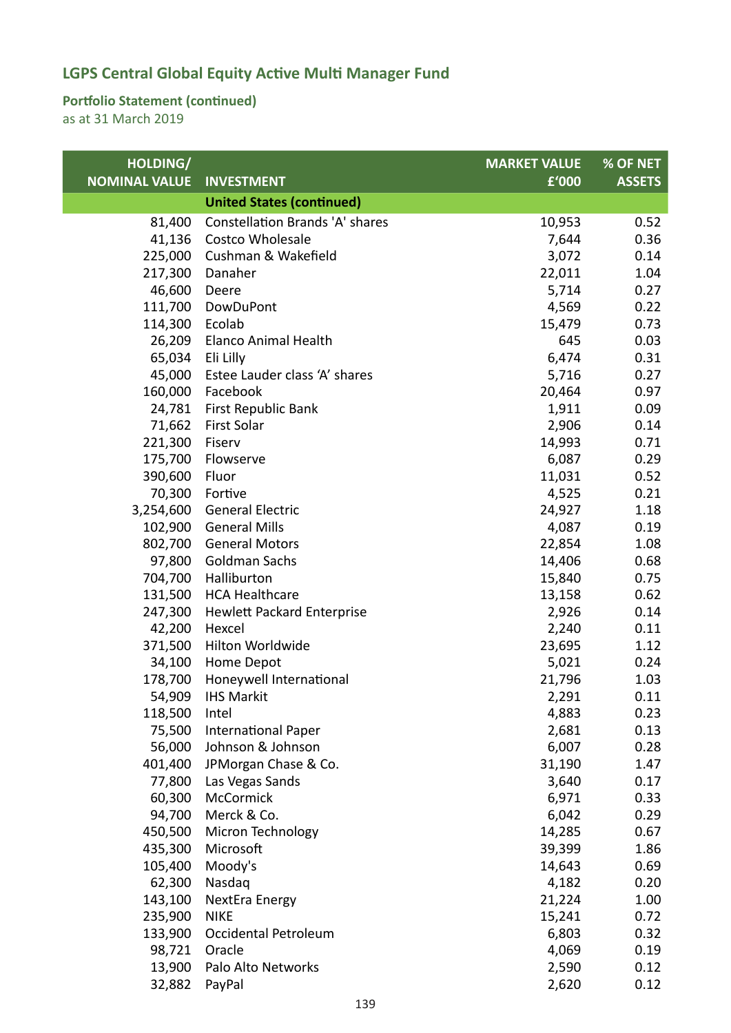## LGPS Central Global Equity Active Multi Manager Fund

### Portfolio Statement (continued)

as at 31 March 2019

| HOLDING/ NOMINAL VALUE | INVESTMENT | MARKET VALUE £'000 | % OF NET ASSETS |
|---|---|---|---|
| | **United States (continued)** | | |
| 81,400 | Constellation Brands 'A' shares | 10,953 | 0.52 |
| 41,136 | Costco Wholesale | 7,644 | 0.36 |
| 225,000 | Cushman & Wakefield | 3,072 | 0.14 |
| 217,300 | Danaher | 22,011 | 1.04 |
| 46,600 | Deere | 5,714 | 0.27 |
| 111,700 | DowDuPont | 4,569 | 0.22 |
| 114,300 | Ecolab | 15,479 | 0.73 |
| 26,209 | Elanco Animal Health | 645 | 0.03 |
| 65,034 | Eli Lilly | 6,474 | 0.31 |
| 45,000 | Estee Lauder class 'A' shares | 5,716 | 0.27 |
| 160,000 | Facebook | 20,464 | 0.97 |
| 24,781 | First Republic Bank | 1,911 | 0.09 |
| 71,662 | First Solar | 2,906 | 0.14 |
| 221,300 | Fiserv | 14,993 | 0.71 |
| 175,700 | Flowserve | 6,087 | 0.29 |
| 390,600 | Fluor | 11,031 | 0.52 |
| 70,300 | Fortive | 4,525 | 0.21 |
| 3,254,600 | General Electric | 24,927 | 1.18 |
| 102,900 | General Mills | 4,087 | 0.19 |
| 802,700 | General Motors | 22,854 | 1.08 |
| 97,800 | Goldman Sachs | 14,406 | 0.68 |
| 704,700 | Halliburton | 15,840 | 0.75 |
| 131,500 | HCA Healthcare | 13,158 | 0.62 |
| 247,300 | Hewlett Packard Enterprise | 2,926 | 0.14 |
| 42,200 | Hexcel | 2,240 | 0.11 |
| 371,500 | Hilton Worldwide | 23,695 | 1.12 |
| 34,100 | Home Depot | 5,021 | 0.24 |
| 178,700 | Honeywell International | 21,796 | 1.03 |
| 54,909 | IHS Markit | 2,291 | 0.11 |
| 118,500 | Intel | 4,883 | 0.23 |
| 75,500 | International Paper | 2,681 | 0.13 |
| 56,000 | Johnson & Johnson | 6,007 | 0.28 |
| 401,400 | JPMorgan Chase & Co. | 31,190 | 1.47 |
| 77,800 | Las Vegas Sands | 3,640 | 0.17 |
| 60,300 | McCormick | 6,971 | 0.33 |
| 94,700 | Merck & Co. | 6,042 | 0.29 |
| 450,500 | Micron Technology | 14,285 | 0.67 |
| 435,300 | Microsoft | 39,399 | 1.86 |
| 105,400 | Moody's | 14,643 | 0.69 |
| 62,300 | Nasdaq | 4,182 | 0.20 |
| 143,100 | NextEra Energy | 21,224 | 1.00 |
| 235,900 | NIKE | 15,241 | 0.72 |
| 133,900 | Occidental Petroleum | 6,803 | 0.32 |
| 98,721 | Oracle | 4,069 | 0.19 |
| 13,900 | Palo Alto Networks | 2,590 | 0.12 |
| 32,882 | PayPal | 2,620 | 0.12 |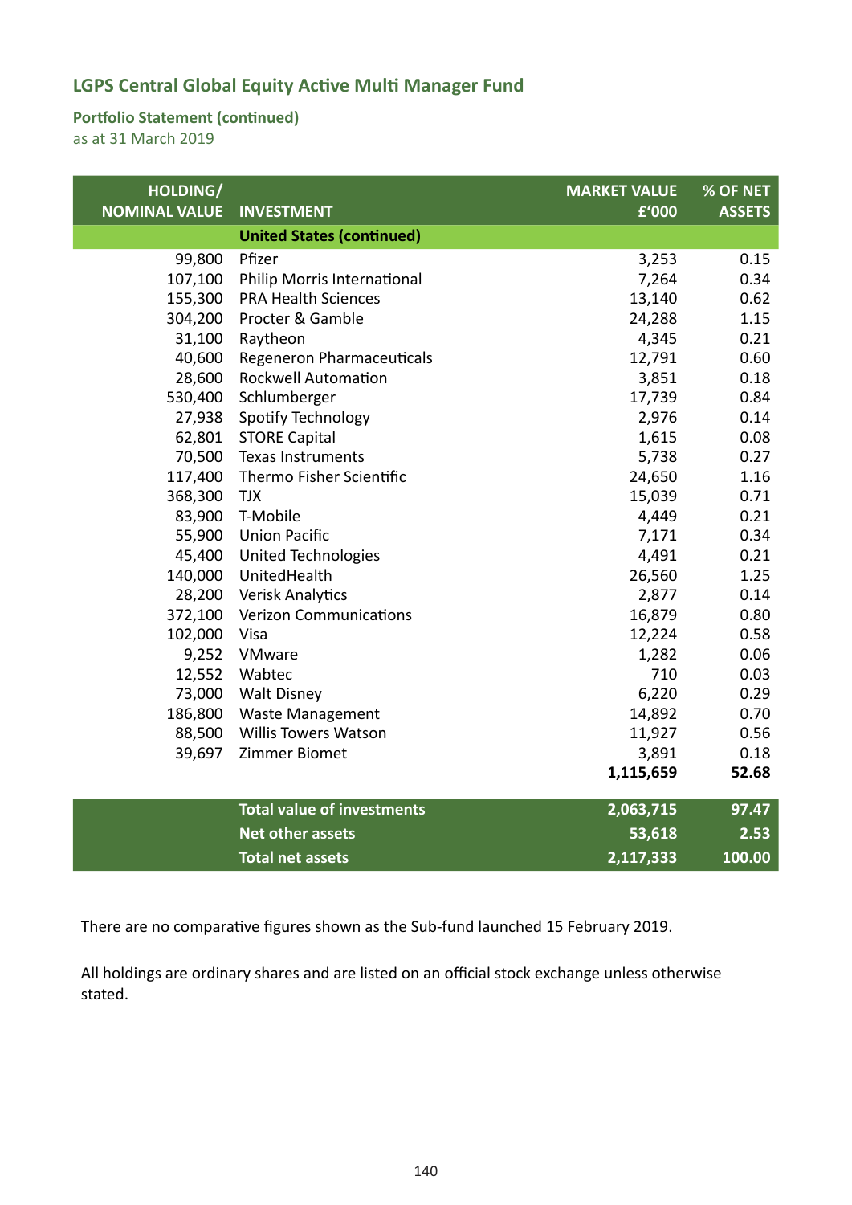## LGPS Central Global Equity Active Multi Manager Fund

### Portfolio Statement (continued)

as at 31 March 2019

| HOLDING/ NOMINAL VALUE | INVESTMENT | MARKET VALUE £'000 | % OF NET ASSETS |
|---|---|---|---|
| | **United States (continued)** | | |
| 99,800 | Pfizer | 3,253 | 0.15 |
| 107,100 | Philip Morris International | 7,264 | 0.34 |
| 155,300 | PRA Health Sciences | 13,140 | 0.62 |
| 304,200 | Procter & Gamble | 24,288 | 1.15 |
| 31,100 | Raytheon | 4,345 | 0.21 |
| 40,600 | Regeneron Pharmaceuticals | 12,791 | 0.60 |
| 28,600 | Rockwell Automation | 3,851 | 0.18 |
| 530,400 | Schlumberger | 17,739 | 0.84 |
| 27,938 | Spotify Technology | 2,976 | 0.14 |
| 62,801 | STORE Capital | 1,615 | 0.08 |
| 70,500 | Texas Instruments | 5,738 | 0.27 |
| 117,400 | Thermo Fisher Scientific | 24,650 | 1.16 |
| 368,300 | TJX | 15,039 | 0.71 |
| 83,900 | T-Mobile | 4,449 | 0.21 |
| 55,900 | Union Pacific | 7,171 | 0.34 |
| 45,400 | United Technologies | 4,491 | 0.21 |
| 140,000 | UnitedHealth | 26,560 | 1.25 |
| 28,200 | Verisk Analytics | 2,877 | 0.14 |
| 372,100 | Verizon Communications | 16,879 | 0.80 |
| 102,000 | Visa | 12,224 | 0.58 |
| 9,252 | VMware | 1,282 | 0.06 |
| 12,552 | Wabtec | 710 | 0.03 |
| 73,000 | Walt Disney | 6,220 | 0.29 |
| 186,800 | Waste Management | 14,892 | 0.70 |
| 88,500 | Willis Towers Watson | 11,927 | 0.56 |
| 39,697 | Zimmer Biomet | 3,891 | 0.18 |
| | | **1,115,659** | **52.68** |
| | **Total value of investments** | **2,063,715** | **97.47** |
| | **Net other assets** | **53,618** | **2.53** |
| | **Total net assets** | **2,117,333** | **100.00** |

There are no comparative figures shown as the Sub-fund launched 15 February 2019.

All holdings are ordinary shares and are listed on an official stock exchange unless otherwise stated.